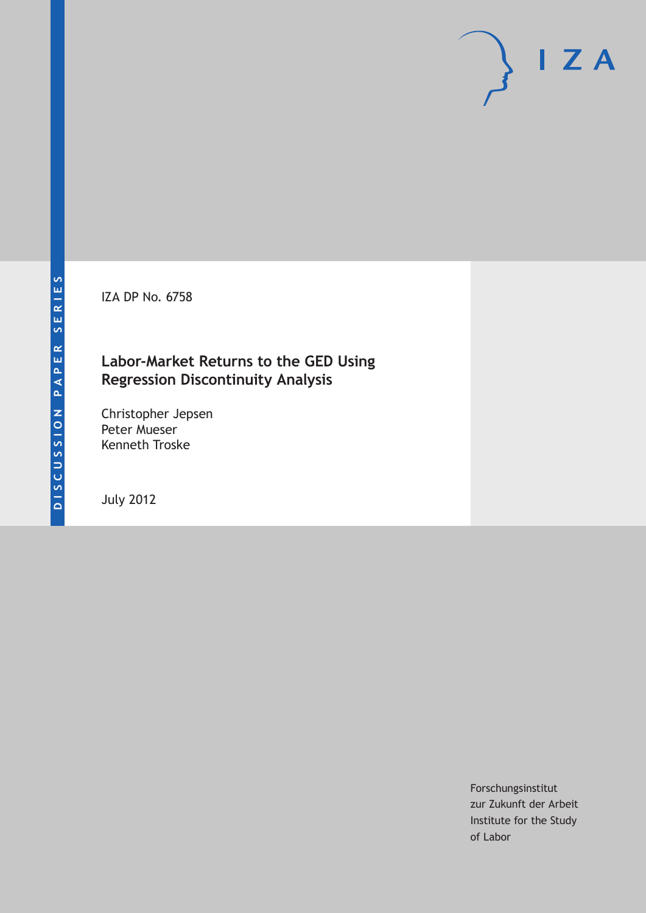DISCUSSION PAPER SERIES

IZA

IZA DP No. 6758

# Labor-Market Returns to the GED Using Regression Discontinuity Analysis

Christopher Jepsen
Peter Mueser
Kenneth Troske

July 2012

Forschungsinstitut
zur Zukunft der Arbeit
Institute for the Study
of Labor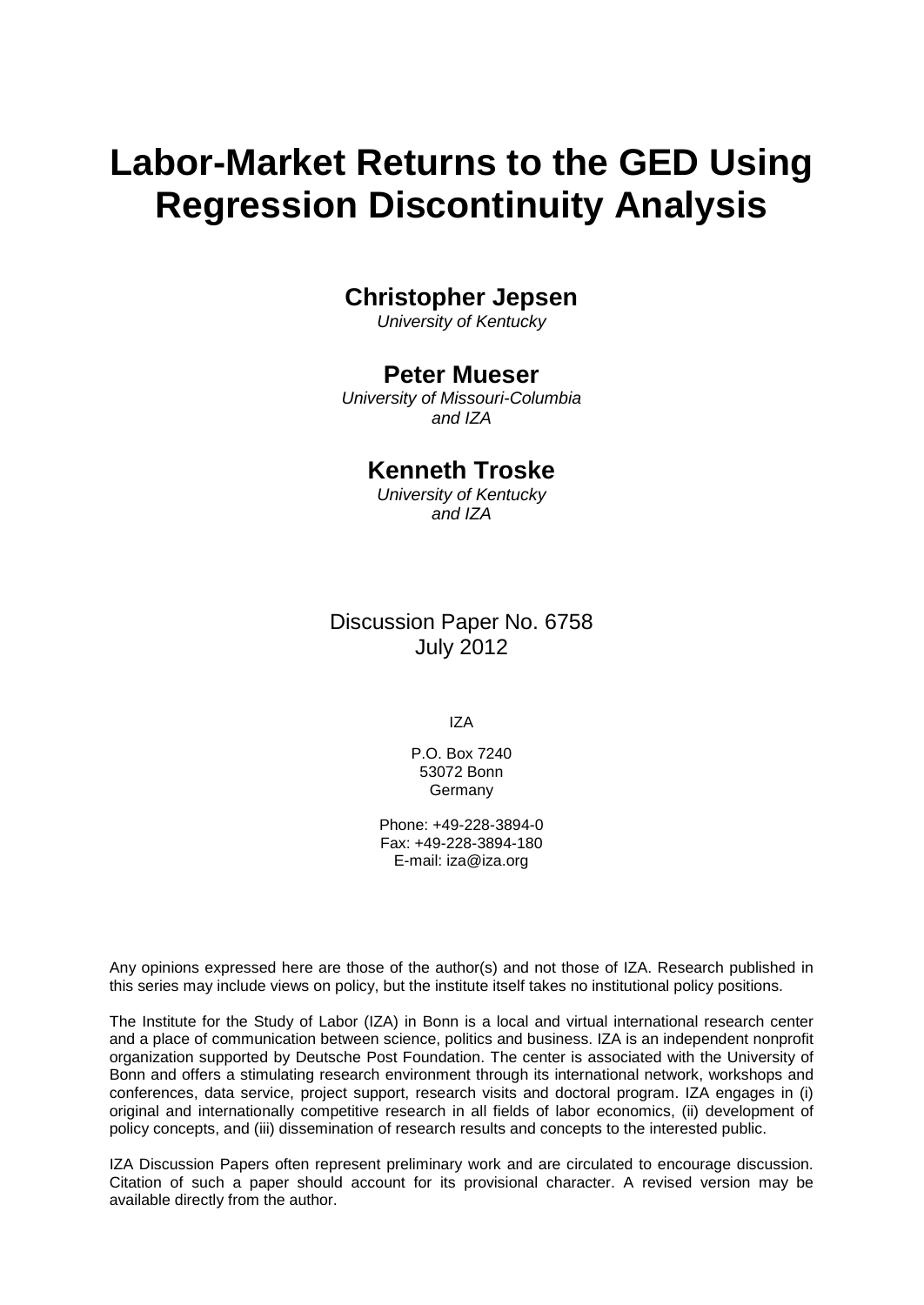# Labor-Market Returns to the GED Using Regression Discontinuity Analysis

**Christopher Jepsen**

*University of Kentucky*

**Peter Mueser**

*University of Missouri-Columbia and IZA*

**Kenneth Troske**

*University of Kentucky and IZA*

Discussion Paper No. 6758
July 2012

IZA

P.O. Box 7240
53072 Bonn
Germany

Phone: +49-228-3894-0
Fax: +49-228-3894-180
E-mail: iza@iza.org

Any opinions expressed here are those of the author(s) and not those of IZA. Research published in this series may include views on policy, but the institute itself takes no institutional policy positions.

The Institute for the Study of Labor (IZA) in Bonn is a local and virtual international research center and a place of communication between science, politics and business. IZA is an independent nonprofit organization supported by Deutsche Post Foundation. The center is associated with the University of Bonn and offers a stimulating research environment through its international network, workshops and conferences, data service, project support, research visits and doctoral program. IZA engages in (i) original and internationally competitive research in all fields of labor economics, (ii) development of policy concepts, and (iii) dissemination of research results and concepts to the interested public.

IZA Discussion Papers often represent preliminary work and are circulated to encourage discussion. Citation of such a paper should account for its provisional character. A revised version may be available directly from the author.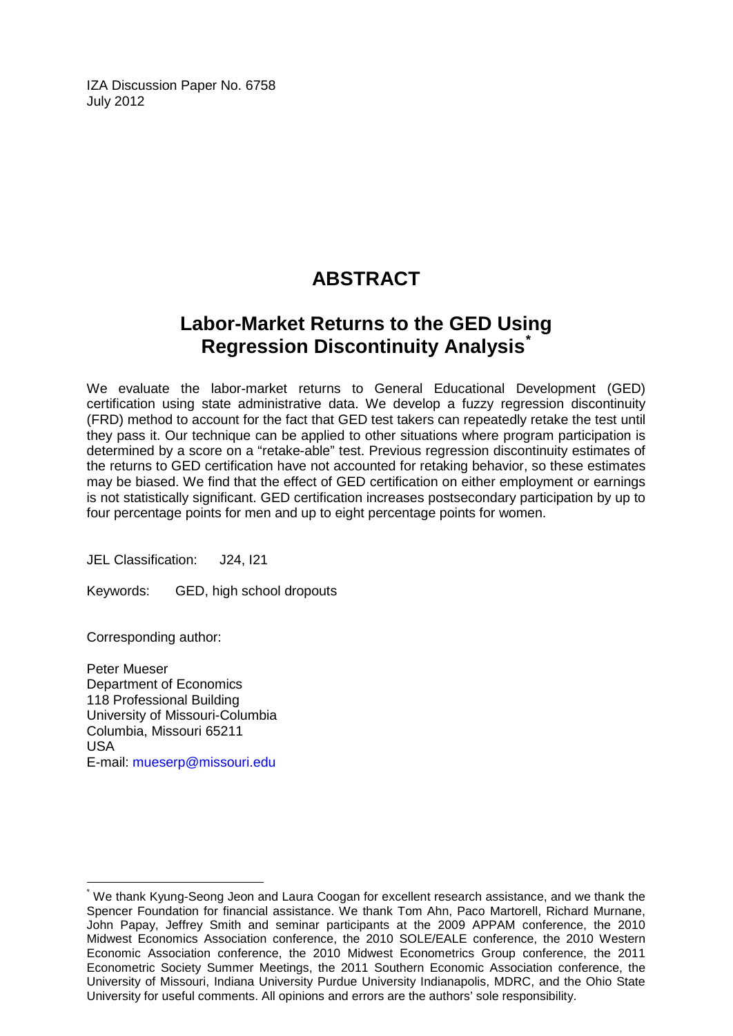IZA Discussion Paper No. 6758
July 2012

# ABSTRACT

## Labor-Market Returns to the GED Using Regression Discontinuity Analysis[*]

We evaluate the labor-market returns to General Educational Development (GED) certification using state administrative data. We develop a fuzzy regression discontinuity (FRD) method to account for the fact that GED test takers can repeatedly retake the test until they pass it. Our technique can be applied to other situations where program participation is determined by a score on a "retake-able" test. Previous regression discontinuity estimates of the returns to GED certification have not accounted for retaking behavior, so these estimates may be biased. We find that the effect of GED certification on either employment or earnings is not statistically significant. GED certification increases postsecondary participation by up to four percentage points for men and up to eight percentage points for women.

JEL Classification: J24, I21

Keywords: GED, high school dropouts

Corresponding author:

Peter Mueser
Department of Economics
118 Professional Building
University of Missouri-Columbia
Columbia, Missouri 65211
USA
E-mail: mueserp@missouri.edu

[*] We thank Kyung-Seong Jeon and Laura Coogan for excellent research assistance, and we thank the Spencer Foundation for financial assistance. We thank Tom Ahn, Paco Martorell, Richard Murnane, John Papay, Jeffrey Smith and seminar participants at the 2009 APPAM conference, the 2010 Midwest Economics Association conference, the 2010 SOLE/EALE conference, the 2010 Western Economic Association conference, the 2010 Midwest Econometrics Group conference, the 2011 Econometric Society Summer Meetings, the 2011 Southern Economic Association conference, the University of Missouri, Indiana University Purdue University Indianapolis, MDRC, and the Ohio State University for useful comments. All opinions and errors are the authors' sole responsibility.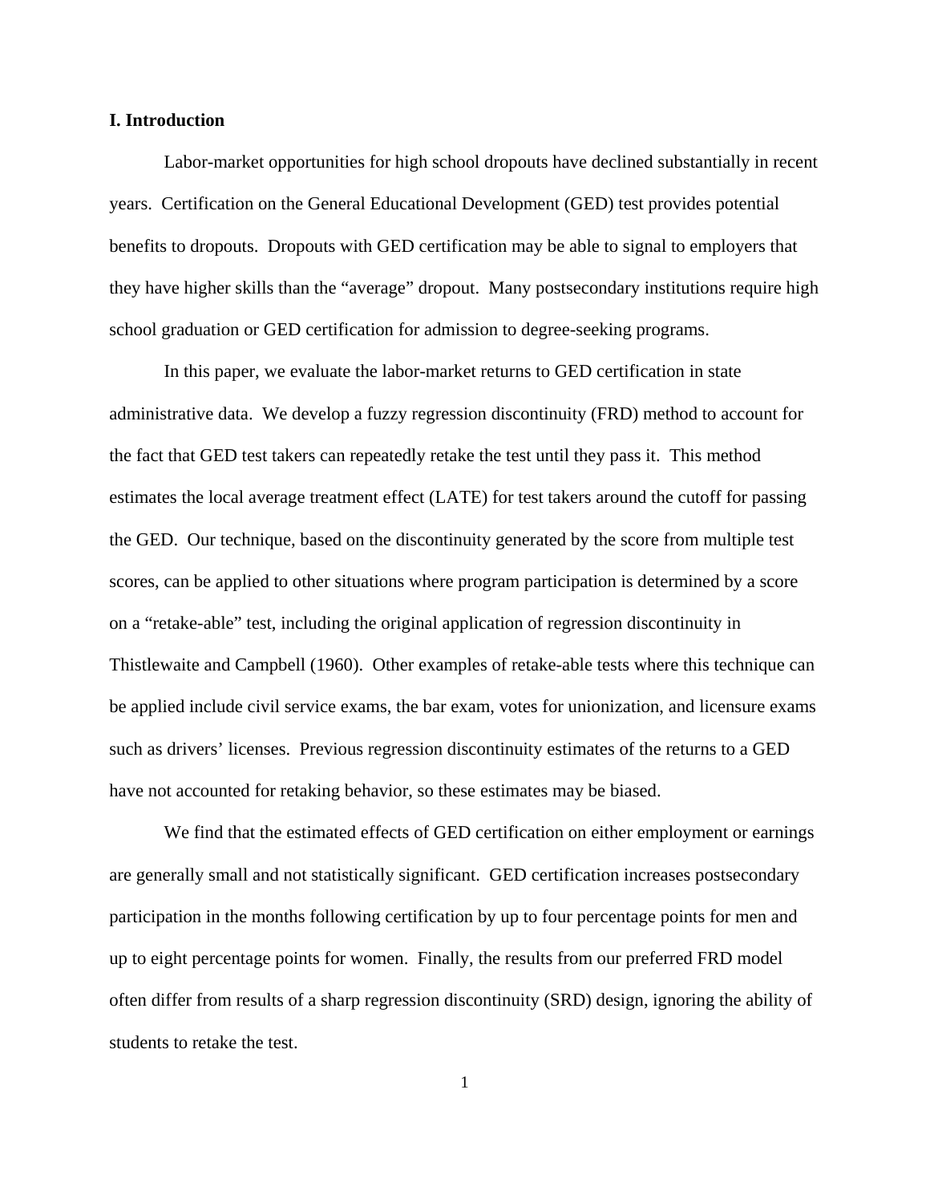## I. Introduction

Labor-market opportunities for high school dropouts have declined substantially in recent years. Certification on the General Educational Development (GED) test provides potential benefits to dropouts. Dropouts with GED certification may be able to signal to employers that they have higher skills than the "average" dropout. Many postsecondary institutions require high school graduation or GED certification for admission to degree-seeking programs.

In this paper, we evaluate the labor-market returns to GED certification in state administrative data. We develop a fuzzy regression discontinuity (FRD) method to account for the fact that GED test takers can repeatedly retake the test until they pass it. This method estimates the local average treatment effect (LATE) for test takers around the cutoff for passing the GED. Our technique, based on the discontinuity generated by the score from multiple test scores, can be applied to other situations where program participation is determined by a score on a "retake-able" test, including the original application of regression discontinuity in Thistlewaite and Campbell (1960). Other examples of retake-able tests where this technique can be applied include civil service exams, the bar exam, votes for unionization, and licensure exams such as drivers' licenses. Previous regression discontinuity estimates of the returns to a GED have not accounted for retaking behavior, so these estimates may be biased.

We find that the estimated effects of GED certification on either employment or earnings are generally small and not statistically significant. GED certification increases postsecondary participation in the months following certification by up to four percentage points for men and up to eight percentage points for women. Finally, the results from our preferred FRD model often differ from results of a sharp regression discontinuity (SRD) design, ignoring the ability of students to retake the test.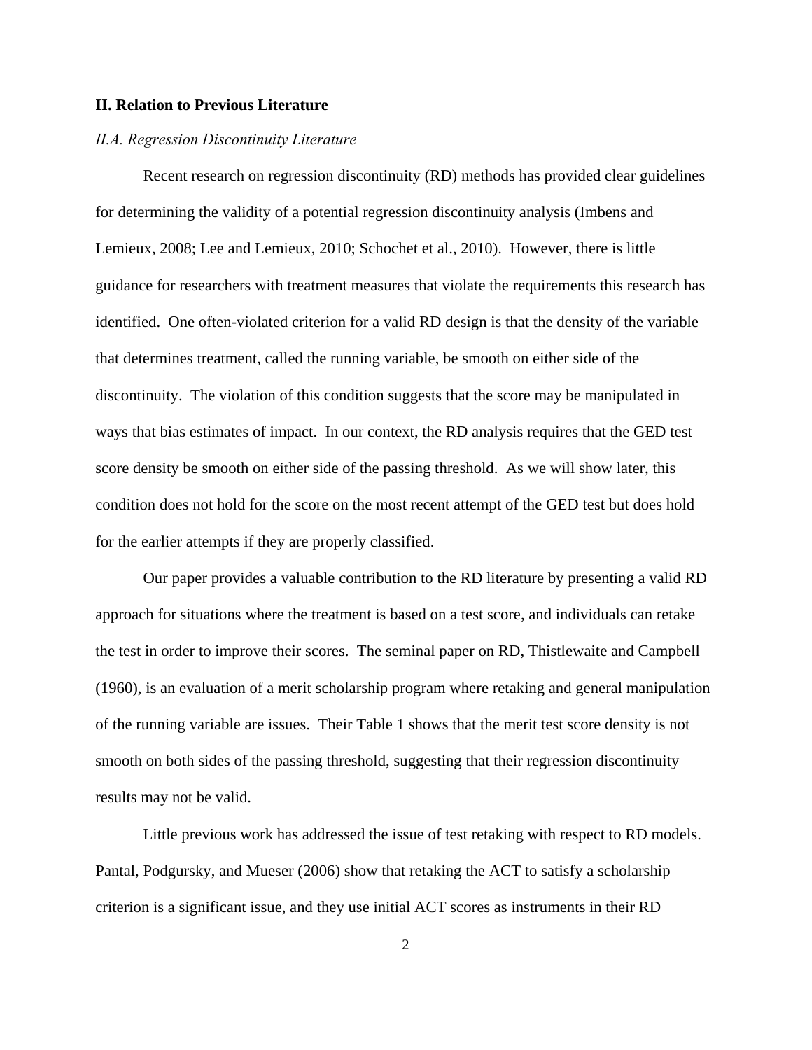## II. Relation to Previous Literature

### *II.A. Regression Discontinuity Literature*

Recent research on regression discontinuity (RD) methods has provided clear guidelines for determining the validity of a potential regression discontinuity analysis (Imbens and Lemieux, 2008; Lee and Lemieux, 2010; Schochet et al., 2010). However, there is little guidance for researchers with treatment measures that violate the requirements this research has identified. One often-violated criterion for a valid RD design is that the density of the variable that determines treatment, called the running variable, be smooth on either side of the discontinuity. The violation of this condition suggests that the score may be manipulated in ways that bias estimates of impact. In our context, the RD analysis requires that the GED test score density be smooth on either side of the passing threshold. As we will show later, this condition does not hold for the score on the most recent attempt of the GED test but does hold for the earlier attempts if they are properly classified.

Our paper provides a valuable contribution to the RD literature by presenting a valid RD approach for situations where the treatment is based on a test score, and individuals can retake the test in order to improve their scores. The seminal paper on RD, Thistlewaite and Campbell (1960), is an evaluation of a merit scholarship program where retaking and general manipulation of the running variable are issues. Their Table 1 shows that the merit test score density is not smooth on both sides of the passing threshold, suggesting that their regression discontinuity results may not be valid.

Little previous work has addressed the issue of test retaking with respect to RD models. Pantal, Podgursky, and Mueser (2006) show that retaking the ACT to satisfy a scholarship criterion is a significant issue, and they use initial ACT scores as instruments in their RD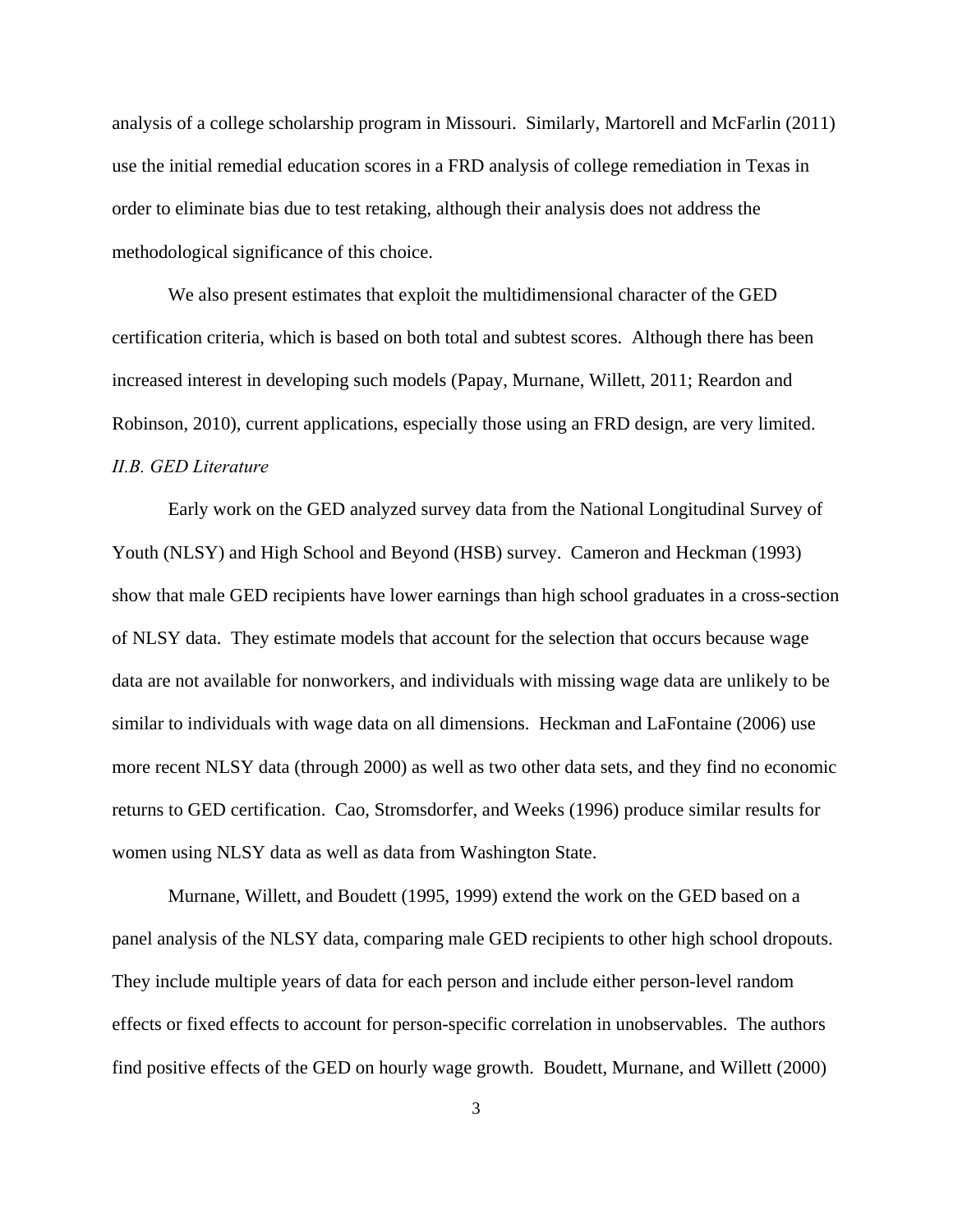analysis of a college scholarship program in Missouri. Similarly, Martorell and McFarlin (2011) use the initial remedial education scores in a FRD analysis of college remediation in Texas in order to eliminate bias due to test retaking, although their analysis does not address the methodological significance of this choice.

We also present estimates that exploit the multidimensional character of the GED certification criteria, which is based on both total and subtest scores. Although there has been increased interest in developing such models (Papay, Murnane, Willett, 2011; Reardon and Robinson, 2010), current applications, especially those using an FRD design, are very limited.

### *II.B. GED Literature*

Early work on the GED analyzed survey data from the National Longitudinal Survey of Youth (NLSY) and High School and Beyond (HSB) survey. Cameron and Heckman (1993) show that male GED recipients have lower earnings than high school graduates in a cross-section of NLSY data. They estimate models that account for the selection that occurs because wage data are not available for nonworkers, and individuals with missing wage data are unlikely to be similar to individuals with wage data on all dimensions. Heckman and LaFontaine (2006) use more recent NLSY data (through 2000) as well as two other data sets, and they find no economic returns to GED certification. Cao, Stromsdorfer, and Weeks (1996) produce similar results for women using NLSY data as well as data from Washington State.

Murnane, Willett, and Boudett (1995, 1999) extend the work on the GED based on a panel analysis of the NLSY data, comparing male GED recipients to other high school dropouts. They include multiple years of data for each person and include either person-level random effects or fixed effects to account for person-specific correlation in unobservables. The authors find positive effects of the GED on hourly wage growth. Boudett, Murnane, and Willett (2000)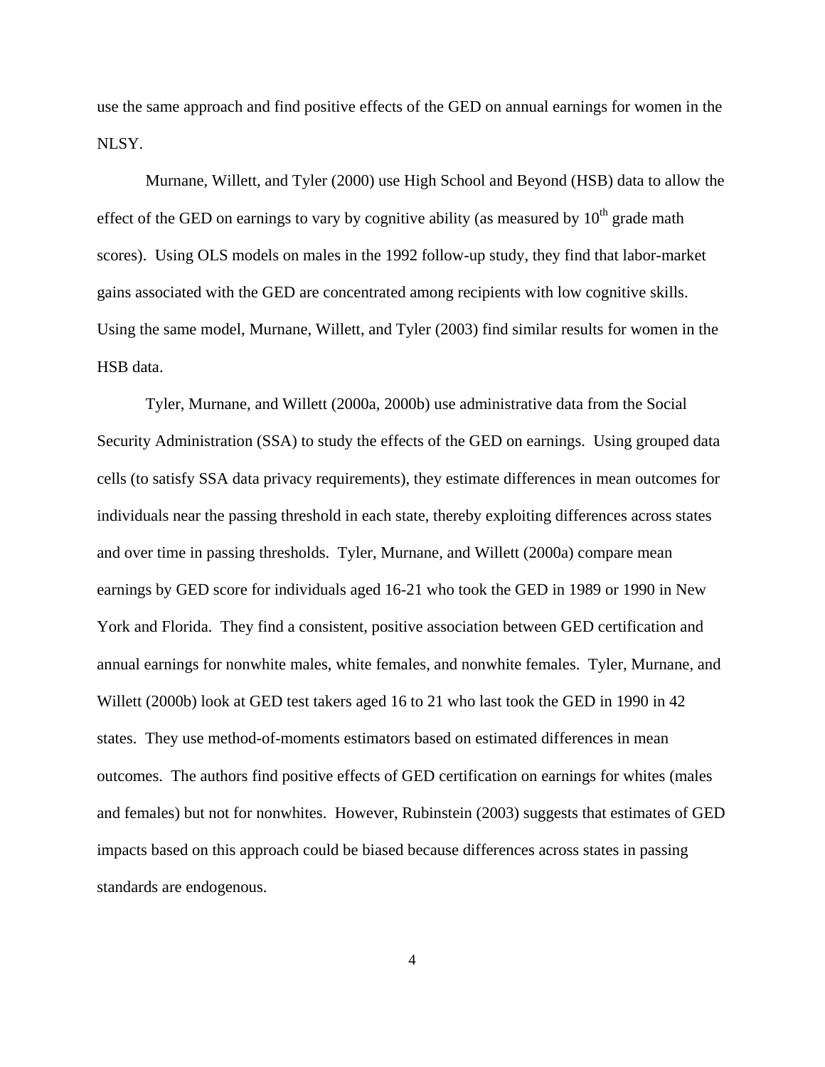use the same approach and find positive effects of the GED on annual earnings for women in the NLSY.

Murnane, Willett, and Tyler (2000) use High School and Beyond (HSB) data to allow the effect of the GED on earnings to vary by cognitive ability (as measured by $10^{th}$ grade math scores). Using OLS models on males in the 1992 follow-up study, they find that labor-market gains associated with the GED are concentrated among recipients with low cognitive skills. Using the same model, Murnane, Willett, and Tyler (2003) find similar results for women in the HSB data.

Tyler, Murnane, and Willett (2000a, 2000b) use administrative data from the Social Security Administration (SSA) to study the effects of the GED on earnings. Using grouped data cells (to satisfy SSA data privacy requirements), they estimate differences in mean outcomes for individuals near the passing threshold in each state, thereby exploiting differences across states and over time in passing thresholds. Tyler, Murnane, and Willett (2000a) compare mean earnings by GED score for individuals aged 16-21 who took the GED in 1989 or 1990 in New York and Florida. They find a consistent, positive association between GED certification and annual earnings for nonwhite males, white females, and nonwhite females. Tyler, Murnane, and Willett (2000b) look at GED test takers aged 16 to 21 who last took the GED in 1990 in 42 states. They use method-of-moments estimators based on estimated differences in mean outcomes. The authors find positive effects of GED certification on earnings for whites (males and females) but not for nonwhites. However, Rubinstein (2003) suggests that estimates of GED impacts based on this approach could be biased because differences across states in passing standards are endogenous.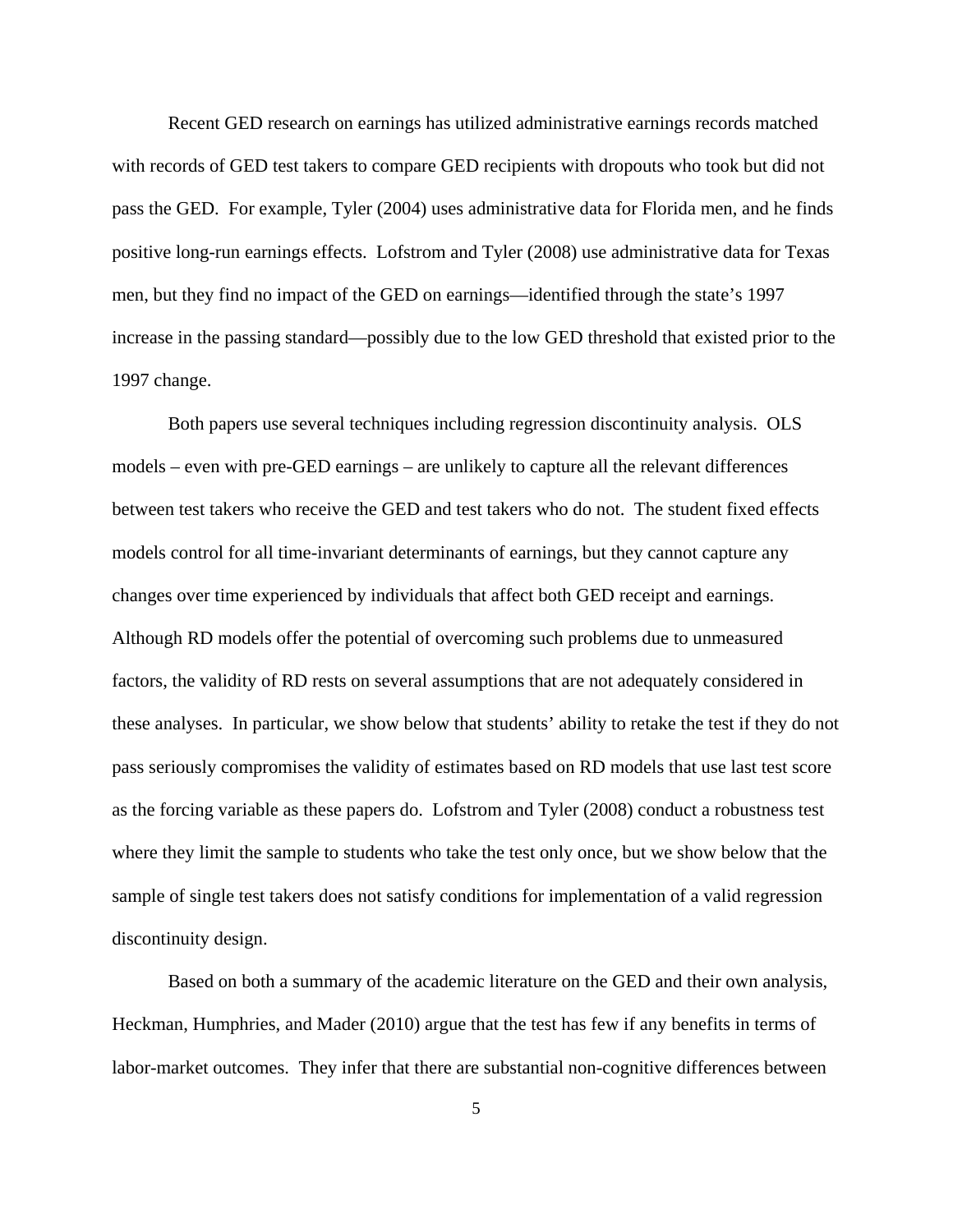Recent GED research on earnings has utilized administrative earnings records matched with records of GED test takers to compare GED recipients with dropouts who took but did not pass the GED. For example, Tyler (2004) uses administrative data for Florida men, and he finds positive long-run earnings effects. Lofstrom and Tyler (2008) use administrative data for Texas men, but they find no impact of the GED on earnings—identified through the state's 1997 increase in the passing standard—possibly due to the low GED threshold that existed prior to the 1997 change.

Both papers use several techniques including regression discontinuity analysis. OLS models – even with pre-GED earnings – are unlikely to capture all the relevant differences between test takers who receive the GED and test takers who do not. The student fixed effects models control for all time-invariant determinants of earnings, but they cannot capture any changes over time experienced by individuals that affect both GED receipt and earnings. Although RD models offer the potential of overcoming such problems due to unmeasured factors, the validity of RD rests on several assumptions that are not adequately considered in these analyses. In particular, we show below that students' ability to retake the test if they do not pass seriously compromises the validity of estimates based on RD models that use last test score as the forcing variable as these papers do. Lofstrom and Tyler (2008) conduct a robustness test where they limit the sample to students who take the test only once, but we show below that the sample of single test takers does not satisfy conditions for implementation of a valid regression discontinuity design.

Based on both a summary of the academic literature on the GED and their own analysis, Heckman, Humphries, and Mader (2010) argue that the test has few if any benefits in terms of labor-market outcomes. They infer that there are substantial non-cognitive differences between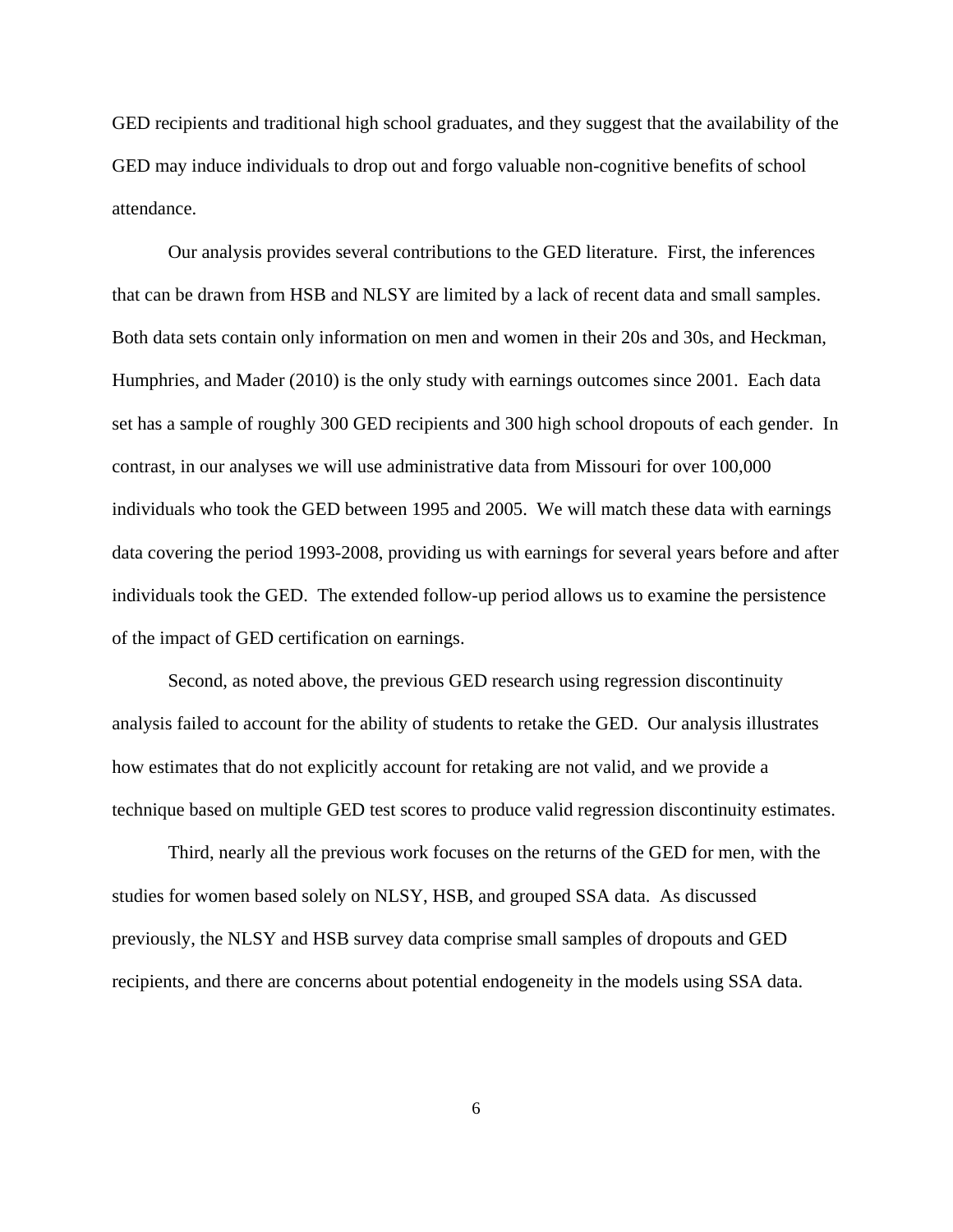GED recipients and traditional high school graduates, and they suggest that the availability of the GED may induce individuals to drop out and forgo valuable non-cognitive benefits of school attendance.

Our analysis provides several contributions to the GED literature. First, the inferences that can be drawn from HSB and NLSY are limited by a lack of recent data and small samples. Both data sets contain only information on men and women in their 20s and 30s, and Heckman, Humphries, and Mader (2010) is the only study with earnings outcomes since 2001. Each data set has a sample of roughly 300 GED recipients and 300 high school dropouts of each gender. In contrast, in our analyses we will use administrative data from Missouri for over 100,000 individuals who took the GED between 1995 and 2005. We will match these data with earnings data covering the period 1993-2008, providing us with earnings for several years before and after individuals took the GED. The extended follow-up period allows us to examine the persistence of the impact of GED certification on earnings.

Second, as noted above, the previous GED research using regression discontinuity analysis failed to account for the ability of students to retake the GED. Our analysis illustrates how estimates that do not explicitly account for retaking are not valid, and we provide a technique based on multiple GED test scores to produce valid regression discontinuity estimates.

Third, nearly all the previous work focuses on the returns of the GED for men, with the studies for women based solely on NLSY, HSB, and grouped SSA data. As discussed previously, the NLSY and HSB survey data comprise small samples of dropouts and GED recipients, and there are concerns about potential endogeneity in the models using SSA data.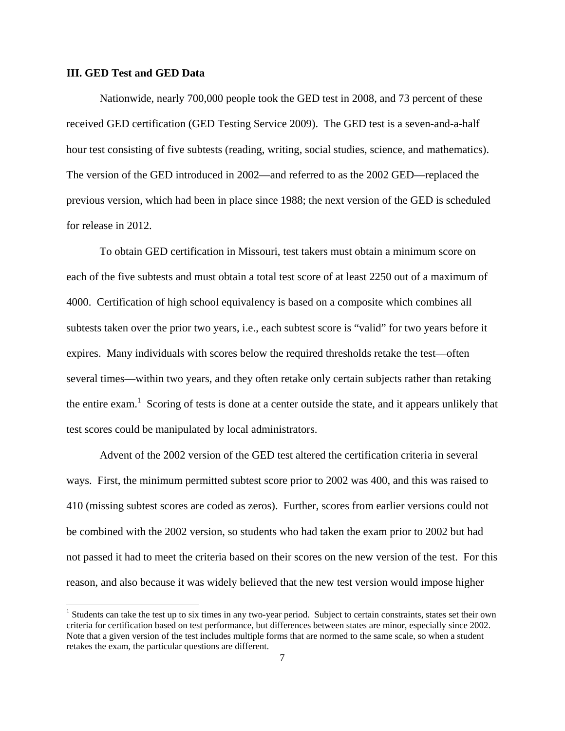### III. GED Test and GED Data

Nationwide, nearly 700,000 people took the GED test in 2008, and 73 percent of these received GED certification (GED Testing Service 2009). The GED test is a seven-and-a-half hour test consisting of five subtests (reading, writing, social studies, science, and mathematics). The version of the GED introduced in 2002—and referred to as the 2002 GED—replaced the previous version, which had been in place since 1988; the next version of the GED is scheduled for release in 2012.

To obtain GED certification in Missouri, test takers must obtain a minimum score on each of the five subtests and must obtain a total test score of at least 2250 out of a maximum of 4000. Certification of high school equivalency is based on a composite which combines all subtests taken over the prior two years, i.e., each subtest score is "valid" for two years before it expires. Many individuals with scores below the required thresholds retake the test—often several times—within two years, and they often retake only certain subjects rather than retaking the entire exam.[1] Scoring of tests is done at a center outside the state, and it appears unlikely that test scores could be manipulated by local administrators.

Advent of the 2002 version of the GED test altered the certification criteria in several ways. First, the minimum permitted subtest score prior to 2002 was 400, and this was raised to 410 (missing subtest scores are coded as zeros). Further, scores from earlier versions could not be combined with the 2002 version, so students who had taken the exam prior to 2002 but had not passed it had to meet the criteria based on their scores on the new version of the test. For this reason, and also because it was widely believed that the new test version would impose higher

[1] Students can take the test up to six times in any two-year period. Subject to certain constraints, states set their own criteria for certification based on test performance, but differences between states are minor, especially since 2002. Note that a given version of the test includes multiple forms that are normed to the same scale, so when a student retakes the exam, the particular questions are different.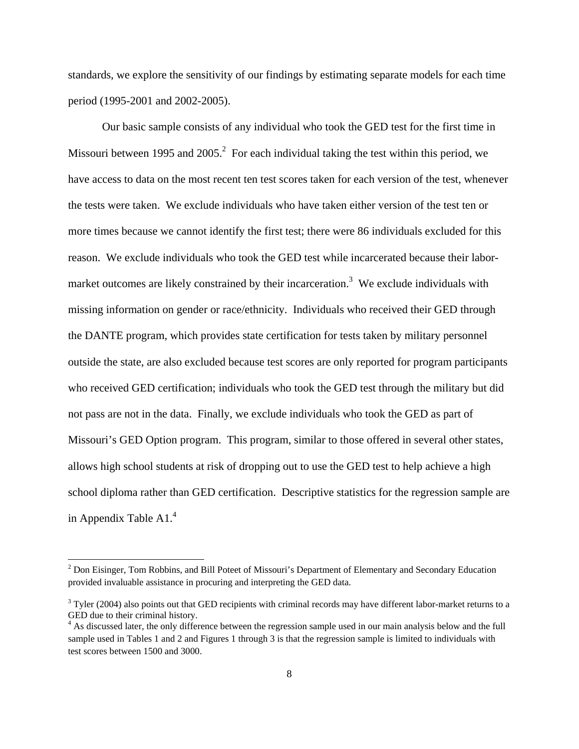standards, we explore the sensitivity of our findings by estimating separate models for each time period (1995-2001 and 2002-2005).

Our basic sample consists of any individual who took the GED test for the first time in Missouri between 1995 and 2005.[2] For each individual taking the test within this period, we have access to data on the most recent ten test scores taken for each version of the test, whenever the tests were taken. We exclude individuals who have taken either version of the test ten or more times because we cannot identify the first test; there were 86 individuals excluded for this reason. We exclude individuals who took the GED test while incarcerated because their labor-market outcomes are likely constrained by their incarceration.[3] We exclude individuals with missing information on gender or race/ethnicity. Individuals who received their GED through the DANTE program, which provides state certification for tests taken by military personnel outside the state, are also excluded because test scores are only reported for program participants who received GED certification; individuals who took the GED test through the military but did not pass are not in the data. Finally, we exclude individuals who took the GED as part of Missouri's GED Option program. This program, similar to those offered in several other states, allows high school students at risk of dropping out to use the GED test to help achieve a high school diploma rather than GED certification. Descriptive statistics for the regression sample are in Appendix Table A1.[4]

---

[2] Don Eisinger, Tom Robbins, and Bill Poteet of Missouri's Department of Elementary and Secondary Education provided invaluable assistance in procuring and interpreting the GED data.

[3] Tyler (2004) also points out that GED recipients with criminal records may have different labor-market returns to a GED due to their criminal history.

[4] As discussed later, the only difference between the regression sample used in our main analysis below and the full sample used in Tables 1 and 2 and Figures 1 through 3 is that the regression sample is limited to individuals with test scores between 1500 and 3000.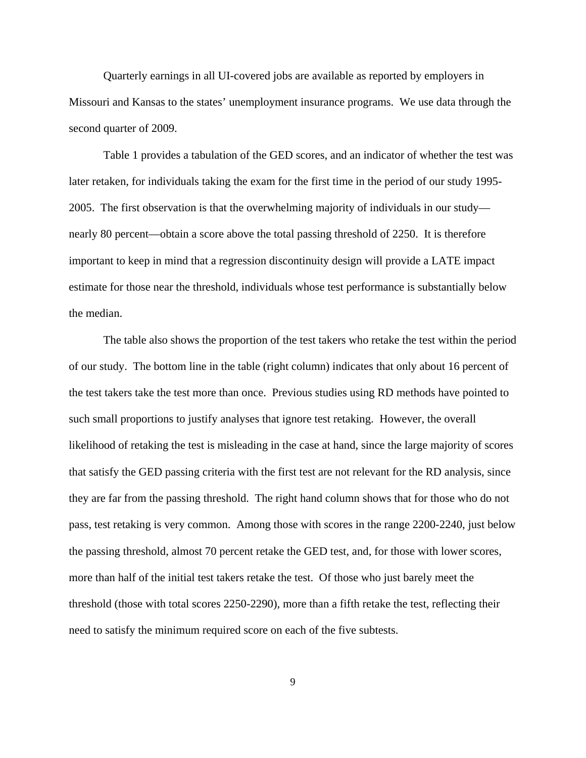Quarterly earnings in all UI-covered jobs are available as reported by employers in Missouri and Kansas to the states' unemployment insurance programs. We use data through the second quarter of 2009.

Table 1 provides a tabulation of the GED scores, and an indicator of whether the test was later retaken, for individuals taking the exam for the first time in the period of our study 1995-2005. The first observation is that the overwhelming majority of individuals in our study—nearly 80 percent—obtain a score above the total passing threshold of 2250. It is therefore important to keep in mind that a regression discontinuity design will provide a LATE impact estimate for those near the threshold, individuals whose test performance is substantially below the median.

The table also shows the proportion of the test takers who retake the test within the period of our study. The bottom line in the table (right column) indicates that only about 16 percent of the test takers take the test more than once. Previous studies using RD methods have pointed to such small proportions to justify analyses that ignore test retaking. However, the overall likelihood of retaking the test is misleading in the case at hand, since the large majority of scores that satisfy the GED passing criteria with the first test are not relevant for the RD analysis, since they are far from the passing threshold. The right hand column shows that for those who do not pass, test retaking is very common. Among those with scores in the range 2200-2240, just below the passing threshold, almost 70 percent retake the GED test, and, for those with lower scores, more than half of the initial test takers retake the test. Of those who just barely meet the threshold (those with total scores 2250-2290), more than a fifth retake the test, reflecting their need to satisfy the minimum required score on each of the five subtests.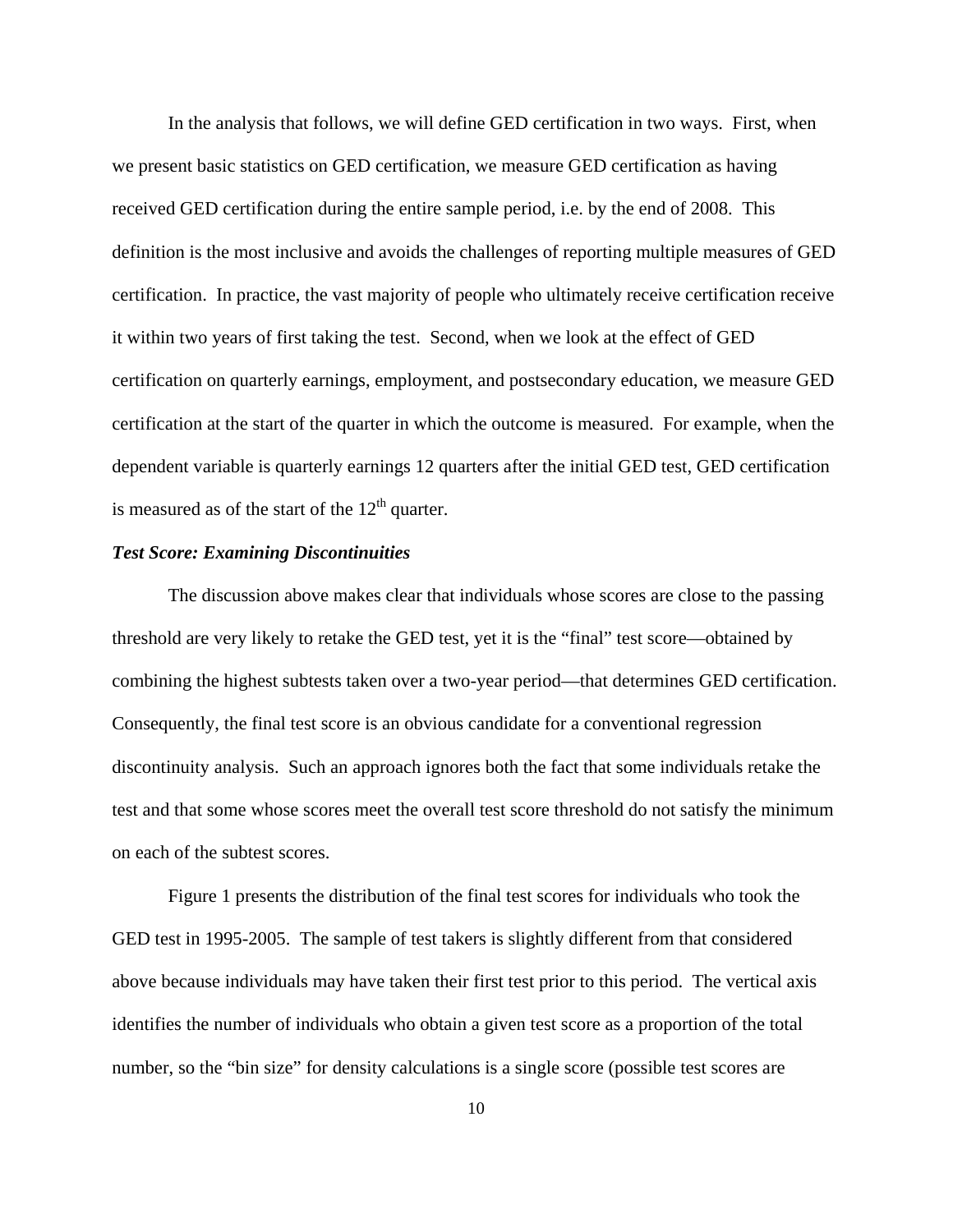In the analysis that follows, we will define GED certification in two ways. First, when we present basic statistics on GED certification, we measure GED certification as having received GED certification during the entire sample period, i.e. by the end of 2008. This definition is the most inclusive and avoids the challenges of reporting multiple measures of GED certification. In practice, the vast majority of people who ultimately receive certification receive it within two years of first taking the test. Second, when we look at the effect of GED certification on quarterly earnings, employment, and postsecondary education, we measure GED certification at the start of the quarter in which the outcome is measured. For example, when the dependent variable is quarterly earnings 12 quarters after the initial GED test, GED certification is measured as of the start of the 12th quarter.

### *Test Score: Examining Discontinuities*

The discussion above makes clear that individuals whose scores are close to the passing threshold are very likely to retake the GED test, yet it is the "final" test score—obtained by combining the highest subtests taken over a two-year period—that determines GED certification. Consequently, the final test score is an obvious candidate for a conventional regression discontinuity analysis. Such an approach ignores both the fact that some individuals retake the test and that some whose scores meet the overall test score threshold do not satisfy the minimum on each of the subtest scores.

Figure 1 presents the distribution of the final test scores for individuals who took the GED test in 1995-2005. The sample of test takers is slightly different from that considered above because individuals may have taken their first test prior to this period. The vertical axis identifies the number of individuals who obtain a given test score as a proportion of the total number, so the "bin size" for density calculations is a single score (possible test scores are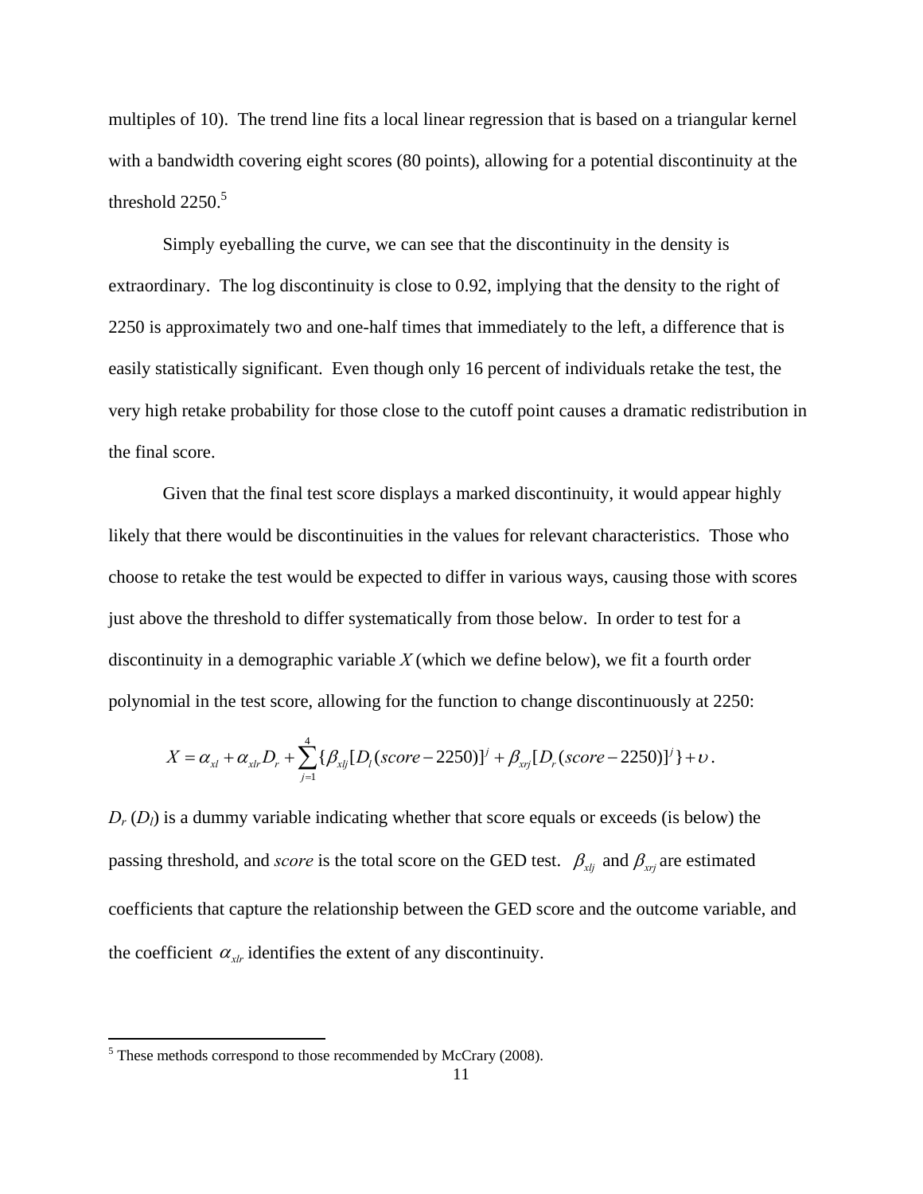multiples of 10). The trend line fits a local linear regression that is based on a triangular kernel with a bandwidth covering eight scores (80 points), allowing for a potential discontinuity at the threshold 2250.[5]

Simply eyeballing the curve, we can see that the discontinuity in the density is extraordinary. The log discontinuity is close to 0.92, implying that the density to the right of 2250 is approximately two and one-half times that immediately to the left, a difference that is easily statistically significant. Even though only 16 percent of individuals retake the test, the very high retake probability for those close to the cutoff point causes a dramatic redistribution in the final score.

Given that the final test score displays a marked discontinuity, it would appear highly likely that there would be discontinuities in the values for relevant characteristics. Those who choose to retake the test would be expected to differ in various ways, causing those with scores just above the threshold to differ systematically from those below. In order to test for a discontinuity in a demographic variable $X$ (which we define below), we fit a fourth order polynomial in the test score, allowing for the function to change discontinuously at 2250:

$$X = \alpha_{xl} + \alpha_{xlr} D_r + \sum_{j=1}^{4} \{ \beta_{xlj} [D_l (score - 2250)]^j + \beta_{xrj} [D_r (score - 2250)]^j \} + \upsilon .$$

$D_r$ ($D_l$) is a dummy variable indicating whether that score equals or exceeds (is below) the passing threshold, and *score* is the total score on the GED test. $\beta_{xlj}$ and $\beta_{xrj}$ are estimated coefficients that capture the relationship between the GED score and the outcome variable, and the coefficient $\alpha_{xlr}$ identifies the extent of any discontinuity.

[5] These methods correspond to those recommended by McCrary (2008).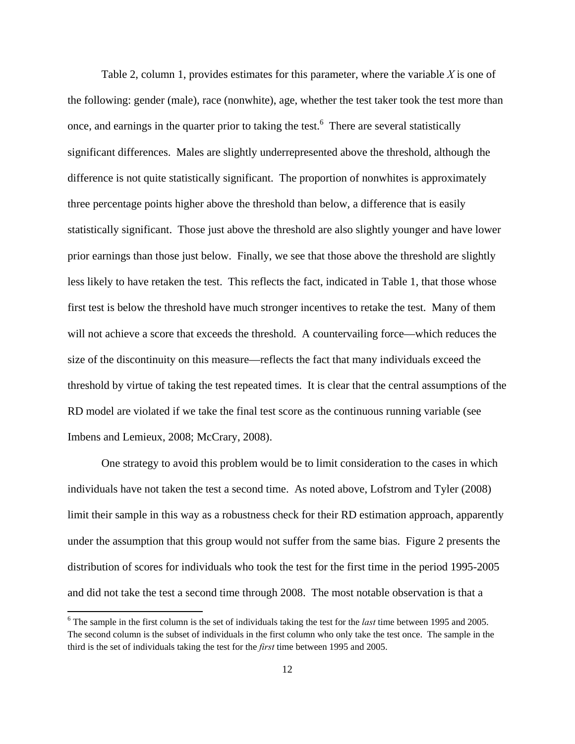Table 2, column 1, provides estimates for this parameter, where the variable $X$ is one of the following: gender (male), race (nonwhite), age, whether the test taker took the test more than once, and earnings in the quarter prior to taking the test.[6] There are several statistically significant differences. Males are slightly underrepresented above the threshold, although the difference is not quite statistically significant. The proportion of nonwhites is approximately three percentage points higher above the threshold than below, a difference that is easily statistically significant. Those just above the threshold are also slightly younger and have lower prior earnings than those just below. Finally, we see that those above the threshold are slightly less likely to have retaken the test. This reflects the fact, indicated in Table 1, that those whose first test is below the threshold have much stronger incentives to retake the test. Many of them will not achieve a score that exceeds the threshold. A countervailing force—which reduces the size of the discontinuity on this measure—reflects the fact that many individuals exceed the threshold by virtue of taking the test repeated times. It is clear that the central assumptions of the RD model are violated if we take the final test score as the continuous running variable (see Imbens and Lemieux, 2008; McCrary, 2008).

One strategy to avoid this problem would be to limit consideration to the cases in which individuals have not taken the test a second time. As noted above, Lofstrom and Tyler (2008) limit their sample in this way as a robustness check for their RD estimation approach, apparently under the assumption that this group would not suffer from the same bias. Figure 2 presents the distribution of scores for individuals who took the test for the first time in the period 1995-2005 and did not take the test a second time through 2008. The most notable observation is that a

[6] The sample in the first column is the set of individuals taking the test for the *last* time between 1995 and 2005. The second column is the subset of individuals in the first column who only take the test once. The sample in the third is the set of individuals taking the test for the *first* time between 1995 and 2005.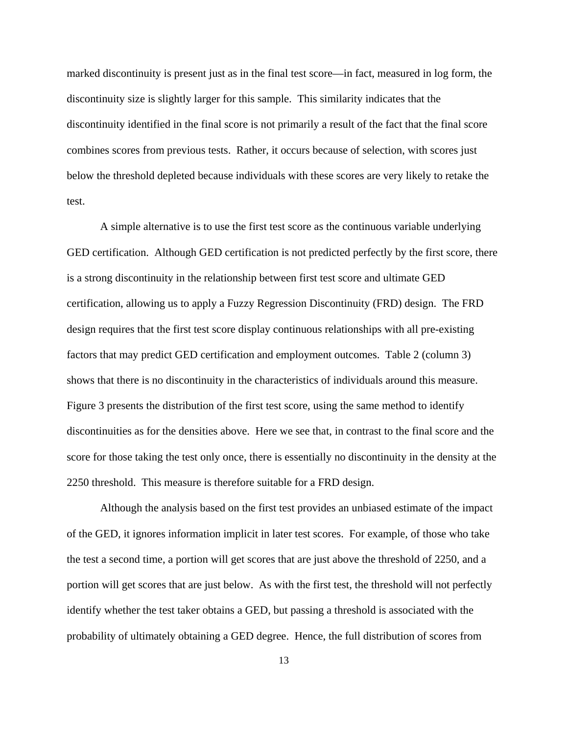marked discontinuity is present just as in the final test score—in fact, measured in log form, the discontinuity size is slightly larger for this sample. This similarity indicates that the discontinuity identified in the final score is not primarily a result of the fact that the final score combines scores from previous tests. Rather, it occurs because of selection, with scores just below the threshold depleted because individuals with these scores are very likely to retake the test.

A simple alternative is to use the first test score as the continuous variable underlying GED certification. Although GED certification is not predicted perfectly by the first score, there is a strong discontinuity in the relationship between first test score and ultimate GED certification, allowing us to apply a Fuzzy Regression Discontinuity (FRD) design. The FRD design requires that the first test score display continuous relationships with all pre-existing factors that may predict GED certification and employment outcomes. Table 2 (column 3) shows that there is no discontinuity in the characteristics of individuals around this measure. Figure 3 presents the distribution of the first test score, using the same method to identify discontinuities as for the densities above. Here we see that, in contrast to the final score and the score for those taking the test only once, there is essentially no discontinuity in the density at the 2250 threshold. This measure is therefore suitable for a FRD design.

Although the analysis based on the first test provides an unbiased estimate of the impact of the GED, it ignores information implicit in later test scores. For example, of those who take the test a second time, a portion will get scores that are just above the threshold of 2250, and a portion will get scores that are just below. As with the first test, the threshold will not perfectly identify whether the test taker obtains a GED, but passing a threshold is associated with the probability of ultimately obtaining a GED degree. Hence, the full distribution of scores from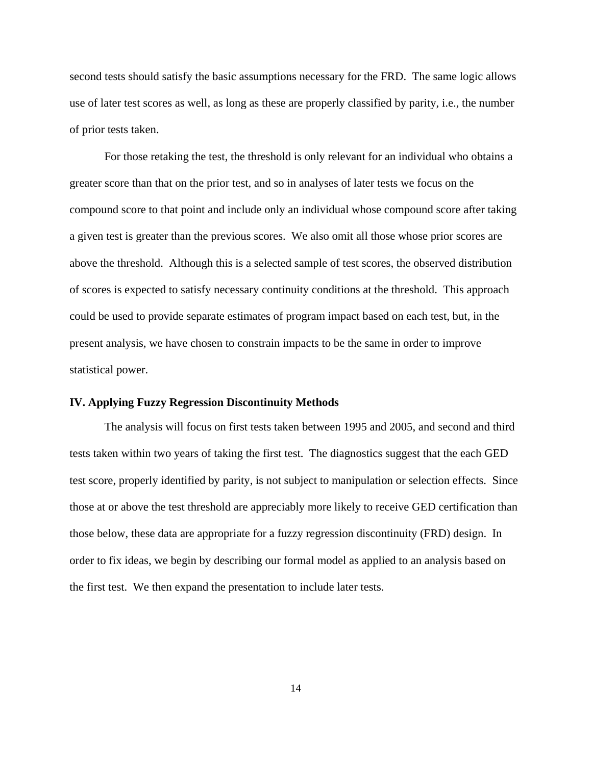second tests should satisfy the basic assumptions necessary for the FRD. The same logic allows use of later test scores as well, as long as these are properly classified by parity, i.e., the number of prior tests taken.

For those retaking the test, the threshold is only relevant for an individual who obtains a greater score than that on the prior test, and so in analyses of later tests we focus on the compound score to that point and include only an individual whose compound score after taking a given test is greater than the previous scores. We also omit all those whose prior scores are above the threshold. Although this is a selected sample of test scores, the observed distribution of scores is expected to satisfy necessary continuity conditions at the threshold. This approach could be used to provide separate estimates of program impact based on each test, but, in the present analysis, we have chosen to constrain impacts to be the same in order to improve statistical power.

## IV. Applying Fuzzy Regression Discontinuity Methods

The analysis will focus on first tests taken between 1995 and 2005, and second and third tests taken within two years of taking the first test. The diagnostics suggest that the each GED test score, properly identified by parity, is not subject to manipulation or selection effects. Since those at or above the test threshold are appreciably more likely to receive GED certification than those below, these data are appropriate for a fuzzy regression discontinuity (FRD) design. In order to fix ideas, we begin by describing our formal model as applied to an analysis based on the first test. We then expand the presentation to include later tests.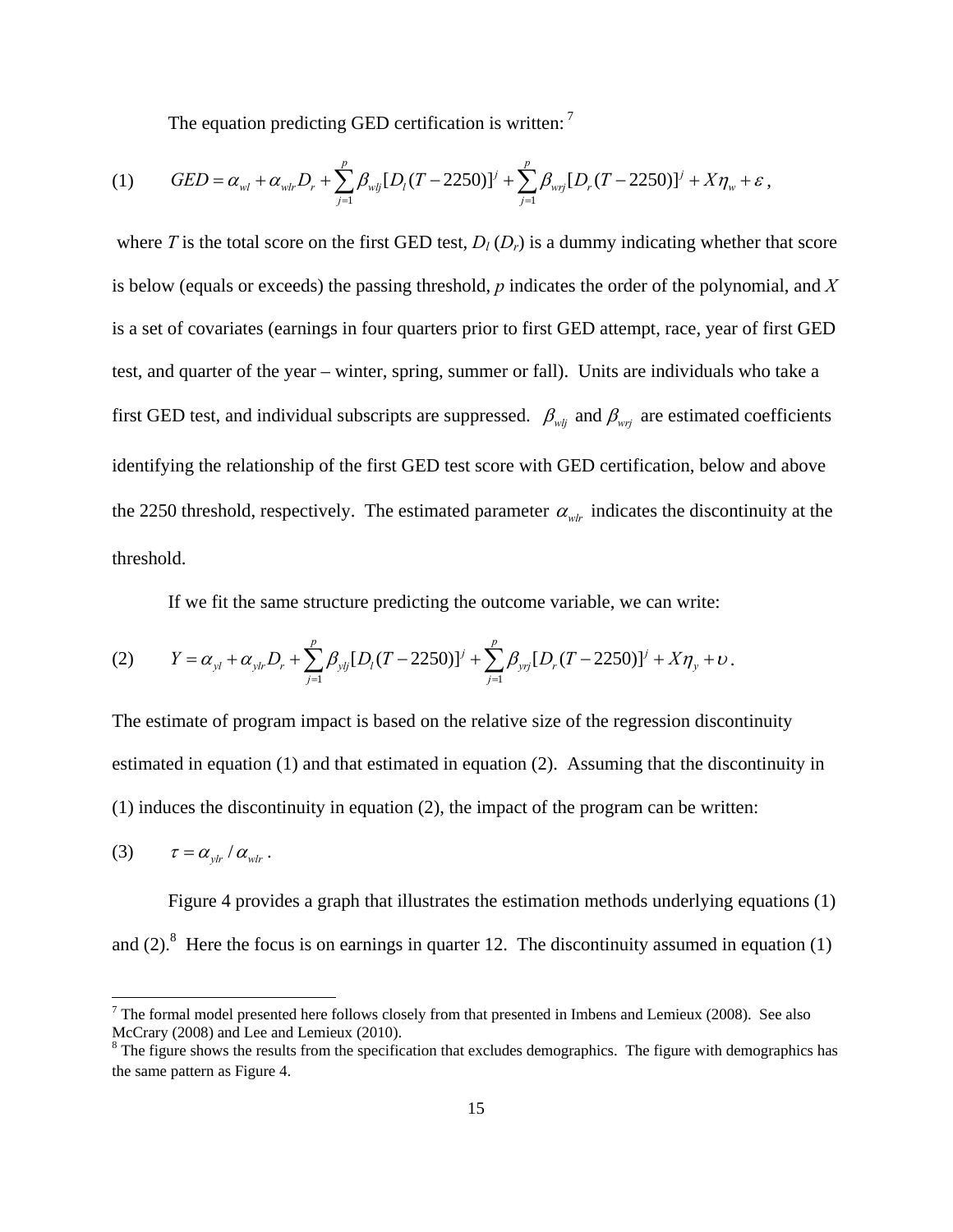The equation predicting GED certification is written:[7]

$$(1) \qquad GED = \alpha_{wl} + \alpha_{wlr} D_r + \sum_{j=1}^{p} \beta_{wlj} [D_l (T - 2250)]^j + \sum_{j=1}^{p} \beta_{wrj} [D_r (T - 2250)]^j + X\eta_w + \varepsilon \,,$$

where $T$ is the total score on the first GED test, $D_l$ ($D_r$) is a dummy indicating whether that score is below (equals or exceeds) the passing threshold, $p$ indicates the order of the polynomial, and $X$ is a set of covariates (earnings in four quarters prior to first GED attempt, race, year of first GED test, and quarter of the year – winter, spring, summer or fall). Units are individuals who take a first GED test, and individual subscripts are suppressed. $\beta_{wlj}$ and $\beta_{wrj}$ are estimated coefficients identifying the relationship of the first GED test score with GED certification, below and above the 2250 threshold, respectively. The estimated parameter $\alpha_{wlr}$ indicates the discontinuity at the threshold.

If we fit the same structure predicting the outcome variable, we can write:

$$(2) \qquad Y = \alpha_{yl} + \alpha_{ylr} D_r + \sum_{j=1}^{p} \beta_{ylj} [D_l (T - 2250)]^j + \sum_{j=1}^{p} \beta_{yrj} [D_r (T - 2250)]^j + X\eta_y + \upsilon \,.$$

The estimate of program impact is based on the relative size of the regression discontinuity estimated in equation (1) and that estimated in equation (2). Assuming that the discontinuity in (1) induces the discontinuity in equation (2), the impact of the program can be written:

$$(3) \qquad \tau = \alpha_{ylr} / \alpha_{wlr} \,.$$

Figure 4 provides a graph that illustrates the estimation methods underlying equations (1) and (2).[8] Here the focus is on earnings in quarter 12. The discontinuity assumed in equation (1)

---

[7] The formal model presented here follows closely from that presented in Imbens and Lemieux (2008). See also McCrary (2008) and Lee and Lemieux (2010).

[8] The figure shows the results from the specification that excludes demographics. The figure with demographics has the same pattern as Figure 4.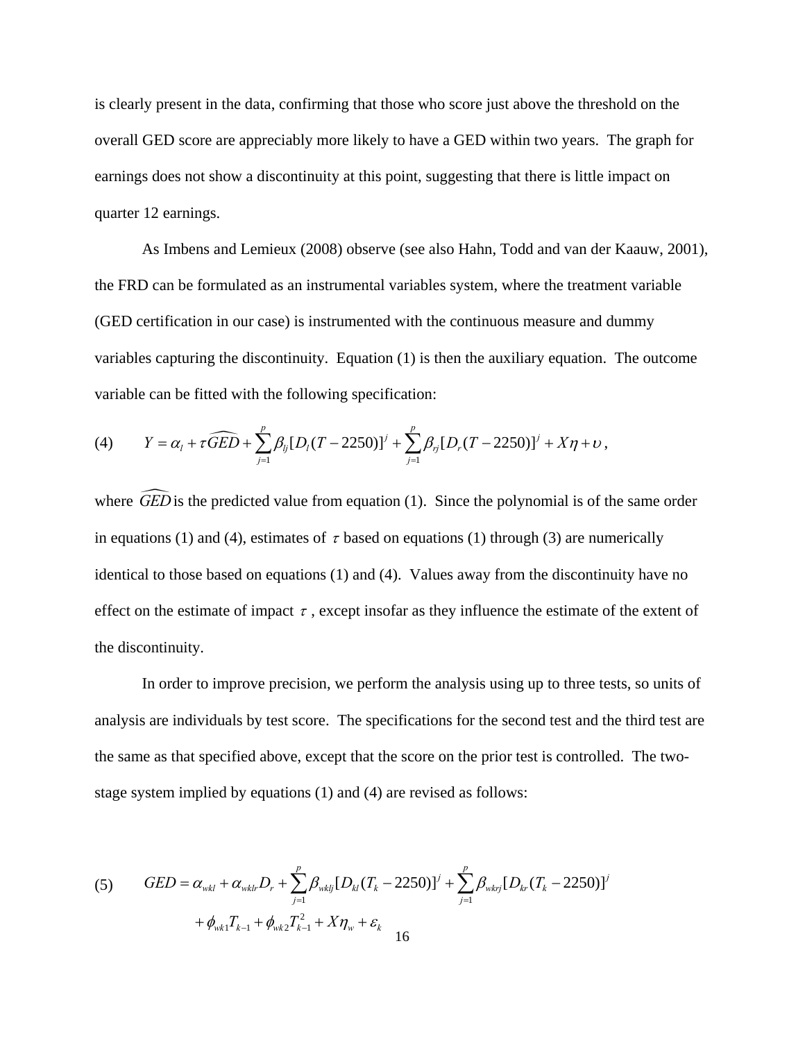is clearly present in the data, confirming that those who score just above the threshold on the overall GED score are appreciably more likely to have a GED within two years. The graph for earnings does not show a discontinuity at this point, suggesting that there is little impact on quarter 12 earnings.

As Imbens and Lemieux (2008) observe (see also Hahn, Todd and van der Kaauw, 2001), the FRD can be formulated as an instrumental variables system, where the treatment variable (GED certification in our case) is instrumented with the continuous measure and dummy variables capturing the discontinuity. Equation (1) is then the auxiliary equation. The outcome variable can be fitted with the following specification:

$$(4) \qquad Y = \alpha_l + \tau\widehat{GED} + \sum_{j=1}^{p} \beta_{lj}[D_l(T-2250)]^j + \sum_{j=1}^{p} \beta_{rj}[D_r(T-2250)]^j + X\eta + \upsilon \,,$$

where $\widehat{GED}$ is the predicted value from equation (1). Since the polynomial is of the same order in equations (1) and (4), estimates of $\tau$ based on equations (1) through (3) are numerically identical to those based on equations (1) and (4). Values away from the discontinuity have no effect on the estimate of impact $\tau$ , except insofar as they influence the estimate of the extent of the discontinuity.

In order to improve precision, we perform the analysis using up to three tests, so units of analysis are individuals by test score. The specifications for the second test and the third test are the same as that specified above, except that the score on the prior test is controlled. The two-stage system implied by equations (1) and (4) are revised as follows:

$$(5) \qquad GED = \alpha_{wkl} + \alpha_{wklr}D_r + \sum_{j=1}^{p} \beta_{wklj}[D_{kl}(T_k - 2250)]^j + \sum_{j=1}^{p} \beta_{wkrj}[D_{kr}(T_k - 2250)]^j$$
$$+ \phi_{wk1}T_{k-1} + \phi_{wk2}T_{k-1}^2 + X\eta_w + \varepsilon_k$$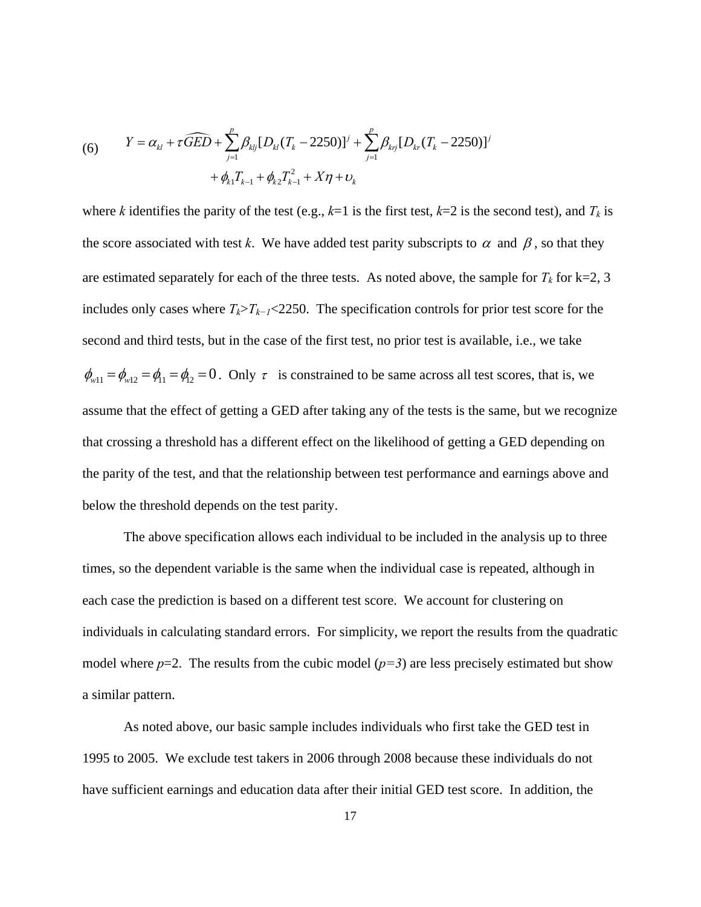$$(6) \qquad Y = \alpha_{kl} + \tau\widehat{GED} + \sum_{j=1}^{p}\beta_{klj}[D_{kl}(T_k - 2250)]^j + \sum_{j=1}^{p}\beta_{krj}[D_{kr}(T_k - 2250)]^j$$
$$+ \phi_{k1}T_{k-1} + \phi_{k2}T_{k-1}^2 + X\eta + \upsilon_k$$

where $k$ identifies the parity of the test (e.g., $k$=1 is the first test, $k$=2 is the second test), and $T_k$ is the score associated with test $k$. We have added test parity subscripts to $\alpha$ and $\beta$, so that they are estimated separately for each of the three tests. As noted above, the sample for $T_k$ for k=2, 3 includes only cases where $T_k > T_{k-1} < 2250$. The specification controls for prior test score for the second and third tests, but in the case of the first test, no prior test is available, i.e., we take $\phi_{w11} = \phi_{w12} = \phi_{11} = \phi_{12} = 0$. Only $\tau$ is constrained to be same across all test scores, that is, we assume that the effect of getting a GED after taking any of the tests is the same, but we recognize that crossing a threshold has a different effect on the likelihood of getting a GED depending on the parity of the test, and that the relationship between test performance and earnings above and below the threshold depends on the test parity.

The above specification allows each individual to be included in the analysis up to three times, so the dependent variable is the same when the individual case is repeated, although in each case the prediction is based on a different test score. We account for clustering on individuals in calculating standard errors. For simplicity, we report the results from the quadratic model where $p$=2. The results from the cubic model ($p=3$) are less precisely estimated but show a similar pattern.

As noted above, our basic sample includes individuals who first take the GED test in 1995 to 2005. We exclude test takers in 2006 through 2008 because these individuals do not have sufficient earnings and education data after their initial GED test score. In addition, the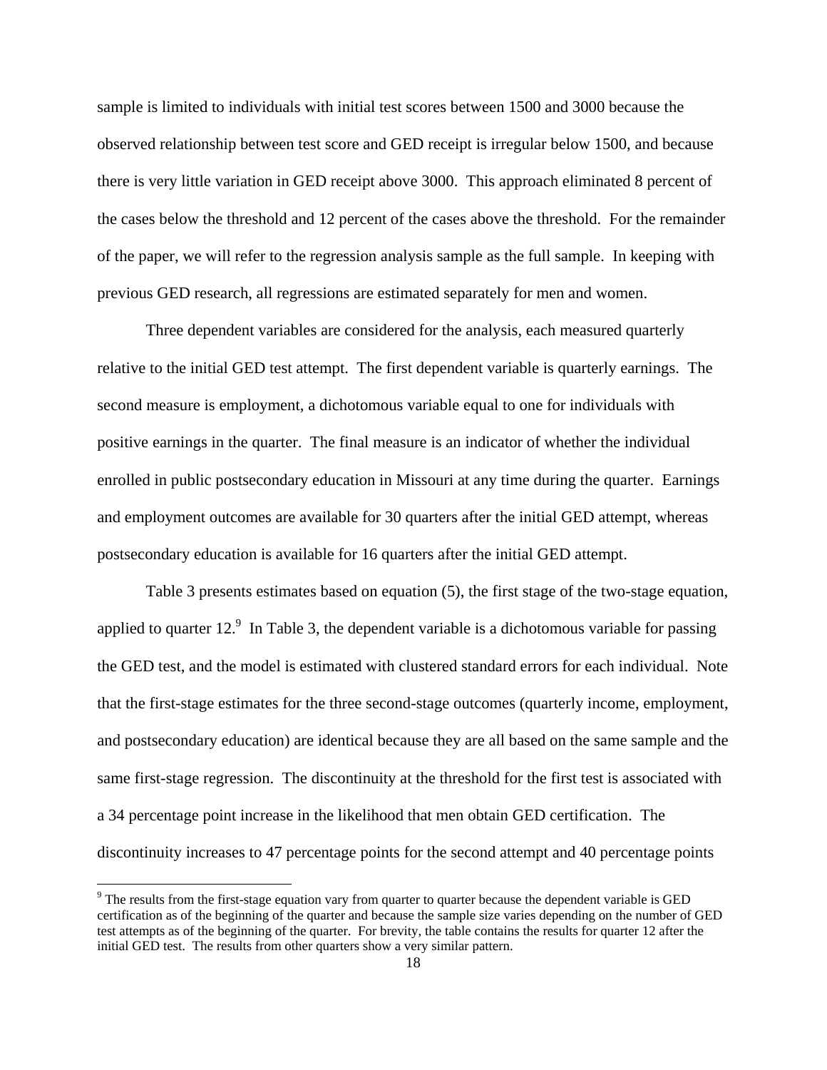sample is limited to individuals with initial test scores between 1500 and 3000 because the observed relationship between test score and GED receipt is irregular below 1500, and because there is very little variation in GED receipt above 3000. This approach eliminated 8 percent of the cases below the threshold and 12 percent of the cases above the threshold. For the remainder of the paper, we will refer to the regression analysis sample as the full sample. In keeping with previous GED research, all regressions are estimated separately for men and women.

Three dependent variables are considered for the analysis, each measured quarterly relative to the initial GED test attempt. The first dependent variable is quarterly earnings. The second measure is employment, a dichotomous variable equal to one for individuals with positive earnings in the quarter. The final measure is an indicator of whether the individual enrolled in public postsecondary education in Missouri at any time during the quarter. Earnings and employment outcomes are available for 30 quarters after the initial GED attempt, whereas postsecondary education is available for 16 quarters after the initial GED attempt.

Table 3 presents estimates based on equation (5), the first stage of the two-stage equation, applied to quarter 12.[9] In Table 3, the dependent variable is a dichotomous variable for passing the GED test, and the model is estimated with clustered standard errors for each individual. Note that the first-stage estimates for the three second-stage outcomes (quarterly income, employment, and postsecondary education) are identical because they are all based on the same sample and the same first-stage regression. The discontinuity at the threshold for the first test is associated with a 34 percentage point increase in the likelihood that men obtain GED certification. The discontinuity increases to 47 percentage points for the second attempt and 40 percentage points

[9] The results from the first-stage equation vary from quarter to quarter because the dependent variable is GED certification as of the beginning of the quarter and because the sample size varies depending on the number of GED test attempts as of the beginning of the quarter. For brevity, the table contains the results for quarter 12 after the initial GED test. The results from other quarters show a very similar pattern.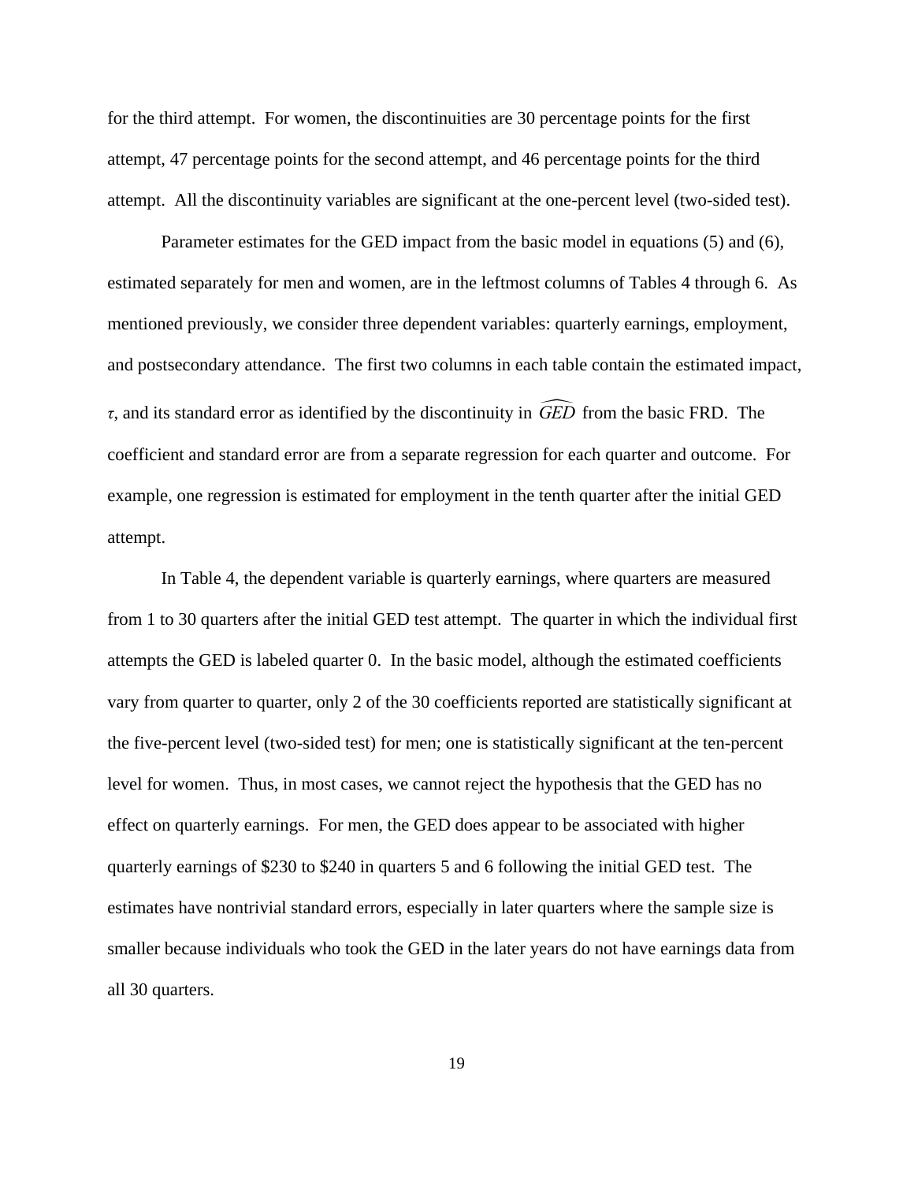for the third attempt. For women, the discontinuities are 30 percentage points for the first attempt, 47 percentage points for the second attempt, and 46 percentage points for the third attempt. All the discontinuity variables are significant at the one-percent level (two-sided test).

Parameter estimates for the GED impact from the basic model in equations (5) and (6), estimated separately for men and women, are in the leftmost columns of Tables 4 through 6. As mentioned previously, we consider three dependent variables: quarterly earnings, employment, and postsecondary attendance. The first two columns in each table contain the estimated impact, $\tau$, and its standard error as identified by the discontinuity in $\widehat{GED}$ from the basic FRD. The coefficient and standard error are from a separate regression for each quarter and outcome. For example, one regression is estimated for employment in the tenth quarter after the initial GED attempt.

In Table 4, the dependent variable is quarterly earnings, where quarters are measured from 1 to 30 quarters after the initial GED test attempt. The quarter in which the individual first attempts the GED is labeled quarter 0. In the basic model, although the estimated coefficients vary from quarter to quarter, only 2 of the 30 coefficients reported are statistically significant at the five-percent level (two-sided test) for men; one is statistically significant at the ten-percent level for women. Thus, in most cases, we cannot reject the hypothesis that the GED has no effect on quarterly earnings. For men, the GED does appear to be associated with higher quarterly earnings of \$230 to \$240 in quarters 5 and 6 following the initial GED test. The estimates have nontrivial standard errors, especially in later quarters where the sample size is smaller because individuals who took the GED in the later years do not have earnings data from all 30 quarters.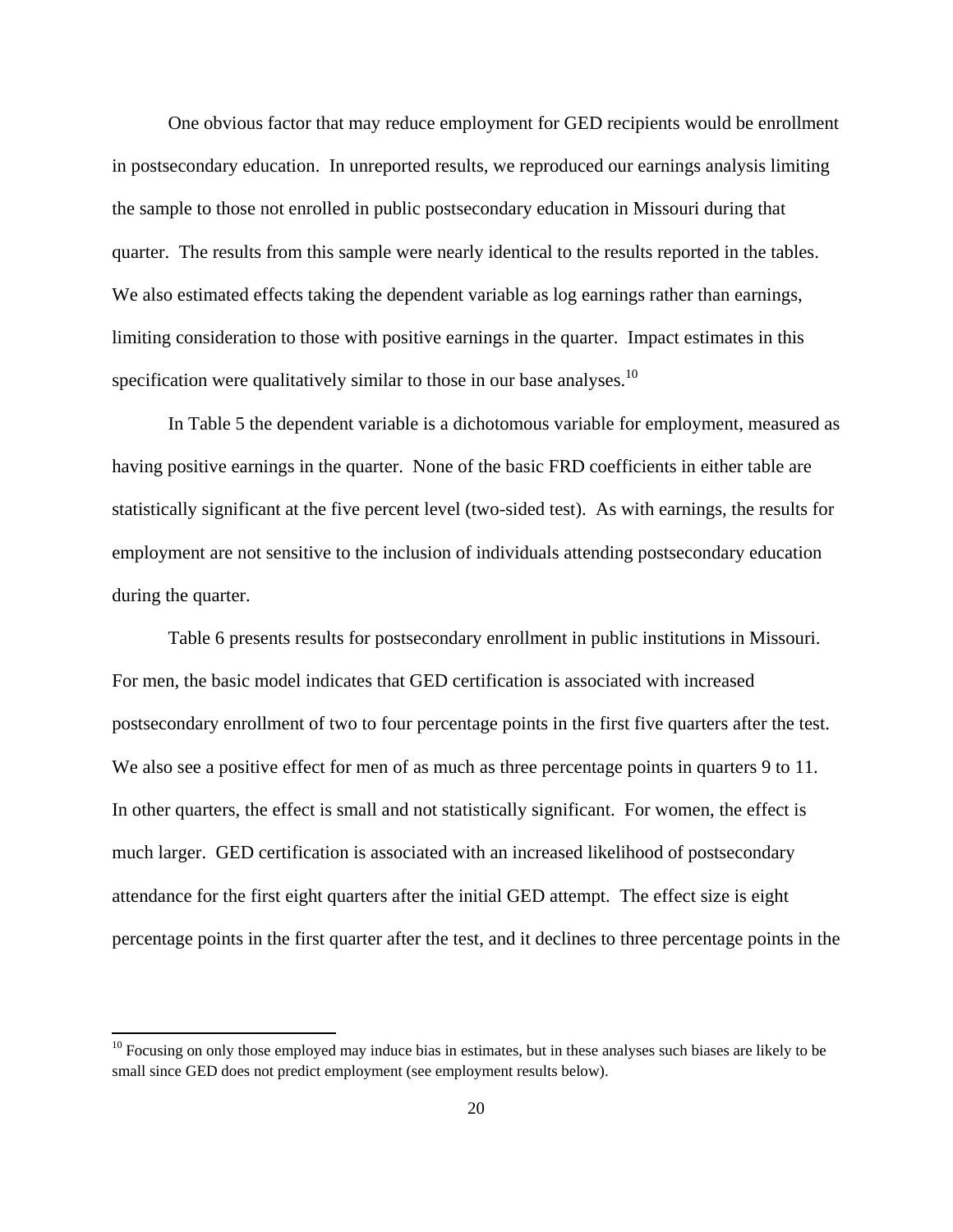One obvious factor that may reduce employment for GED recipients would be enrollment in postsecondary education. In unreported results, we reproduced our earnings analysis limiting the sample to those not enrolled in public postsecondary education in Missouri during that quarter. The results from this sample were nearly identical to the results reported in the tables. We also estimated effects taking the dependent variable as log earnings rather than earnings, limiting consideration to those with positive earnings in the quarter. Impact estimates in this specification were qualitatively similar to those in our base analyses.[10]

In Table 5 the dependent variable is a dichotomous variable for employment, measured as having positive earnings in the quarter. None of the basic FRD coefficients in either table are statistically significant at the five percent level (two-sided test). As with earnings, the results for employment are not sensitive to the inclusion of individuals attending postsecondary education during the quarter.

Table 6 presents results for postsecondary enrollment in public institutions in Missouri. For men, the basic model indicates that GED certification is associated with increased postsecondary enrollment of two to four percentage points in the first five quarters after the test. We also see a positive effect for men of as much as three percentage points in quarters 9 to 11. In other quarters, the effect is small and not statistically significant. For women, the effect is much larger. GED certification is associated with an increased likelihood of postsecondary attendance for the first eight quarters after the initial GED attempt. The effect size is eight percentage points in the first quarter after the test, and it declines to three percentage points in the

[10] Focusing on only those employed may induce bias in estimates, but in these analyses such biases are likely to be small since GED does not predict employment (see employment results below).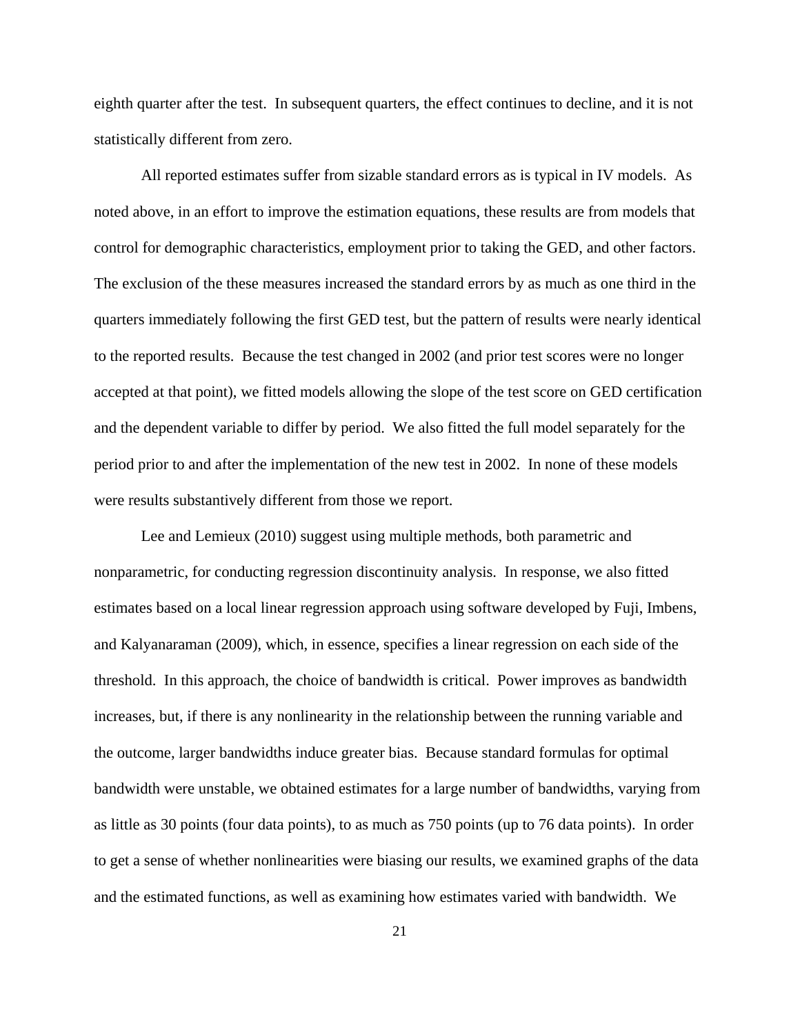eighth quarter after the test. In subsequent quarters, the effect continues to decline, and it is not statistically different from zero.

All reported estimates suffer from sizable standard errors as is typical in IV models. As noted above, in an effort to improve the estimation equations, these results are from models that control for demographic characteristics, employment prior to taking the GED, and other factors. The exclusion of the these measures increased the standard errors by as much as one third in the quarters immediately following the first GED test, but the pattern of results were nearly identical to the reported results. Because the test changed in 2002 (and prior test scores were no longer accepted at that point), we fitted models allowing the slope of the test score on GED certification and the dependent variable to differ by period. We also fitted the full model separately for the period prior to and after the implementation of the new test in 2002. In none of these models were results substantively different from those we report.

Lee and Lemieux (2010) suggest using multiple methods, both parametric and nonparametric, for conducting regression discontinuity analysis. In response, we also fitted estimates based on a local linear regression approach using software developed by Fuji, Imbens, and Kalyanaraman (2009), which, in essence, specifies a linear regression on each side of the threshold. In this approach, the choice of bandwidth is critical. Power improves as bandwidth increases, but, if there is any nonlinearity in the relationship between the running variable and the outcome, larger bandwidths induce greater bias. Because standard formulas for optimal bandwidth were unstable, we obtained estimates for a large number of bandwidths, varying from as little as 30 points (four data points), to as much as 750 points (up to 76 data points). In order to get a sense of whether nonlinearities were biasing our results, we examined graphs of the data and the estimated functions, as well as examining how estimates varied with bandwidth. We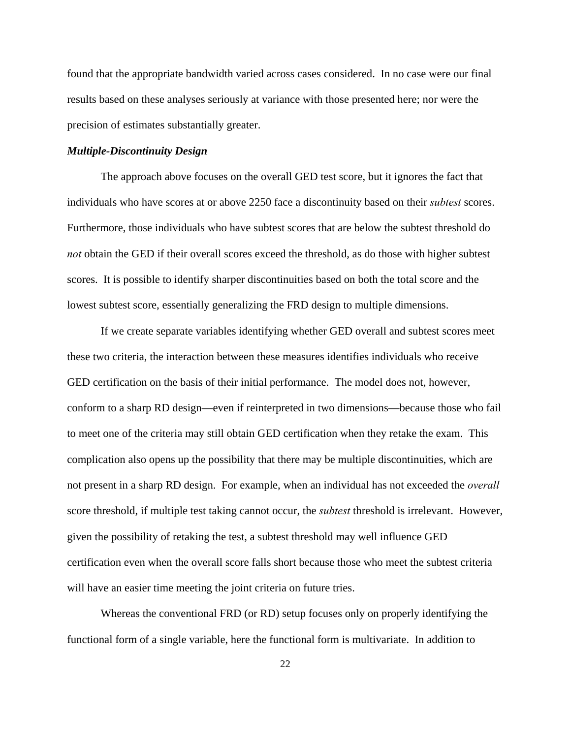found that the appropriate bandwidth varied across cases considered. In no case were our final results based on these analyses seriously at variance with those presented here; nor were the precision of estimates substantially greater.

***Multiple-Discontinuity Design***

The approach above focuses on the overall GED test score, but it ignores the fact that individuals who have scores at or above 2250 face a discontinuity based on their *subtest* scores. Furthermore, those individuals who have subtest scores that are below the subtest threshold do *not* obtain the GED if their overall scores exceed the threshold, as do those with higher subtest scores. It is possible to identify sharper discontinuities based on both the total score and the lowest subtest score, essentially generalizing the FRD design to multiple dimensions.

If we create separate variables identifying whether GED overall and subtest scores meet these two criteria, the interaction between these measures identifies individuals who receive GED certification on the basis of their initial performance. The model does not, however, conform to a sharp RD design—even if reinterpreted in two dimensions—because those who fail to meet one of the criteria may still obtain GED certification when they retake the exam. This complication also opens up the possibility that there may be multiple discontinuities, which are not present in a sharp RD design. For example, when an individual has not exceeded the *overall* score threshold, if multiple test taking cannot occur, the *subtest* threshold is irrelevant. However, given the possibility of retaking the test, a subtest threshold may well influence GED certification even when the overall score falls short because those who meet the subtest criteria will have an easier time meeting the joint criteria on future tries.

Whereas the conventional FRD (or RD) setup focuses only on properly identifying the functional form of a single variable, here the functional form is multivariate. In addition to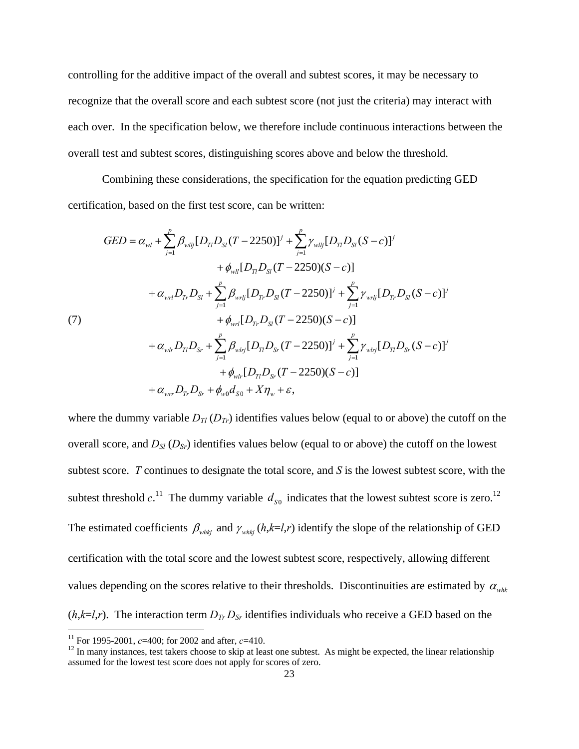controlling for the additive impact of the overall and subtest scores, it may be necessary to recognize that the overall score and each subtest score (not just the criteria) may interact with each over. In the specification below, we therefore include continuous interactions between the overall test and subtest scores, distinguishing scores above and below the threshold.

Combining these considerations, the specification for the equation predicting GED certification, based on the first test score, can be written:

$$
\begin{aligned}
GED = \alpha_{wl} &+ \sum_{j=1}^{p} \beta_{wllj}[D_{Tl}D_{Sl}(T-2250)]^{j} + \sum_{j=1}^{p} \gamma_{wllj}[D_{Tl}D_{Sl}(S-c)]^{j} \\
&+ \phi_{wll}[D_{Tl}D_{Sl}(T-2250)(S-c)] \\
&+ \alpha_{wrl}D_{Tr}D_{Sl} + \sum_{j=1}^{p} \beta_{wrlj}[D_{Tr}D_{Sl}(T-2250)]^{j} + \sum_{j=1}^{p} \gamma_{wrlj}[D_{Tr}D_{Sl}(S-c)]^{j} \\
&+ \phi_{wrl}[D_{Tr}D_{Sl}(T-2250)(S-c)] \\
&+ \alpha_{wlr}D_{Tl}D_{Sr} + \sum_{j=1}^{p} \beta_{wlrj}[D_{Tl}D_{Sr}(T-2250)]^{j} + \sum_{j=1}^{p} \gamma_{wlrj}[D_{Tl}D_{Sr}(S-c)]^{j} \\
&+ \phi_{wlr}[D_{Tl}D_{Sr}(T-2250)(S-c)] \\
&+ \alpha_{wrr}D_{Tr}D_{Sr} + \phi_{w0}d_{S0} + X\eta_{w} + \varepsilon,
\end{aligned} \tag{7}
$$

where the dummy variable $D_{Tl}$ ($D_{Tr}$) identifies values below (equal to or above) the cutoff on the overall score, and $D_{Sl}$ ($D_{Sr}$) identifies values below (equal to or above) the cutoff on the lowest subtest score. $T$ continues to designate the total score, and $S$ is the lowest subtest score, with the subtest threshold $c$.[11] The dummy variable $d_{S0}$ indicates that the lowest subtest score is zero.[12] The estimated coefficients $\beta_{whkj}$ and $\gamma_{whkj}$ ($h,k=l,r$) identify the slope of the relationship of GED certification with the total score and the lowest subtest score, respectively, allowing different values depending on the scores relative to their thresholds. Discontinuities are estimated by $\alpha_{whk}$ ($h,k=l,r$). The interaction term $D_{Tr}D_{Sr}$ identifies individuals who receive a GED based on the

[11] For 1995-2001, $c$=400; for 2002 and after, $c$=410.

[12] In many instances, test takers choose to skip at least one subtest. As might be expected, the linear relationship assumed for the lowest test score does not apply for scores of zero.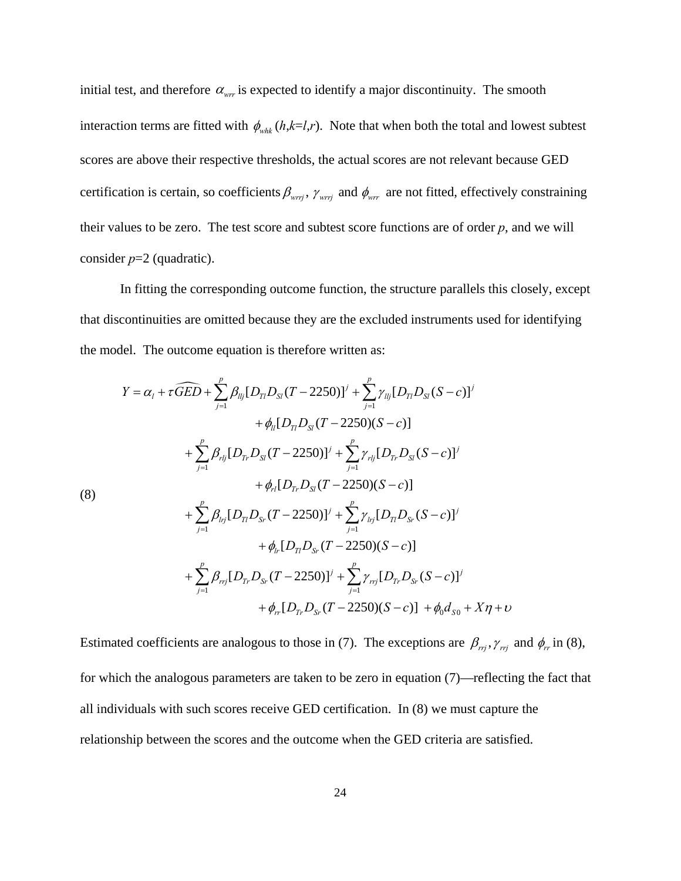initial test, and therefore $\alpha_{wrr}$ is expected to identify a major discontinuity. The smooth interaction terms are fitted with $\phi_{whk}$ ($h$,$k$=$l$,$r$). Note that when both the total and lowest subtest scores are above their respective thresholds, the actual scores are not relevant because GED certification is certain, so coefficients $\beta_{wrrj}$, $\gamma_{wrrj}$ and $\phi_{wrr}$ are not fitted, effectively constraining their values to be zero. The test score and subtest score functions are of order $p$, and we will consider $p$=2 (quadratic).

In fitting the corresponding outcome function, the structure parallels this closely, except that discontinuities are omitted because they are the excluded instruments used for identifying the model. The outcome equation is therefore written as:

$$
\begin{aligned}
(8) \quad Y = \alpha_l + \tau\widehat{GED} &+ \sum_{j=1}^{p}\beta_{llj}[D_{Tl}D_{Sl}(T-2250)]^j + \sum_{j=1}^{p}\gamma_{llj}[D_{Tl}D_{Sl}(S-c)]^j \\
&+ \phi_{ll}[D_{Tl}D_{Sl}(T-2250)(S-c)] \\
&+ \sum_{j=1}^{p}\beta_{rlj}[D_{Tr}D_{Sl}(T-2250)]^j + \sum_{j=1}^{p}\gamma_{rlj}[D_{Tr}D_{Sl}(S-c)]^j \\
&+ \phi_{rl}[D_{Tr}D_{Sl}(T-2250)(S-c)] \\
&+ \sum_{j=1}^{p}\beta_{lrj}[D_{Tl}D_{Sr}(T-2250)]^j + \sum_{j=1}^{p}\gamma_{lrj}[D_{Tl}D_{Sr}(S-c)]^j \\
&+ \phi_{lr}[D_{Tl}D_{Sr}(T-2250)(S-c)] \\
&+ \sum_{j=1}^{p}\beta_{rrj}[D_{Tr}D_{Sr}(T-2250)]^j + \sum_{j=1}^{p}\gamma_{rrj}[D_{Tr}D_{Sr}(S-c)]^j \\
&+ \phi_{rr}[D_{Tr}D_{Sr}(T-2250)(S-c)] + \phi_0 d_{S0} + X\eta + \upsilon
\end{aligned}
$$

Estimated coefficients are analogous to those in (7). The exceptions are $\beta_{rrj}, \gamma_{rrj}$ and $\phi_{rr}$ in (8), for which the analogous parameters are taken to be zero in equation (7)—reflecting the fact that all individuals with such scores receive GED certification. In (8) we must capture the relationship between the scores and the outcome when the GED criteria are satisfied.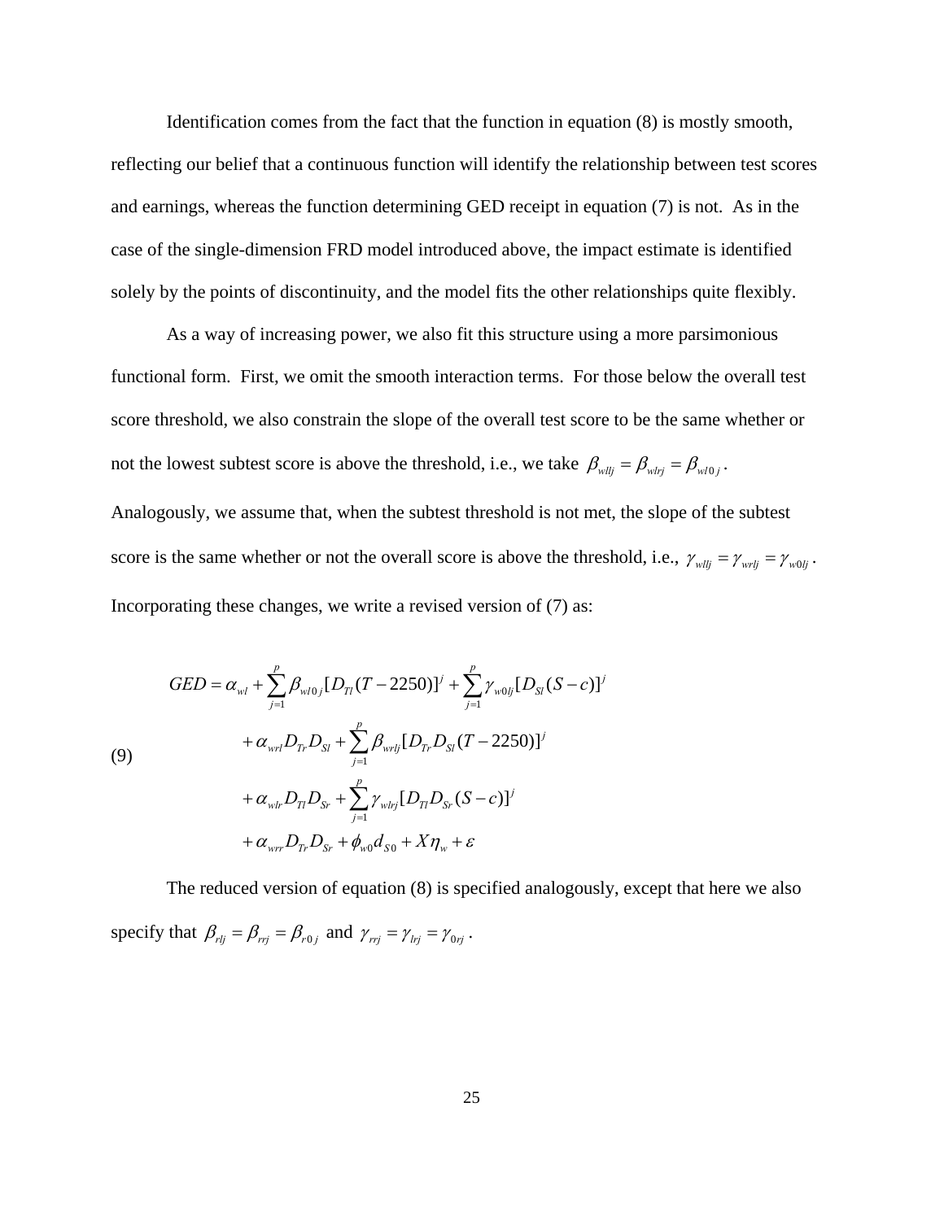Identification comes from the fact that the function in equation (8) is mostly smooth, reflecting our belief that a continuous function will identify the relationship between test scores and earnings, whereas the function determining GED receipt in equation (7) is not. As in the case of the single-dimension FRD model introduced above, the impact estimate is identified solely by the points of discontinuity, and the model fits the other relationships quite flexibly.

As a way of increasing power, we also fit this structure using a more parsimonious functional form. First, we omit the smooth interaction terms. For those below the overall test score threshold, we also constrain the slope of the overall test score to be the same whether or not the lowest subtest score is above the threshold, i.e., we take $\beta_{wllj} = \beta_{wlrj} = \beta_{wl0j}$. Analogously, we assume that, when the subtest threshold is not met, the slope of the subtest score is the same whether or not the overall score is above the threshold, i.e., $\gamma_{wllj} = \gamma_{wrlj} = \gamma_{w0lj}$. Incorporating these changes, we write a revised version of (7) as:

$$
\begin{aligned}
GED = {} & \alpha_{wl} + \sum_{j=1}^{p} \beta_{wl0j}[D_{Tl}(T-2250)]^j + \sum_{j=1}^{p} \gamma_{w0lj}[D_{Sl}(S-c)]^j \\
& + \alpha_{wrl} D_{Tr} D_{Sl} + \sum_{j=1}^{p} \beta_{wrlj}[D_{Tr} D_{Sl}(T-2250)]^j \\
& + \alpha_{wlr} D_{Tl} D_{Sr} + \sum_{j=1}^{p} \gamma_{wlrj}[D_{Tl} D_{Sr}(S-c)]^j \\
& + \alpha_{wrr} D_{Tr} D_{Sr} + \phi_{w0} d_{S0} + X\eta_w + \varepsilon
\end{aligned}
\tag{9}
$$

The reduced version of equation (8) is specified analogously, except that here we also specify that $\beta_{rlj} = \beta_{rrj} = \beta_{r0j}$ and $\gamma_{rrj} = \gamma_{lrj} = \gamma_{0rj}$.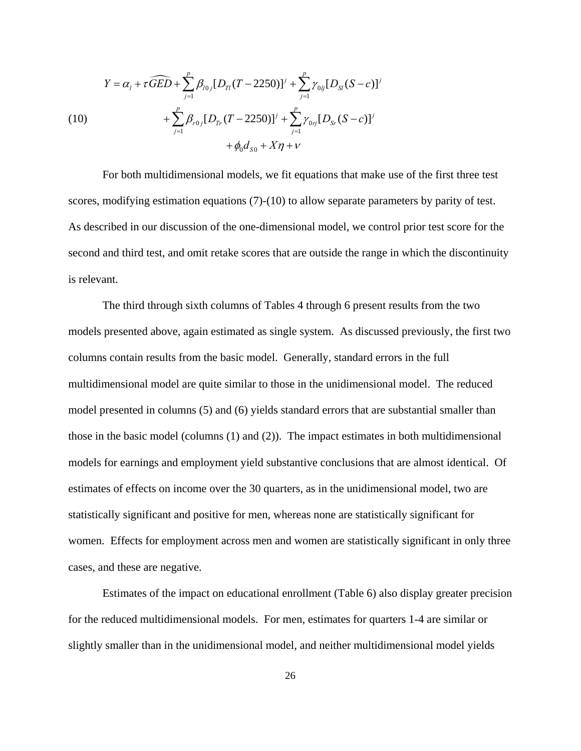$$
\begin{aligned}
Y = \alpha_l + \tau \widehat{GED} &+ \sum_{j=1}^{p} \beta_{l0j}[D_{Tl}(T-2250)]^j + \sum_{j=1}^{p} \gamma_{0lj}[D_{Sl}(S-c)]^j \\
&+ \sum_{j=1}^{p} \beta_{r0j}[D_{Tr}(T-2250)]^j + \sum_{j=1}^{p} \gamma_{0rj}[D_{Sr}(S-c)]^j \\
&+ \phi_0 d_{S0} + X\eta + \nu
\end{aligned} \tag{10}
$$

For both multidimensional models, we fit equations that make use of the first three test scores, modifying estimation equations (7)-(10) to allow separate parameters by parity of test. As described in our discussion of the one-dimensional model, we control prior test score for the second and third test, and omit retake scores that are outside the range in which the discontinuity is relevant.

The third through sixth columns of Tables 4 through 6 present results from the two models presented above, again estimated as single system. As discussed previously, the first two columns contain results from the basic model. Generally, standard errors in the full multidimensional model are quite similar to those in the unidimensional model. The reduced model presented in columns (5) and (6) yields standard errors that are substantial smaller than those in the basic model (columns (1) and (2)). The impact estimates in both multidimensional models for earnings and employment yield substantive conclusions that are almost identical. Of estimates of effects on income over the 30 quarters, as in the unidimensional model, two are statistically significant and positive for men, whereas none are statistically significant for women. Effects for employment across men and women are statistically significant in only three cases, and these are negative.

Estimates of the impact on educational enrollment (Table 6) also display greater precision for the reduced multidimensional models. For men, estimates for quarters 1-4 are similar or slightly smaller than in the unidimensional model, and neither multidimensional model yields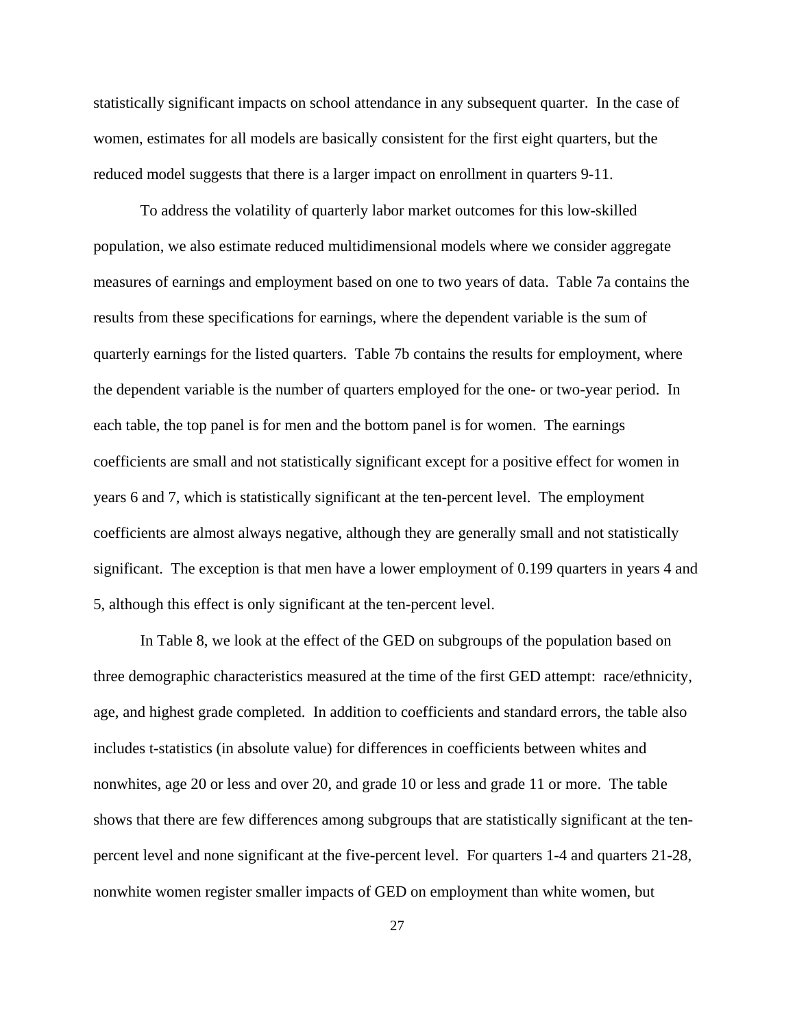statistically significant impacts on school attendance in any subsequent quarter. In the case of women, estimates for all models are basically consistent for the first eight quarters, but the reduced model suggests that there is a larger impact on enrollment in quarters 9-11.

To address the volatility of quarterly labor market outcomes for this low-skilled population, we also estimate reduced multidimensional models where we consider aggregate measures of earnings and employment based on one to two years of data. Table 7a contains the results from these specifications for earnings, where the dependent variable is the sum of quarterly earnings for the listed quarters. Table 7b contains the results for employment, where the dependent variable is the number of quarters employed for the one- or two-year period. In each table, the top panel is for men and the bottom panel is for women. The earnings coefficients are small and not statistically significant except for a positive effect for women in years 6 and 7, which is statistically significant at the ten-percent level. The employment coefficients are almost always negative, although they are generally small and not statistically significant. The exception is that men have a lower employment of 0.199 quarters in years 4 and 5, although this effect is only significant at the ten-percent level.

In Table 8, we look at the effect of the GED on subgroups of the population based on three demographic characteristics measured at the time of the first GED attempt: race/ethnicity, age, and highest grade completed. In addition to coefficients and standard errors, the table also includes t-statistics (in absolute value) for differences in coefficients between whites and nonwhites, age 20 or less and over 20, and grade 10 or less and grade 11 or more. The table shows that there are few differences among subgroups that are statistically significant at the ten-percent level and none significant at the five-percent level. For quarters 1-4 and quarters 21-28, nonwhite women register smaller impacts of GED on employment than white women, but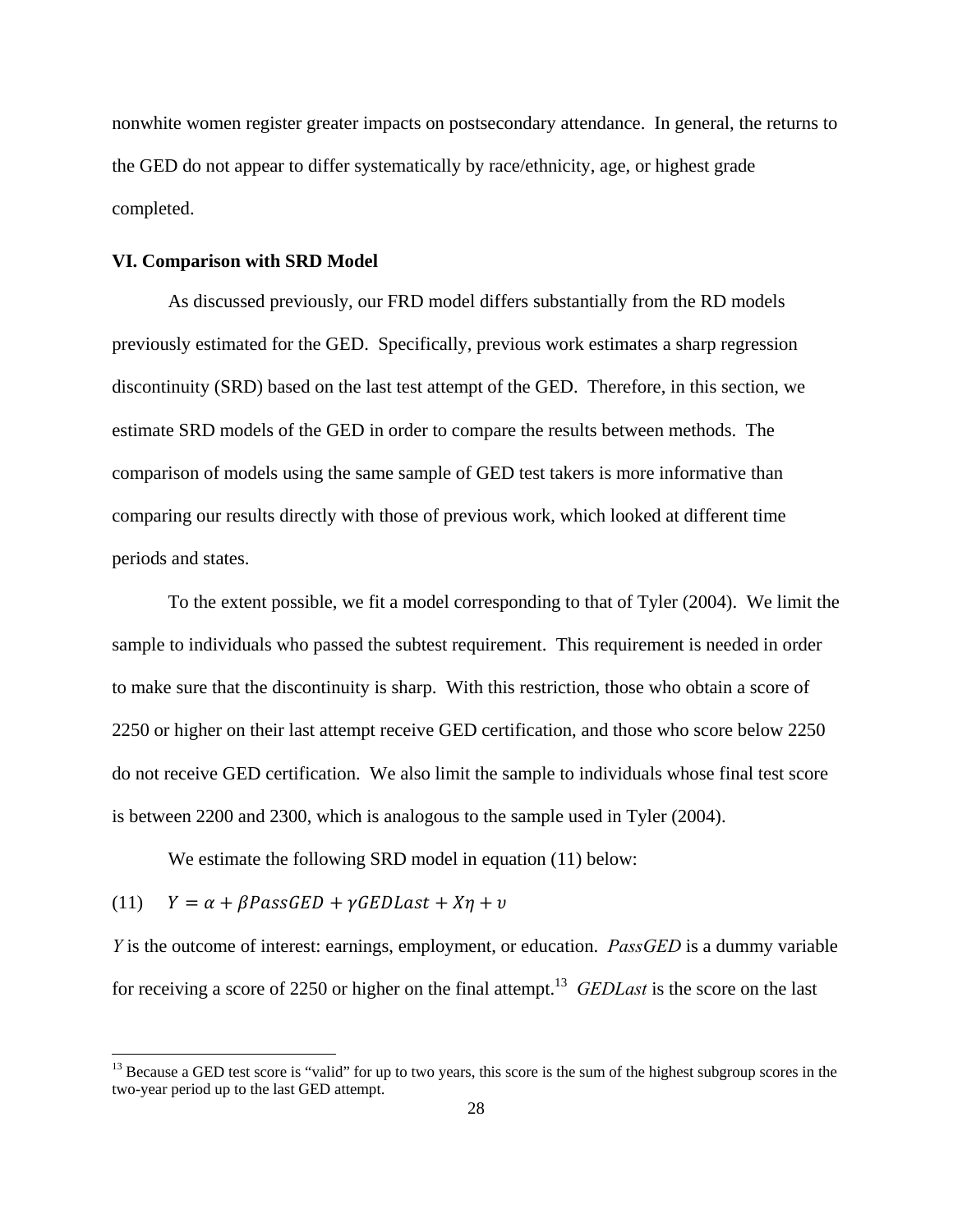nonwhite women register greater impacts on postsecondary attendance. In general, the returns to the GED do not appear to differ systematically by race/ethnicity, age, or highest grade completed.

### VI. Comparison with SRD Model

As discussed previously, our FRD model differs substantially from the RD models previously estimated for the GED. Specifically, previous work estimates a sharp regression discontinuity (SRD) based on the last test attempt of the GED. Therefore, in this section, we estimate SRD models of the GED in order to compare the results between methods. The comparison of models using the same sample of GED test takers is more informative than comparing our results directly with those of previous work, which looked at different time periods and states.

To the extent possible, we fit a model corresponding to that of Tyler (2004). We limit the sample to individuals who passed the subtest requirement. This requirement is needed in order to make sure that the discontinuity is sharp. With this restriction, those who obtain a score of 2250 or higher on their last attempt receive GED certification, and those who score below 2250 do not receive GED certification. We also limit the sample to individuals whose final test score is between 2200 and 2300, which is analogous to the sample used in Tyler (2004).

We estimate the following SRD model in equation (11) below:

$$(11) \quad Y = \alpha + \beta PassGED + \gamma GEDLast + X\eta + \upsilon$$

*Y* is the outcome of interest: earnings, employment, or education. *PassGED* is a dummy variable for receiving a score of 2250 or higher on the final attempt.[13] *GEDLast* is the score on the last

[13] Because a GED test score is "valid" for up to two years, this score is the sum of the highest subgroup scores in the two-year period up to the last GED attempt.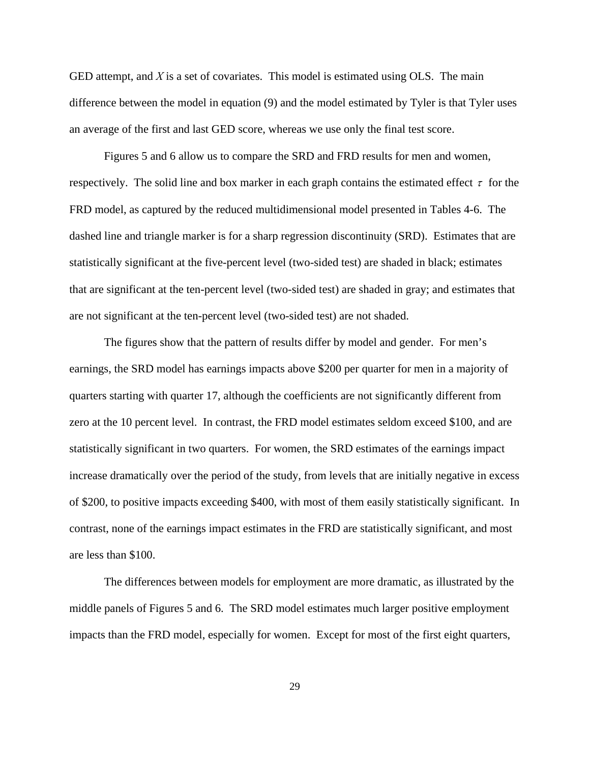GED attempt, and $X$ is a set of covariates. This model is estimated using OLS. The main difference between the model in equation (9) and the model estimated by Tyler is that Tyler uses an average of the first and last GED score, whereas we use only the final test score.

Figures 5 and 6 allow us to compare the SRD and FRD results for men and women, respectively. The solid line and box marker in each graph contains the estimated effect $\tau$ for the FRD model, as captured by the reduced multidimensional model presented in Tables 4-6. The dashed line and triangle marker is for a sharp regression discontinuity (SRD). Estimates that are statistically significant at the five-percent level (two-sided test) are shaded in black; estimates that are significant at the ten-percent level (two-sided test) are shaded in gray; and estimates that are not significant at the ten-percent level (two-sided test) are not shaded.

The figures show that the pattern of results differ by model and gender. For men's earnings, the SRD model has earnings impacts above $200 per quarter for men in a majority of quarters starting with quarter 17, although the coefficients are not significantly different from zero at the 10 percent level. In contrast, the FRD model estimates seldom exceed $100, and are statistically significant in two quarters. For women, the SRD estimates of the earnings impact increase dramatically over the period of the study, from levels that are initially negative in excess of $200, to positive impacts exceeding $400, with most of them easily statistically significant. In contrast, none of the earnings impact estimates in the FRD are statistically significant, and most are less than $100.

The differences between models for employment are more dramatic, as illustrated by the middle panels of Figures 5 and 6. The SRD model estimates much larger positive employment impacts than the FRD model, especially for women. Except for most of the first eight quarters,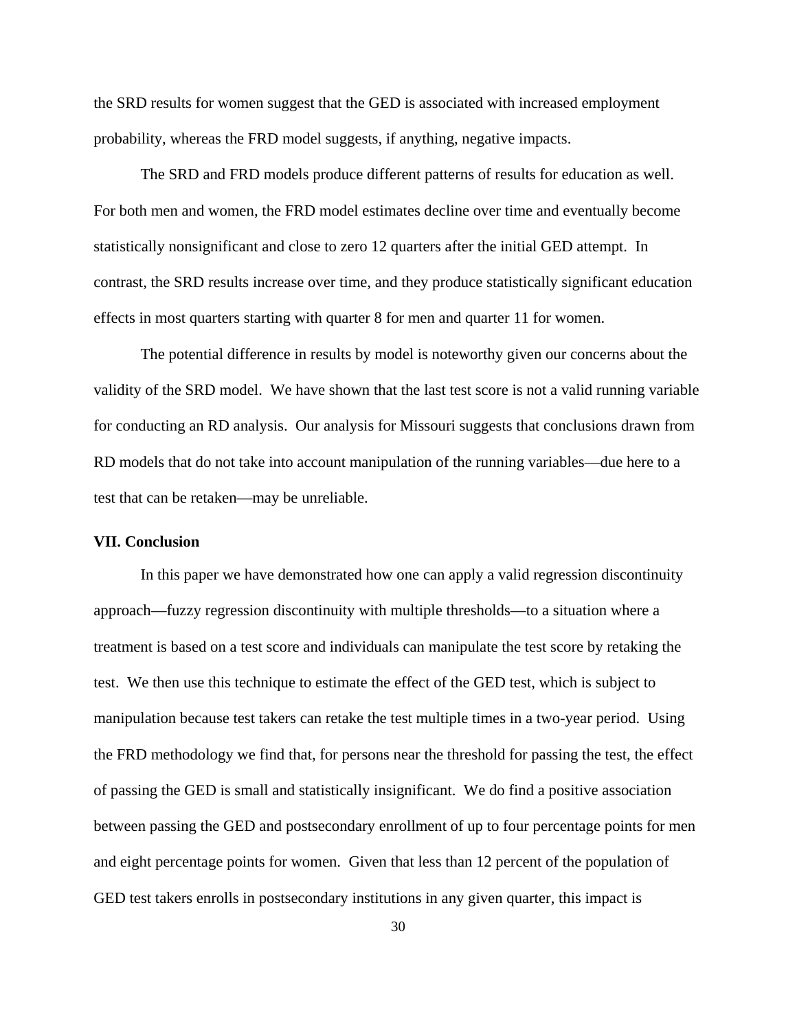the SRD results for women suggest that the GED is associated with increased employment probability, whereas the FRD model suggests, if anything, negative impacts.

The SRD and FRD models produce different patterns of results for education as well. For both men and women, the FRD model estimates decline over time and eventually become statistically nonsignificant and close to zero 12 quarters after the initial GED attempt. In contrast, the SRD results increase over time, and they produce statistically significant education effects in most quarters starting with quarter 8 for men and quarter 11 for women.

The potential difference in results by model is noteworthy given our concerns about the validity of the SRD model. We have shown that the last test score is not a valid running variable for conducting an RD analysis. Our analysis for Missouri suggests that conclusions drawn from RD models that do not take into account manipulation of the running variables—due here to a test that can be retaken—may be unreliable.

## VII. Conclusion

In this paper we have demonstrated how one can apply a valid regression discontinuity approach—fuzzy regression discontinuity with multiple thresholds—to a situation where a treatment is based on a test score and individuals can manipulate the test score by retaking the test. We then use this technique to estimate the effect of the GED test, which is subject to manipulation because test takers can retake the test multiple times in a two-year period. Using the FRD methodology we find that, for persons near the threshold for passing the test, the effect of passing the GED is small and statistically insignificant. We do find a positive association between passing the GED and postsecondary enrollment of up to four percentage points for men and eight percentage points for women. Given that less than 12 percent of the population of GED test takers enrolls in postsecondary institutions in any given quarter, this impact is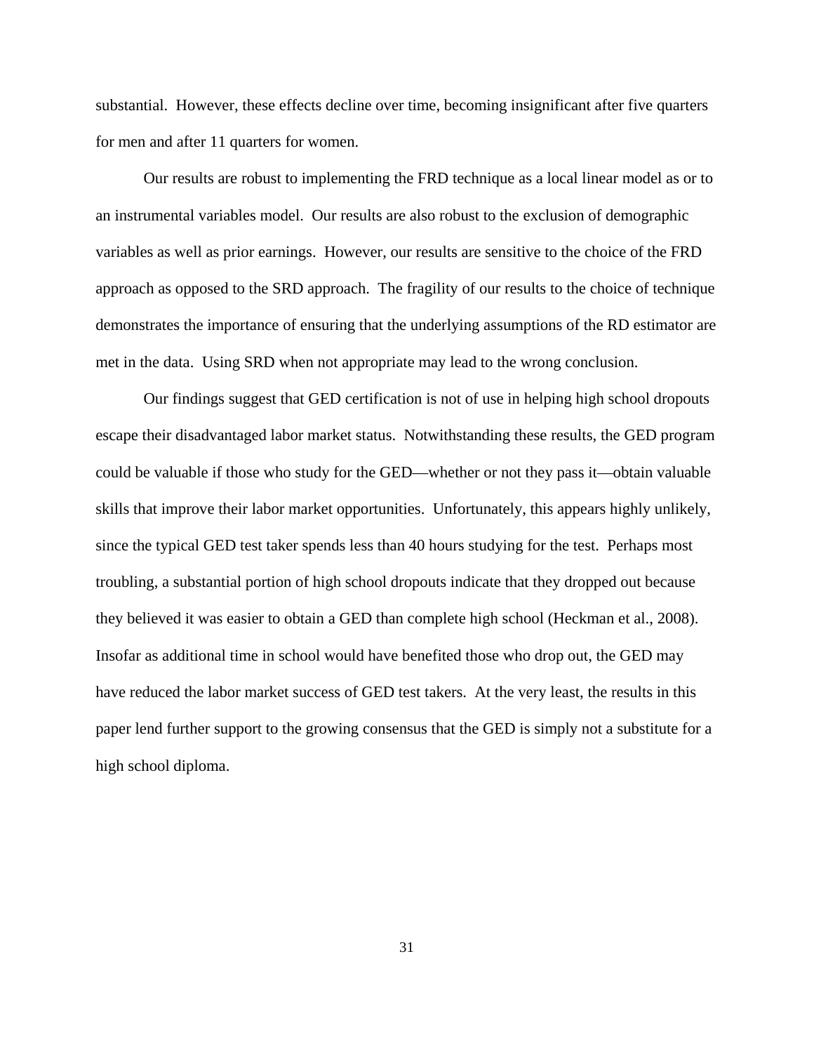substantial. However, these effects decline over time, becoming insignificant after five quarters for men and after 11 quarters for women.

Our results are robust to implementing the FRD technique as a local linear model as or to an instrumental variables model. Our results are also robust to the exclusion of demographic variables as well as prior earnings. However, our results are sensitive to the choice of the FRD approach as opposed to the SRD approach. The fragility of our results to the choice of technique demonstrates the importance of ensuring that the underlying assumptions of the RD estimator are met in the data. Using SRD when not appropriate may lead to the wrong conclusion.

Our findings suggest that GED certification is not of use in helping high school dropouts escape their disadvantaged labor market status. Notwithstanding these results, the GED program could be valuable if those who study for the GED—whether or not they pass it—obtain valuable skills that improve their labor market opportunities. Unfortunately, this appears highly unlikely, since the typical GED test taker spends less than 40 hours studying for the test. Perhaps most troubling, a substantial portion of high school dropouts indicate that they dropped out because they believed it was easier to obtain a GED than complete high school (Heckman et al., 2008). Insofar as additional time in school would have benefited those who drop out, the GED may have reduced the labor market success of GED test takers. At the very least, the results in this paper lend further support to the growing consensus that the GED is simply not a substitute for a high school diploma.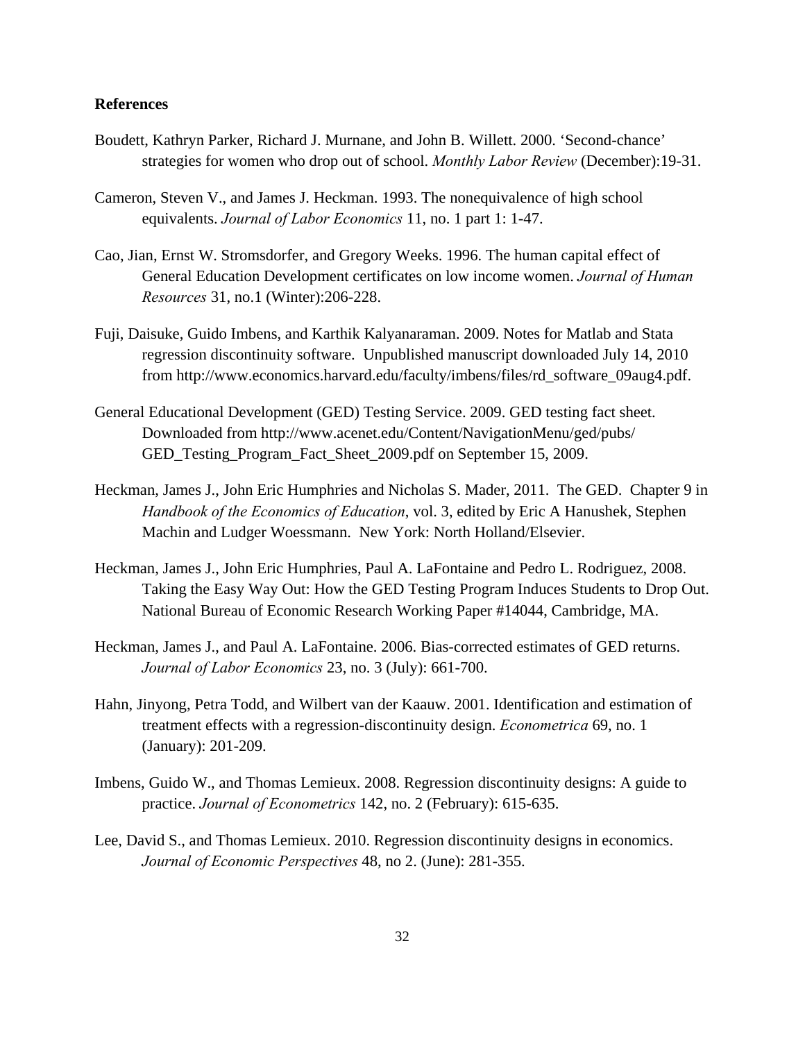**References**

Boudett, Kathryn Parker, Richard J. Murnane, and John B. Willett. 2000. 'Second-chance' strategies for women who drop out of school. *Monthly Labor Review* (December):19-31.

Cameron, Steven V., and James J. Heckman. 1993. The nonequivalence of high school equivalents. *Journal of Labor Economics* 11, no. 1 part 1: 1-47.

Cao, Jian, Ernst W. Stromsdorfer, and Gregory Weeks. 1996. The human capital effect of General Education Development certificates on low income women. *Journal of Human Resources* 31, no.1 (Winter):206-228.

Fuji, Daisuke, Guido Imbens, and Karthik Kalyanaraman. 2009. Notes for Matlab and Stata regression discontinuity software. Unpublished manuscript downloaded July 14, 2010 from http://www.economics.harvard.edu/faculty/imbens/files/rd_software_09aug4.pdf.

General Educational Development (GED) Testing Service. 2009. GED testing fact sheet. Downloaded from http://www.acenet.edu/Content/NavigationMenu/ged/pubs/GED_Testing_Program_Fact_Sheet_2009.pdf on September 15, 2009.

Heckman, James J., John Eric Humphries and Nicholas S. Mader, 2011. The GED. Chapter 9 in *Handbook of the Economics of Education*, vol. 3, edited by Eric A Hanushek, Stephen Machin and Ludger Woessmann. New York: North Holland/Elsevier.

Heckman, James J., John Eric Humphries, Paul A. LaFontaine and Pedro L. Rodriguez, 2008. Taking the Easy Way Out: How the GED Testing Program Induces Students to Drop Out. National Bureau of Economic Research Working Paper #14044, Cambridge, MA.

Heckman, James J., and Paul A. LaFontaine. 2006. Bias-corrected estimates of GED returns. *Journal of Labor Economics* 23, no. 3 (July): 661-700.

Hahn, Jinyong, Petra Todd, and Wilbert van der Kaauw. 2001. Identification and estimation of treatment effects with a regression-discontinuity design. *Econometrica* 69, no. 1 (January): 201-209.

Imbens, Guido W., and Thomas Lemieux. 2008. Regression discontinuity designs: A guide to practice. *Journal of Econometrics* 142, no. 2 (February): 615-635.

Lee, David S., and Thomas Lemieux. 2010. Regression discontinuity designs in economics. *Journal of Economic Perspectives* 48, no 2. (June): 281-355.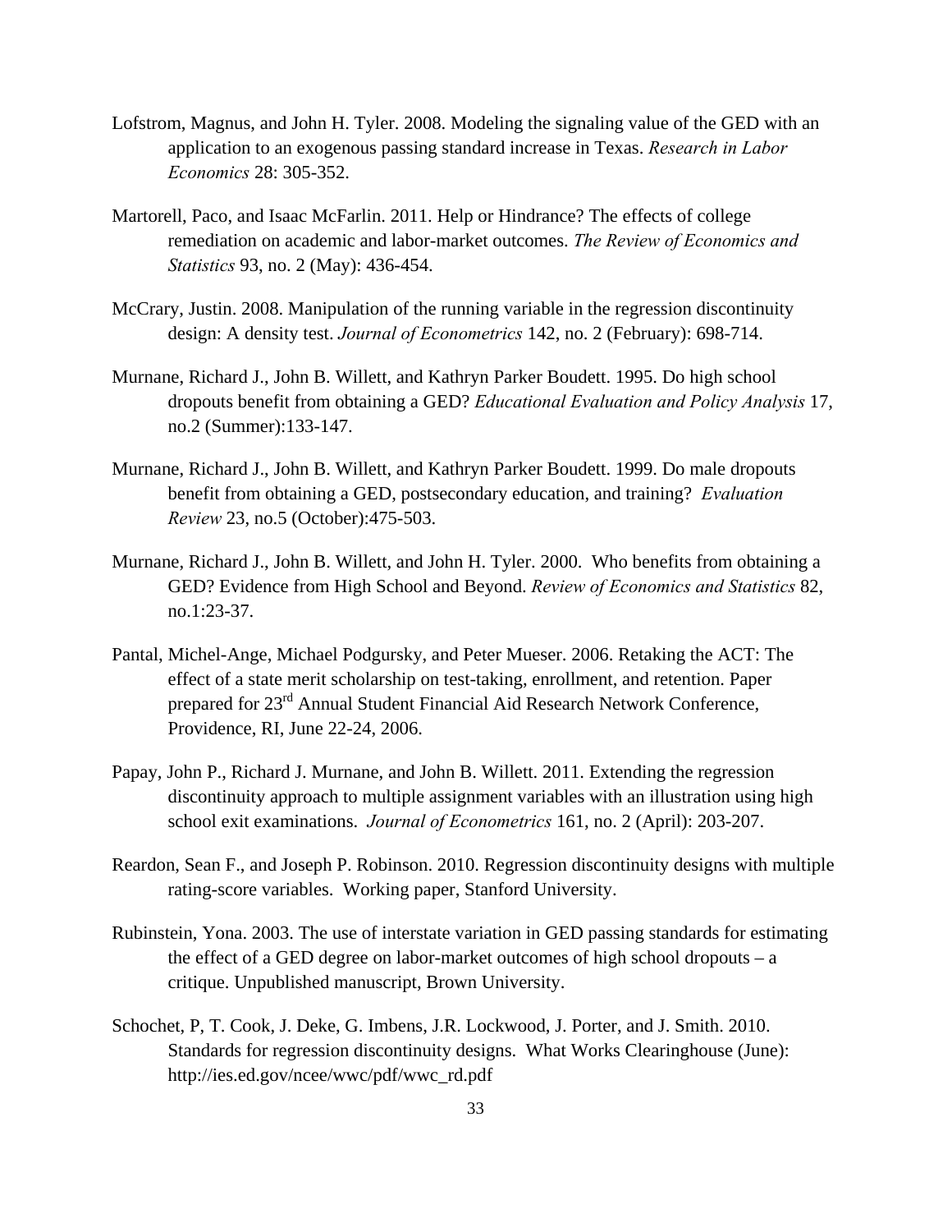Lofstrom, Magnus, and John H. Tyler. 2008. Modeling the signaling value of the GED with an application to an exogenous passing standard increase in Texas. *Research in Labor Economics* 28: 305-352.

Martorell, Paco, and Isaac McFarlin. 2011. Help or Hindrance? The effects of college remediation on academic and labor-market outcomes. *The Review of Economics and Statistics* 93, no. 2 (May): 436-454.

McCrary, Justin. 2008. Manipulation of the running variable in the regression discontinuity design: A density test. *Journal of Econometrics* 142, no. 2 (February): 698-714.

Murnane, Richard J., John B. Willett, and Kathryn Parker Boudett. 1995. Do high school dropouts benefit from obtaining a GED? *Educational Evaluation and Policy Analysis* 17, no.2 (Summer):133-147.

Murnane, Richard J., John B. Willett, and Kathryn Parker Boudett. 1999. Do male dropouts benefit from obtaining a GED, postsecondary education, and training? *Evaluation Review* 23, no.5 (October):475-503.

Murnane, Richard J., John B. Willett, and John H. Tyler. 2000. Who benefits from obtaining a GED? Evidence from High School and Beyond. *Review of Economics and Statistics* 82, no.1:23-37.

Pantal, Michel-Ange, Michael Podgursky, and Peter Mueser. 2006. Retaking the ACT: The effect of a state merit scholarship on test-taking, enrollment, and retention. Paper prepared for 23rd Annual Student Financial Aid Research Network Conference, Providence, RI, June 22-24, 2006.

Papay, John P., Richard J. Murnane, and John B. Willett. 2011. Extending the regression discontinuity approach to multiple assignment variables with an illustration using high school exit examinations. *Journal of Econometrics* 161, no. 2 (April): 203-207.

Reardon, Sean F., and Joseph P. Robinson. 2010. Regression discontinuity designs with multiple rating-score variables. Working paper, Stanford University.

Rubinstein, Yona. 2003. The use of interstate variation in GED passing standards for estimating the effect of a GED degree on labor-market outcomes of high school dropouts – a critique. Unpublished manuscript, Brown University.

Schochet, P, T. Cook, J. Deke, G. Imbens, J.R. Lockwood, J. Porter, and J. Smith. 2010. Standards for regression discontinuity designs. What Works Clearinghouse (June): http://ies.ed.gov/ncee/wwc/pdf/wwc_rd.pdf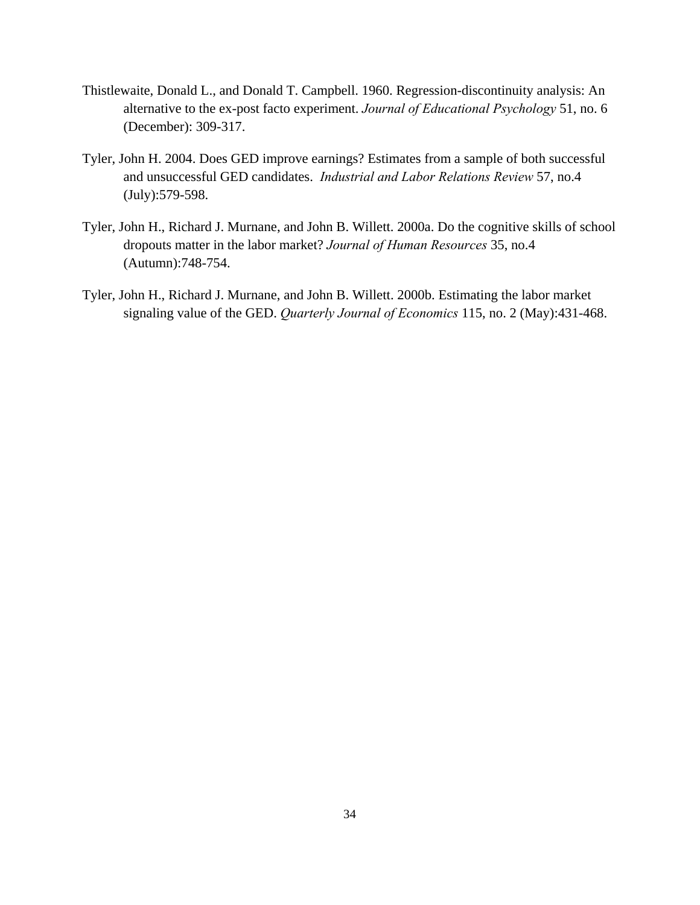Thistlewaite, Donald L., and Donald T. Campbell. 1960. Regression-discontinuity analysis: An alternative to the ex-post facto experiment. *Journal of Educational Psychology* 51, no. 6 (December): 309-317.

Tyler, John H. 2004. Does GED improve earnings? Estimates from a sample of both successful and unsuccessful GED candidates. *Industrial and Labor Relations Review* 57, no.4 (July):579-598.

Tyler, John H., Richard J. Murnane, and John B. Willett. 2000a. Do the cognitive skills of school dropouts matter in the labor market? *Journal of Human Resources* 35, no.4 (Autumn):748-754.

Tyler, John H., Richard J. Murnane, and John B. Willett. 2000b. Estimating the labor market signaling value of the GED. *Quarterly Journal of Economics* 115, no. 2 (May):431-468.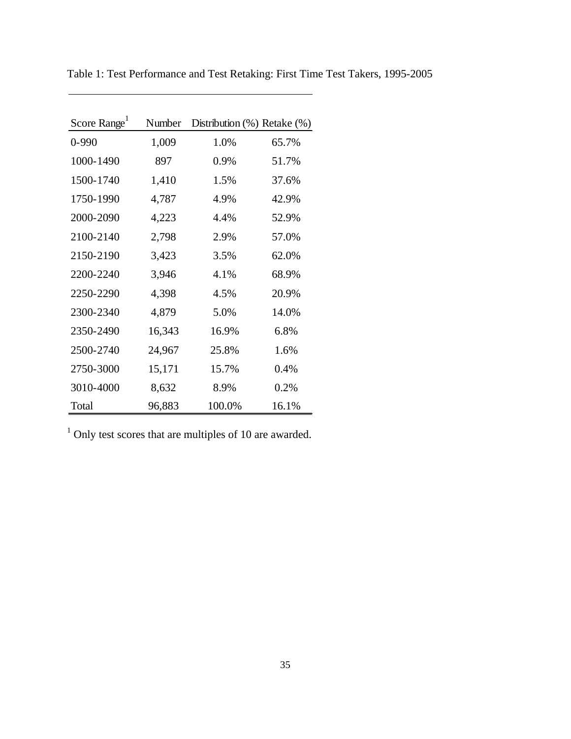Table 1: Test Performance and Test Retaking: First Time Test Takers, 1995-2005

| Score Range[1] | Number | Distribution (%) | Retake (%) |
|---|---|---|---|
| 0-990 | 1,009 | 1.0% | 65.7% |
| 1000-1490 | 897 | 0.9% | 51.7% |
| 1500-1740 | 1,410 | 1.5% | 37.6% |
| 1750-1990 | 4,787 | 4.9% | 42.9% |
| 2000-2090 | 4,223 | 4.4% | 52.9% |
| 2100-2140 | 2,798 | 2.9% | 57.0% |
| 2150-2190 | 3,423 | 3.5% | 62.0% |
| 2200-2240 | 3,946 | 4.1% | 68.9% |
| 2250-2290 | 4,398 | 4.5% | 20.9% |
| 2300-2340 | 4,879 | 5.0% | 14.0% |
| 2350-2490 | 16,343 | 16.9% | 6.8% |
| 2500-2740 | 24,967 | 25.8% | 1.6% |
| 2750-3000 | 15,171 | 15.7% | 0.4% |
| 3010-4000 | 8,632 | 8.9% | 0.2% |
| Total | 96,883 | 100.0% | 16.1% |

[1] Only test scores that are multiples of 10 are awarded.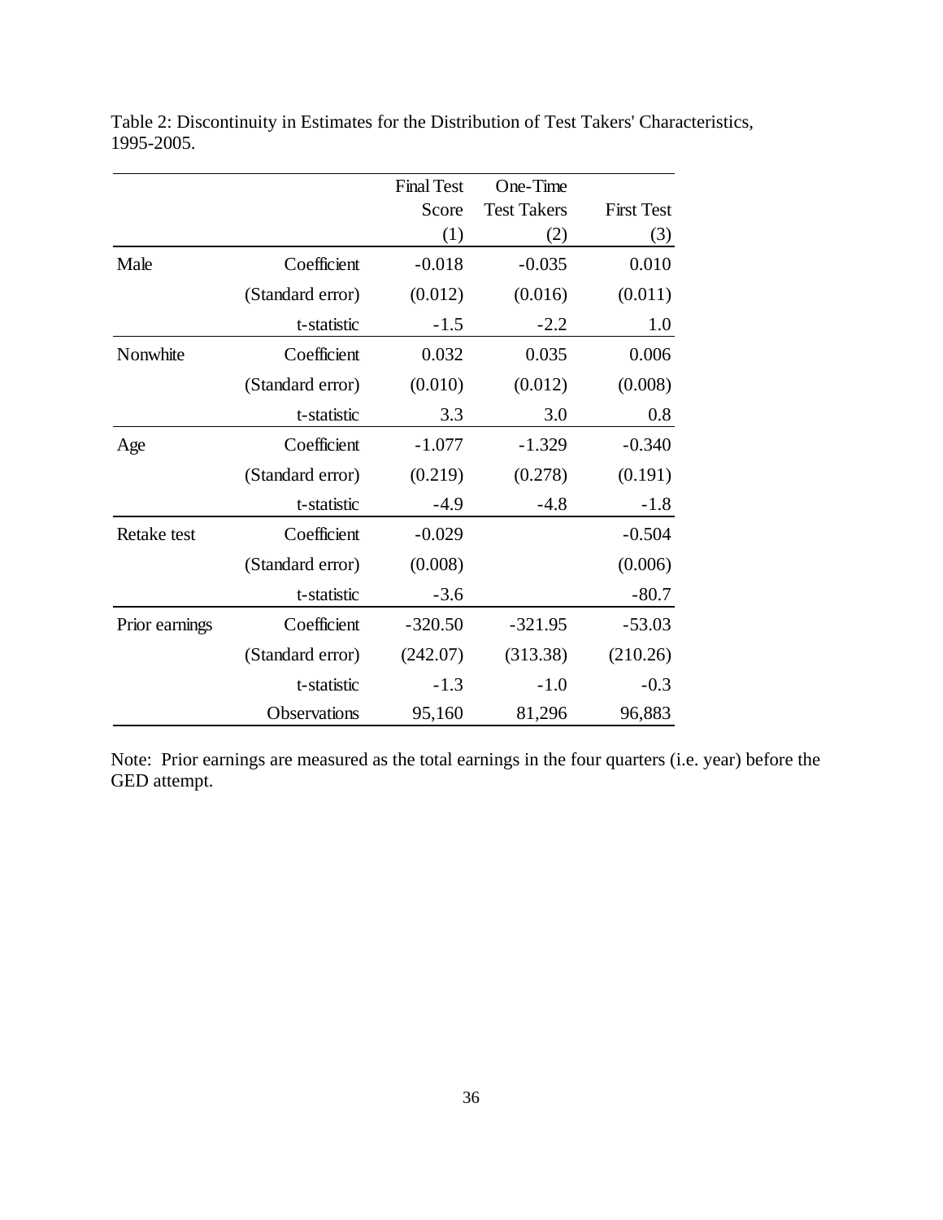Table 2: Discontinuity in Estimates for the Distribution of Test Takers' Characteristics, 1995-2005.

| | | Final Test Score (1) | One-Time Test Takers (2) | First Test (3) |
|---|---|---|---|---|
| Male | Coefficient | -0.018 | -0.035 | 0.010 |
| | (Standard error) | (0.012) | (0.016) | (0.011) |
| | t-statistic | -1.5 | -2.2 | 1.0 |
| Nonwhite | Coefficient | 0.032 | 0.035 | 0.006 |
| | (Standard error) | (0.010) | (0.012) | (0.008) |
| | t-statistic | 3.3 | 3.0 | 0.8 |
| Age | Coefficient | -1.077 | -1.329 | -0.340 |
| | (Standard error) | (0.219) | (0.278) | (0.191) |
| | t-statistic | -4.9 | -4.8 | -1.8 |
| Retake test | Coefficient | -0.029 | | -0.504 |
| | (Standard error) | (0.008) | | (0.006) |
| | t-statistic | -3.6 | | -80.7 |
| Prior earnings | Coefficient | -320.50 | -321.95 | -53.03 |
| | (Standard error) | (242.07) | (313.38) | (210.26) |
| | t-statistic | -1.3 | -1.0 | -0.3 |
| | Observations | 95,160 | 81,296 | 96,883 |

Note: Prior earnings are measured as the total earnings in the four quarters (i.e. year) before the GED attempt.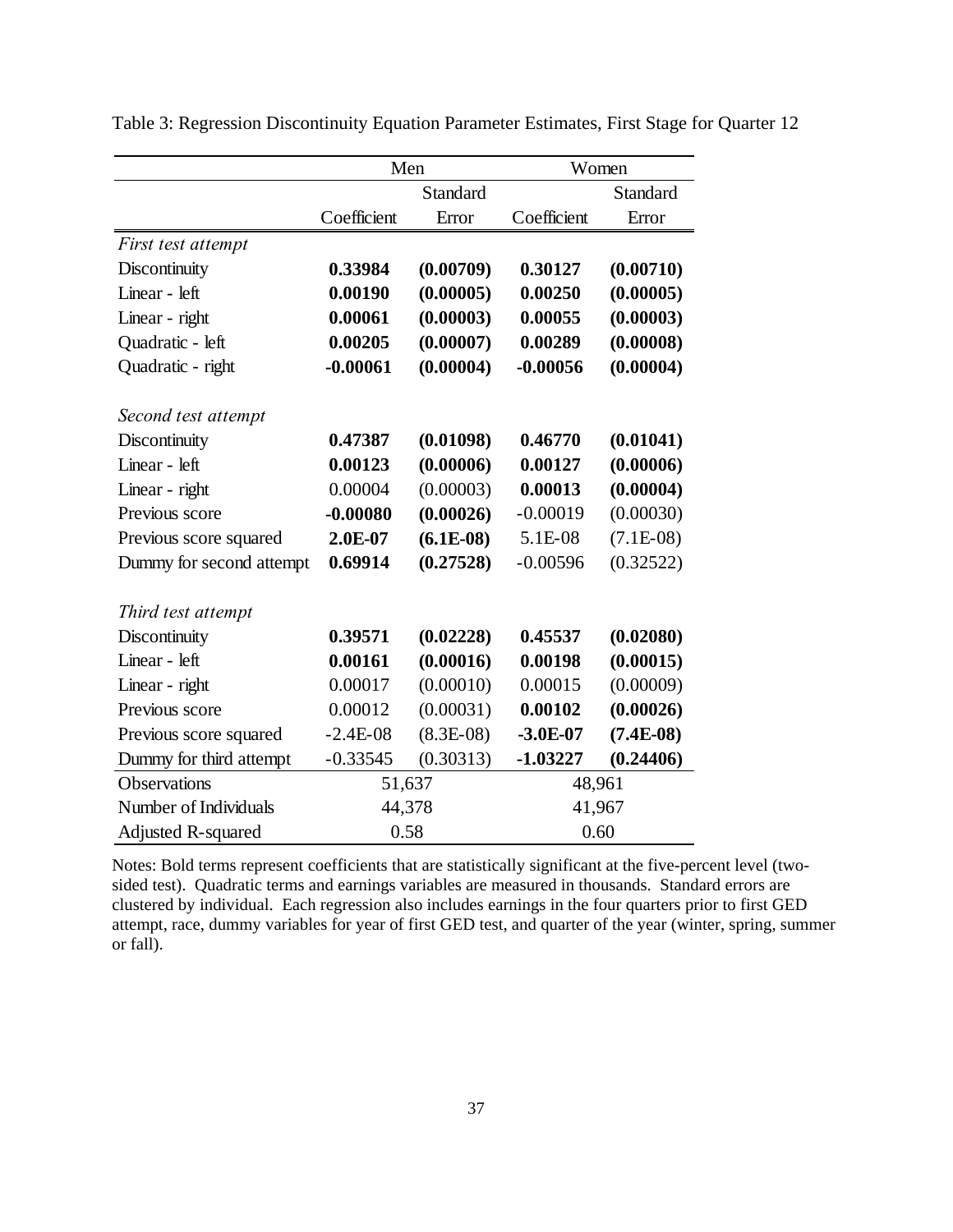Table 3: Regression Discontinuity Equation Parameter Estimates, First Stage for Quarter 12

| | Men | | Women | |
|---|---|---|---|---|
| | Coefficient | Standard Error | Coefficient | Standard Error |
| *First test attempt* | | | | |
| Discontinuity | **0.33984** | **(0.00709)** | **0.30127** | **(0.00710)** |
| Linear - left | **0.00190** | **(0.00005)** | **0.00250** | **(0.00005)** |
| Linear - right | **0.00061** | **(0.00003)** | **0.00055** | **(0.00003)** |
| Quadratic - left | **0.00205** | **(0.00007)** | **0.00289** | **(0.00008)** |
| Quadratic - right | **-0.00061** | **(0.00004)** | **-0.00056** | **(0.00004)** |
| *Second test attempt* | | | | |
| Discontinuity | **0.47387** | **(0.01098)** | **0.46770** | **(0.01041)** |
| Linear - left | **0.00123** | **(0.00006)** | **0.00127** | **(0.00006)** |
| Linear - right | 0.00004 | (0.00003) | **0.00013** | **(0.00004)** |
| Previous score | **-0.00080** | **(0.00026)** | -0.00019 | (0.00030) |
| Previous score squared | **2.0E-07** | **(6.1E-08)** | 5.1E-08 | (7.1E-08) |
| Dummy for second attempt | **0.69914** | **(0.27528)** | -0.00596 | (0.32522) |
| *Third test attempt* | | | | |
| Discontinuity | **0.39571** | **(0.02228)** | **0.45537** | **(0.02080)** |
| Linear - left | **0.00161** | **(0.00016)** | **0.00198** | **(0.00015)** |
| Linear - right | 0.00017 | (0.00010) | 0.00015 | (0.00009) |
| Previous score | 0.00012 | (0.00031) | **0.00102** | **(0.00026)** |
| Previous score squared | -2.4E-08 | (8.3E-08) | **-3.0E-07** | **(7.4E-08)** |
| Dummy for third attempt | -0.33545 | (0.30313) | **-1.03227** | **(0.24406)** |
| Observations | 51,637 | | 48,961 | |
| Number of Individuals | 44,378 | | 41,967 | |
| Adjusted R-squared | 0.58 | | 0.60 | |

Notes: Bold terms represent coefficients that are statistically significant at the five-percent level (two-sided test). Quadratic terms and earnings variables are measured in thousands. Standard errors are clustered by individual. Each regression also includes earnings in the four quarters prior to first GED attempt, race, dummy variables for year of first GED test, and quarter of the year (winter, spring, summer or fall).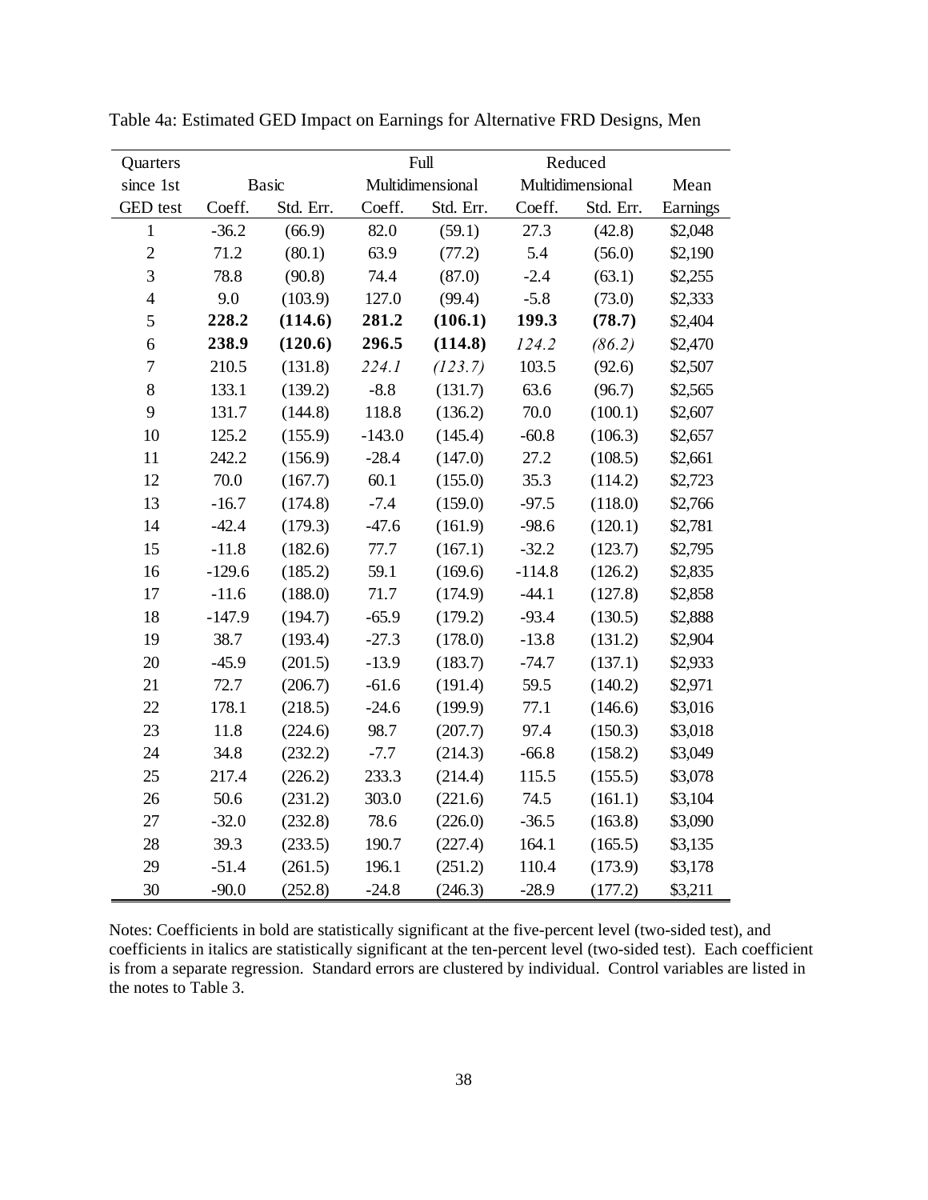Table 4a: Estimated GED Impact on Earnings for Alternative FRD Designs, Men

| Quarters since 1st GED test | Basic | | Full Multidimensional | | Reduced Multidimensional | | Mean Earnings |
|---|---|---|---|---|---|---|---|
| | Coeff. | Std. Err. | Coeff. | Std. Err. | Coeff. | Std. Err. | |
| 1 | -36.2 | (66.9) | 82.0 | (59.1) | 27.3 | (42.8) | $2,048 |
| 2 | 71.2 | (80.1) | 63.9 | (77.2) | 5.4 | (56.0) | $2,190 |
| 3 | 78.8 | (90.8) | 74.4 | (87.0) | -2.4 | (63.1) | $2,255 |
| 4 | 9.0 | (103.9) | 127.0 | (99.4) | -5.8 | (73.0) | $2,333 |
| 5 | **228.2** | **(114.6)** | **281.2** | **(106.1)** | **199.3** | **(78.7)** | $2,404 |
| 6 | **238.9** | **(120.6)** | **296.5** | **(114.8)** | *124.2* | *(86.2)* | $2,470 |
| 7 | 210.5 | (131.8) | *224.1* | *(123.7)* | 103.5 | (92.6) | $2,507 |
| 8 | 133.1 | (139.2) | -8.8 | (131.7) | 63.6 | (96.7) | $2,565 |
| 9 | 131.7 | (144.8) | 118.8 | (136.2) | 70.0 | (100.1) | $2,607 |
| 10 | 125.2 | (155.9) | -143.0 | (145.4) | -60.8 | (106.3) | $2,657 |
| 11 | 242.2 | (156.9) | -28.4 | (147.0) | 27.2 | (108.5) | $2,661 |
| 12 | 70.0 | (167.7) | 60.1 | (155.0) | 35.3 | (114.2) | $2,723 |
| 13 | -16.7 | (174.8) | -7.4 | (159.0) | -97.5 | (118.0) | $2,766 |
| 14 | -42.4 | (179.3) | -47.6 | (161.9) | -98.6 | (120.1) | $2,781 |
| 15 | -11.8 | (182.6) | 77.7 | (167.1) | -32.2 | (123.7) | $2,795 |
| 16 | -129.6 | (185.2) | 59.1 | (169.6) | -114.8 | (126.2) | $2,835 |
| 17 | -11.6 | (188.0) | 71.7 | (174.9) | -44.1 | (127.8) | $2,858 |
| 18 | -147.9 | (194.7) | -65.9 | (179.2) | -93.4 | (130.5) | $2,888 |
| 19 | 38.7 | (193.4) | -27.3 | (178.0) | -13.8 | (131.2) | $2,904 |
| 20 | -45.9 | (201.5) | -13.9 | (183.7) | -74.7 | (137.1) | $2,933 |
| 21 | 72.7 | (206.7) | -61.6 | (191.4) | 59.5 | (140.2) | $2,971 |
| 22 | 178.1 | (218.5) | -24.6 | (199.9) | 77.1 | (146.6) | $3,016 |
| 23 | 11.8 | (224.6) | 98.7 | (207.7) | 97.4 | (150.3) | $3,018 |
| 24 | 34.8 | (232.2) | -7.7 | (214.3) | -66.8 | (158.2) | $3,049 |
| 25 | 217.4 | (226.2) | 233.3 | (214.4) | 115.5 | (155.5) | $3,078 |
| 26 | 50.6 | (231.2) | 303.0 | (221.6) | 74.5 | (161.1) | $3,104 |
| 27 | -32.0 | (232.8) | 78.6 | (226.0) | -36.5 | (163.8) | $3,090 |
| 28 | 39.3 | (233.5) | 190.7 | (227.4) | 164.1 | (165.5) | $3,135 |
| 29 | -51.4 | (261.5) | 196.1 | (251.2) | 110.4 | (173.9) | $3,178 |
| 30 | -90.0 | (252.8) | -24.8 | (246.3) | -28.9 | (177.2) | $3,211 |

Notes: Coefficients in bold are statistically significant at the five-percent level (two-sided test), and coefficients in italics are statistically significant at the ten-percent level (two-sided test). Each coefficient is from a separate regression. Standard errors are clustered by individual. Control variables are listed in the notes to Table 3.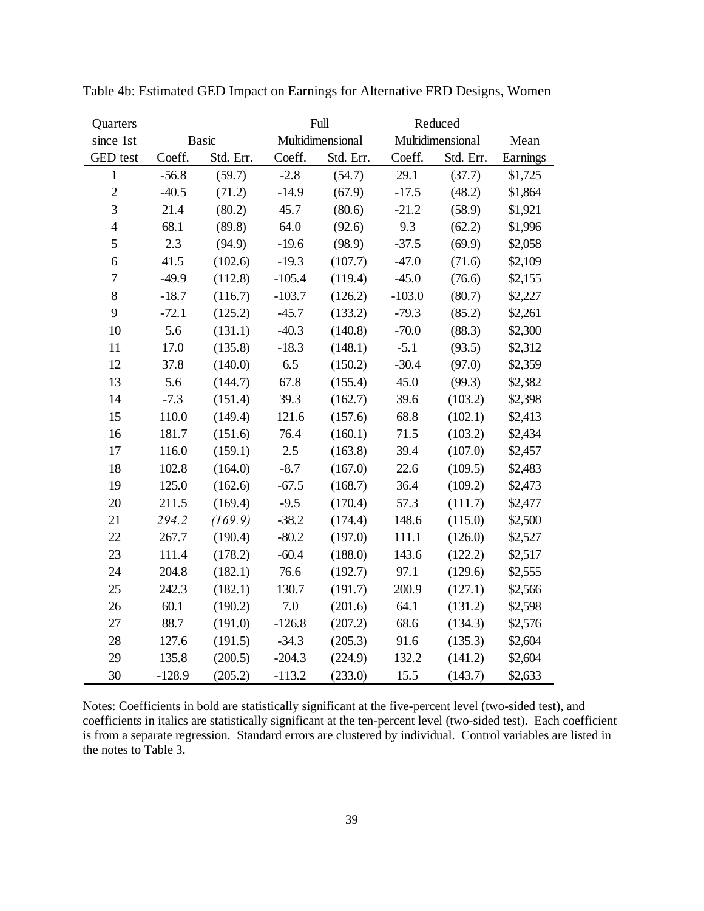Table 4b: Estimated GED Impact on Earnings for Alternative FRD Designs, Women

| Quarters since 1st GED test | Basic | | Full Multidimensional | | Reduced Multidimensional | | Mean Earnings |
|---|---|---|---|---|---|---|---|
| | Coeff. | Std. Err. | Coeff. | Std. Err. | Coeff. | Std. Err. | |
| 1 | -56.8 | (59.7) | -2.8 | (54.7) | 29.1 | (37.7) | $1,725 |
| 2 | -40.5 | (71.2) | -14.9 | (67.9) | -17.5 | (48.2) | $1,864 |
| 3 | 21.4 | (80.2) | 45.7 | (80.6) | -21.2 | (58.9) | $1,921 |
| 4 | 68.1 | (89.8) | 64.0 | (92.6) | 9.3 | (62.2) | $1,996 |
| 5 | 2.3 | (94.9) | -19.6 | (98.9) | -37.5 | (69.9) | $2,058 |
| 6 | 41.5 | (102.6) | -19.3 | (107.7) | -47.0 | (71.6) | $2,109 |
| 7 | -49.9 | (112.8) | -105.4 | (119.4) | -45.0 | (76.6) | $2,155 |
| 8 | -18.7 | (116.7) | -103.7 | (126.2) | -103.0 | (80.7) | $2,227 |
| 9 | -72.1 | (125.2) | -45.7 | (133.2) | -79.3 | (85.2) | $2,261 |
| 10 | 5.6 | (131.1) | -40.3 | (140.8) | -70.0 | (88.3) | $2,300 |
| 11 | 17.0 | (135.8) | -18.3 | (148.1) | -5.1 | (93.5) | $2,312 |
| 12 | 37.8 | (140.0) | 6.5 | (150.2) | -30.4 | (97.0) | $2,359 |
| 13 | 5.6 | (144.7) | 67.8 | (155.4) | 45.0 | (99.3) | $2,382 |
| 14 | -7.3 | (151.4) | 39.3 | (162.7) | 39.6 | (103.2) | $2,398 |
| 15 | 110.0 | (149.4) | 121.6 | (157.6) | 68.8 | (102.1) | $2,413 |
| 16 | 181.7 | (151.6) | 76.4 | (160.1) | 71.5 | (103.2) | $2,434 |
| 17 | 116.0 | (159.1) | 2.5 | (163.8) | 39.4 | (107.0) | $2,457 |
| 18 | 102.8 | (164.0) | -8.7 | (167.0) | 22.6 | (109.5) | $2,483 |
| 19 | 125.0 | (162.6) | -67.5 | (168.7) | 36.4 | (109.2) | $2,473 |
| 20 | 211.5 | (169.4) | -9.5 | (170.4) | 57.3 | (111.7) | $2,477 |
| 21 | *294.2* | *(169.9)* | -38.2 | (174.4) | 148.6 | (115.0) | $2,500 |
| 22 | 267.7 | (190.4) | -80.2 | (197.0) | 111.1 | (126.0) | $2,527 |
| 23 | 111.4 | (178.2) | -60.4 | (188.0) | 143.6 | (122.2) | $2,517 |
| 24 | 204.8 | (182.1) | 76.6 | (192.7) | 97.1 | (129.6) | $2,555 |
| 25 | 242.3 | (182.1) | 130.7 | (191.7) | 200.9 | (127.1) | $2,566 |
| 26 | 60.1 | (190.2) | 7.0 | (201.6) | 64.1 | (131.2) | $2,598 |
| 27 | 88.7 | (191.0) | -126.8 | (207.2) | 68.6 | (134.3) | $2,576 |
| 28 | 127.6 | (191.5) | -34.3 | (205.3) | 91.6 | (135.3) | $2,604 |
| 29 | 135.8 | (200.5) | -204.3 | (224.9) | 132.2 | (141.2) | $2,604 |
| 30 | -128.9 | (205.2) | -113.2 | (233.0) | 15.5 | (143.7) | $2,633 |

Notes: Coefficients in bold are statistically significant at the five-percent level (two-sided test), and coefficients in italics are statistically significant at the ten-percent level (two-sided test). Each coefficient is from a separate regression. Standard errors are clustered by individual. Control variables are listed in the notes to Table 3.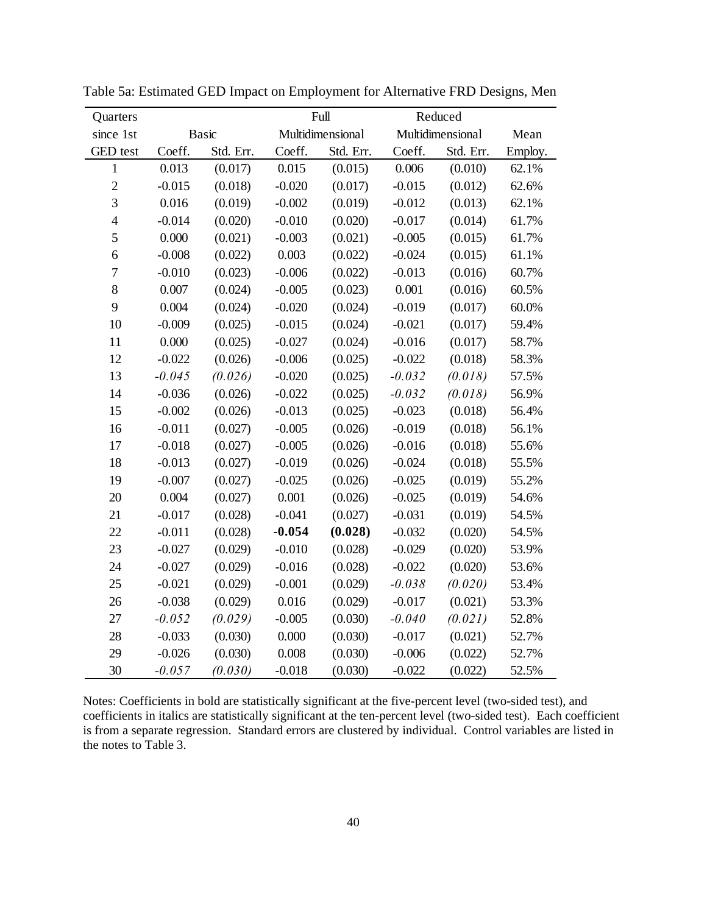Table 5a: Estimated GED Impact on Employment for Alternative FRD Designs, Men

| Quarters since 1st GED test | Basic | | Full Multidimensional | | Reduced Multidimensional | | Mean |
|---|---|---|---|---|---|---|---|
| | Coeff. | Std. Err. | Coeff. | Std. Err. | Coeff. | Std. Err. | Employ. |
| 1 | 0.013 | (0.017) | 0.015 | (0.015) | 0.006 | (0.010) | 62.1% |
| 2 | -0.015 | (0.018) | -0.020 | (0.017) | -0.015 | (0.012) | 62.6% |
| 3 | 0.016 | (0.019) | -0.002 | (0.019) | -0.012 | (0.013) | 62.1% |
| 4 | -0.014 | (0.020) | -0.010 | (0.020) | -0.017 | (0.014) | 61.7% |
| 5 | 0.000 | (0.021) | -0.003 | (0.021) | -0.005 | (0.015) | 61.7% |
| 6 | -0.008 | (0.022) | 0.003 | (0.022) | -0.024 | (0.015) | 61.1% |
| 7 | -0.010 | (0.023) | -0.006 | (0.022) | -0.013 | (0.016) | 60.7% |
| 8 | 0.007 | (0.024) | -0.005 | (0.023) | 0.001 | (0.016) | 60.5% |
| 9 | 0.004 | (0.024) | -0.020 | (0.024) | -0.019 | (0.017) | 60.0% |
| 10 | -0.009 | (0.025) | -0.015 | (0.024) | -0.021 | (0.017) | 59.4% |
| 11 | 0.000 | (0.025) | -0.027 | (0.024) | -0.016 | (0.017) | 58.7% |
| 12 | -0.022 | (0.026) | -0.006 | (0.025) | -0.022 | (0.018) | 58.3% |
| 13 | *-0.045* | *(0.026)* | -0.020 | (0.025) | *-0.032* | *(0.018)* | 57.5% |
| 14 | -0.036 | (0.026) | -0.022 | (0.025) | *-0.032* | *(0.018)* | 56.9% |
| 15 | -0.002 | (0.026) | -0.013 | (0.025) | -0.023 | (0.018) | 56.4% |
| 16 | -0.011 | (0.027) | -0.005 | (0.026) | -0.019 | (0.018) | 56.1% |
| 17 | -0.018 | (0.027) | -0.005 | (0.026) | -0.016 | (0.018) | 55.6% |
| 18 | -0.013 | (0.027) | -0.019 | (0.026) | -0.024 | (0.018) | 55.5% |
| 19 | -0.007 | (0.027) | -0.025 | (0.026) | -0.025 | (0.019) | 55.2% |
| 20 | 0.004 | (0.027) | 0.001 | (0.026) | -0.025 | (0.019) | 54.6% |
| 21 | -0.017 | (0.028) | -0.041 | (0.027) | -0.031 | (0.019) | 54.5% |
| 22 | -0.011 | (0.028) | **-0.054** | **(0.028)** | -0.032 | (0.020) | 54.5% |
| 23 | -0.027 | (0.029) | -0.010 | (0.028) | -0.029 | (0.020) | 53.9% |
| 24 | -0.027 | (0.029) | -0.016 | (0.028) | -0.022 | (0.020) | 53.6% |
| 25 | -0.021 | (0.029) | -0.001 | (0.029) | *-0.038* | *(0.020)* | 53.4% |
| 26 | -0.038 | (0.029) | 0.016 | (0.029) | -0.017 | (0.021) | 53.3% |
| 27 | *-0.052* | *(0.029)* | -0.005 | (0.030) | *-0.040* | *(0.021)* | 52.8% |
| 28 | -0.033 | (0.030) | 0.000 | (0.030) | -0.017 | (0.021) | 52.7% |
| 29 | -0.026 | (0.030) | 0.008 | (0.030) | -0.006 | (0.022) | 52.7% |
| 30 | *-0.057* | *(0.030)* | -0.018 | (0.030) | -0.022 | (0.022) | 52.5% |

Notes: Coefficients in bold are statistically significant at the five-percent level (two-sided test), and coefficients in italics are statistically significant at the ten-percent level (two-sided test). Each coefficient is from a separate regression. Standard errors are clustered by individual. Control variables are listed in the notes to Table 3.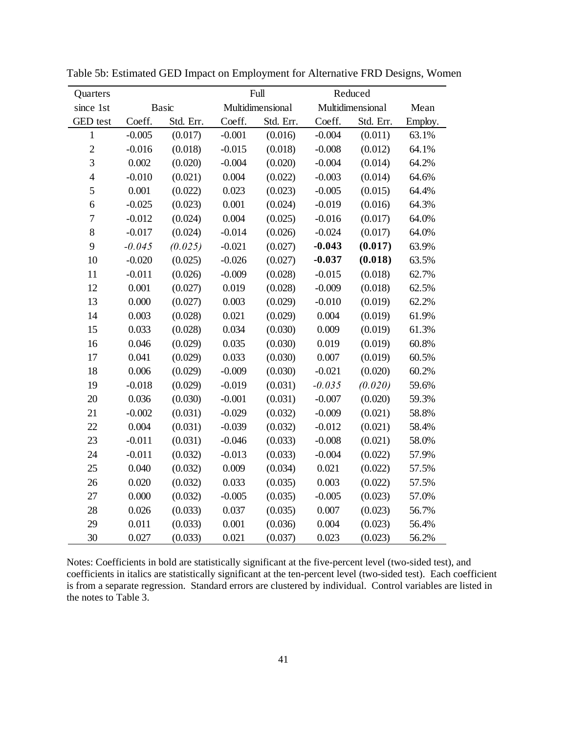Table 5b: Estimated GED Impact on Employment for Alternative FRD Designs, Women

| Quarters since 1st GED test | Basic | | Full Multidimensional | | Reduced Multidimensional | | Mean |
|---|---|---|---|---|---|---|---|
| | Coeff. | Std. Err. | Coeff. | Std. Err. | Coeff. | Std. Err. | Employ. |
| 1 | -0.005 | (0.017) | -0.001 | (0.016) | -0.004 | (0.011) | 63.1% |
| 2 | -0.016 | (0.018) | -0.015 | (0.018) | -0.008 | (0.012) | 64.1% |
| 3 | 0.002 | (0.020) | -0.004 | (0.020) | -0.004 | (0.014) | 64.2% |
| 4 | -0.010 | (0.021) | 0.004 | (0.022) | -0.003 | (0.014) | 64.6% |
| 5 | 0.001 | (0.022) | 0.023 | (0.023) | -0.005 | (0.015) | 64.4% |
| 6 | -0.025 | (0.023) | 0.001 | (0.024) | -0.019 | (0.016) | 64.3% |
| 7 | -0.012 | (0.024) | 0.004 | (0.025) | -0.016 | (0.017) | 64.0% |
| 8 | -0.017 | (0.024) | -0.014 | (0.026) | -0.024 | (0.017) | 64.0% |
| 9 | *-0.045* | *(0.025)* | -0.021 | (0.027) | **-0.043** | **(0.017)** | 63.9% |
| 10 | -0.020 | (0.025) | -0.026 | (0.027) | **-0.037** | **(0.018)** | 63.5% |
| 11 | -0.011 | (0.026) | -0.009 | (0.028) | -0.015 | (0.018) | 62.7% |
| 12 | 0.001 | (0.027) | 0.019 | (0.028) | -0.009 | (0.018) | 62.5% |
| 13 | 0.000 | (0.027) | 0.003 | (0.029) | -0.010 | (0.019) | 62.2% |
| 14 | 0.003 | (0.028) | 0.021 | (0.029) | 0.004 | (0.019) | 61.9% |
| 15 | 0.033 | (0.028) | 0.034 | (0.030) | 0.009 | (0.019) | 61.3% |
| 16 | 0.046 | (0.029) | 0.035 | (0.030) | 0.019 | (0.019) | 60.8% |
| 17 | 0.041 | (0.029) | 0.033 | (0.030) | 0.007 | (0.019) | 60.5% |
| 18 | 0.006 | (0.029) | -0.009 | (0.030) | -0.021 | (0.020) | 60.2% |
| 19 | -0.018 | (0.029) | -0.019 | (0.031) | *-0.035* | *(0.020)* | 59.6% |
| 20 | 0.036 | (0.030) | -0.001 | (0.031) | -0.007 | (0.020) | 59.3% |
| 21 | -0.002 | (0.031) | -0.029 | (0.032) | -0.009 | (0.021) | 58.8% |
| 22 | 0.004 | (0.031) | -0.039 | (0.032) | -0.012 | (0.021) | 58.4% |
| 23 | -0.011 | (0.031) | -0.046 | (0.033) | -0.008 | (0.021) | 58.0% |
| 24 | -0.011 | (0.032) | -0.013 | (0.033) | -0.004 | (0.022) | 57.9% |
| 25 | 0.040 | (0.032) | 0.009 | (0.034) | 0.021 | (0.022) | 57.5% |
| 26 | 0.020 | (0.032) | 0.033 | (0.035) | 0.003 | (0.022) | 57.5% |
| 27 | 0.000 | (0.032) | -0.005 | (0.035) | -0.005 | (0.023) | 57.0% |
| 28 | 0.026 | (0.033) | 0.037 | (0.035) | 0.007 | (0.023) | 56.7% |
| 29 | 0.011 | (0.033) | 0.001 | (0.036) | 0.004 | (0.023) | 56.4% |
| 30 | 0.027 | (0.033) | 0.021 | (0.037) | 0.023 | (0.023) | 56.2% |

Notes: Coefficients in bold are statistically significant at the five-percent level (two-sided test), and coefficients in italics are statistically significant at the ten-percent level (two-sided test). Each coefficient is from a separate regression. Standard errors are clustered by individual. Control variables are listed in the notes to Table 3.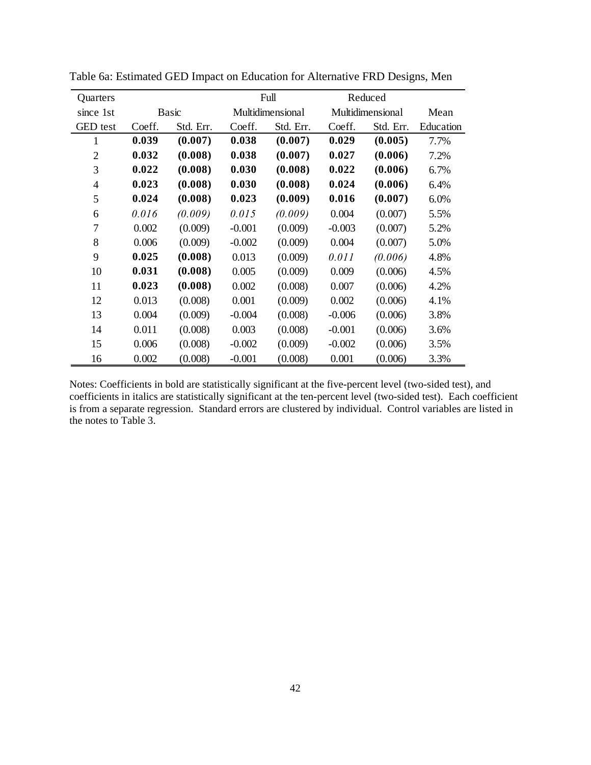Table 6a: Estimated GED Impact on Education for Alternative FRD Designs, Men

| Quarters since 1st GED test | Basic | | Full Multidimensional | | Reduced Multidimensional | | Mean Education |
|---|---|---|---|---|---|---|---|
| | Coeff. | Std. Err. | Coeff. | Std. Err. | Coeff. | Std. Err. | |
| 1 | **0.039** | **(0.007)** | **0.038** | **(0.007)** | **0.029** | **(0.005)** | 7.7% |
| 2 | **0.032** | **(0.008)** | **0.038** | **(0.007)** | **0.027** | **(0.006)** | 7.2% |
| 3 | **0.022** | **(0.008)** | **0.030** | **(0.008)** | **0.022** | **(0.006)** | 6.7% |
| 4 | **0.023** | **(0.008)** | **0.030** | **(0.008)** | **0.024** | **(0.006)** | 6.4% |
| 5 | **0.024** | **(0.008)** | **0.023** | **(0.009)** | **0.016** | **(0.007)** | 6.0% |
| 6 | *0.016* | *(0.009)* | *0.015* | *(0.009)* | 0.004 | (0.007) | 5.5% |
| 7 | 0.002 | (0.009) | -0.001 | (0.009) | -0.003 | (0.007) | 5.2% |
| 8 | 0.006 | (0.009) | -0.002 | (0.009) | 0.004 | (0.007) | 5.0% |
| 9 | **0.025** | **(0.008)** | 0.013 | (0.009) | *0.011* | *(0.006)* | 4.8% |
| 10 | **0.031** | **(0.008)** | 0.005 | (0.009) | 0.009 | (0.006) | 4.5% |
| 11 | **0.023** | **(0.008)** | 0.002 | (0.008) | 0.007 | (0.006) | 4.2% |
| 12 | 0.013 | (0.008) | 0.001 | (0.009) | 0.002 | (0.006) | 4.1% |
| 13 | 0.004 | (0.009) | -0.004 | (0.008) | -0.006 | (0.006) | 3.8% |
| 14 | 0.011 | (0.008) | 0.003 | (0.008) | -0.001 | (0.006) | 3.6% |
| 15 | 0.006 | (0.008) | -0.002 | (0.009) | -0.002 | (0.006) | 3.5% |
| 16 | 0.002 | (0.008) | -0.001 | (0.008) | 0.001 | (0.006) | 3.3% |

Notes: Coefficients in bold are statistically significant at the five-percent level (two-sided test), and coefficients in italics are statistically significant at the ten-percent level (two-sided test). Each coefficient is from a separate regression. Standard errors are clustered by individual. Control variables are listed in the notes to Table 3.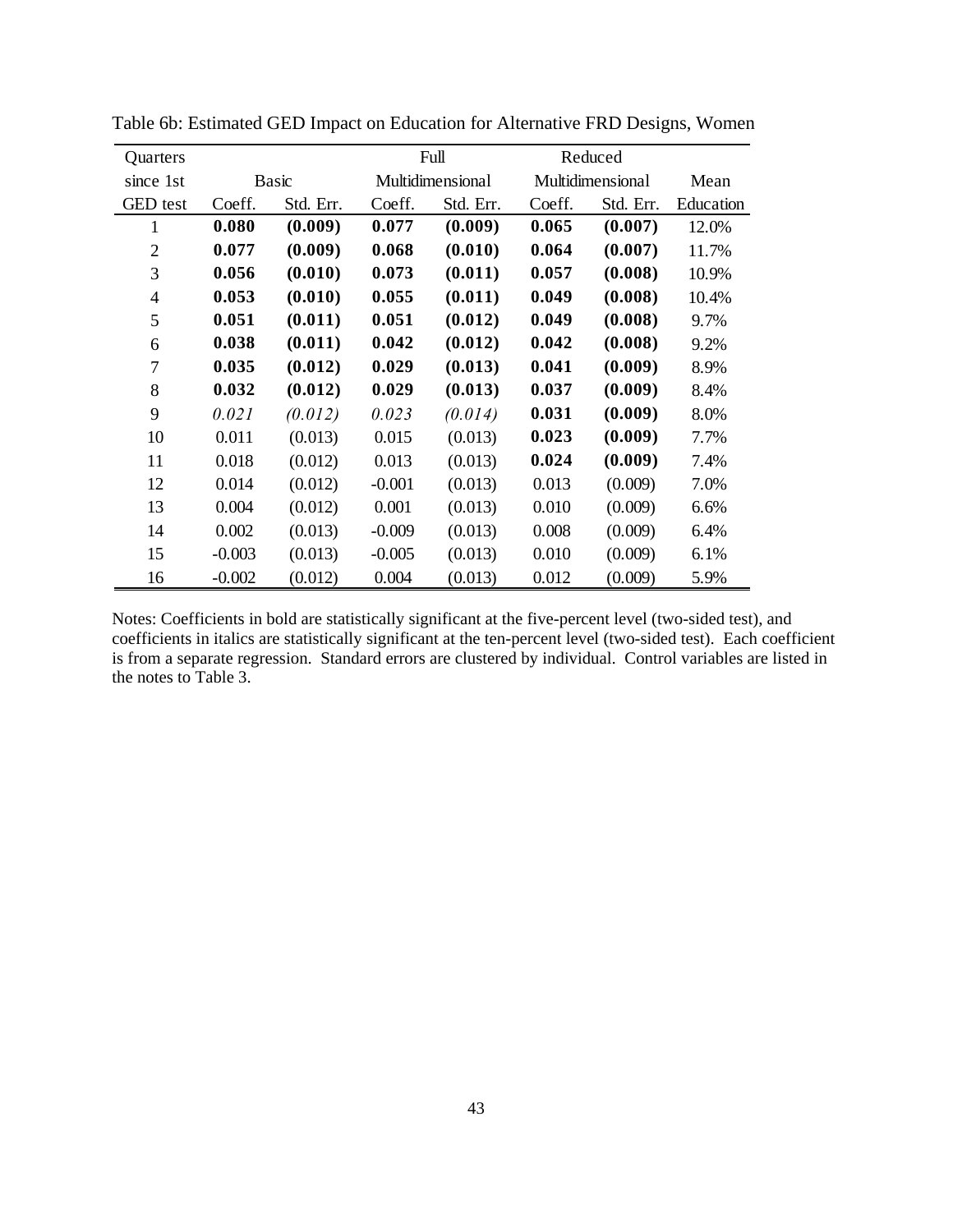Table 6b: Estimated GED Impact on Education for Alternative FRD Designs, Women

| Quarters since 1st GED test | Basic Coeff. | Basic Std. Err. | Full Multidimensional Coeff. | Full Multidimensional Std. Err. | Reduced Multidimensional Coeff. | Reduced Multidimensional Std. Err. | Mean Education |
|---|---|---|---|---|---|---|---|
| 1 | **0.080** | **(0.009)** | **0.077** | **(0.009)** | **0.065** | **(0.007)** | 12.0% |
| 2 | **0.077** | **(0.009)** | **0.068** | **(0.010)** | **0.064** | **(0.007)** | 11.7% |
| 3 | **0.056** | **(0.010)** | **0.073** | **(0.011)** | **0.057** | **(0.008)** | 10.9% |
| 4 | **0.053** | **(0.010)** | **0.055** | **(0.011)** | **0.049** | **(0.008)** | 10.4% |
| 5 | **0.051** | **(0.011)** | **0.051** | **(0.012)** | **0.049** | **(0.008)** | 9.7% |
| 6 | **0.038** | **(0.011)** | **0.042** | **(0.012)** | **0.042** | **(0.008)** | 9.2% |
| 7 | **0.035** | **(0.012)** | **0.029** | **(0.013)** | **0.041** | **(0.009)** | 8.9% |
| 8 | **0.032** | **(0.012)** | **0.029** | **(0.013)** | **0.037** | **(0.009)** | 8.4% |
| 9 | *0.021* | *(0.012)* | *0.023* | *(0.014)* | **0.031** | **(0.009)** | 8.0% |
| 10 | 0.011 | (0.013) | 0.015 | (0.013) | **0.023** | **(0.009)** | 7.7% |
| 11 | 0.018 | (0.012) | 0.013 | (0.013) | **0.024** | **(0.009)** | 7.4% |
| 12 | 0.014 | (0.012) | -0.001 | (0.013) | 0.013 | (0.009) | 7.0% |
| 13 | 0.004 | (0.012) | 0.001 | (0.013) | 0.010 | (0.009) | 6.6% |
| 14 | 0.002 | (0.013) | -0.009 | (0.013) | 0.008 | (0.009) | 6.4% |
| 15 | -0.003 | (0.013) | -0.005 | (0.013) | 0.010 | (0.009) | 6.1% |
| 16 | -0.002 | (0.012) | 0.004 | (0.013) | 0.012 | (0.009) | 5.9% |

Notes: Coefficients in bold are statistically significant at the five-percent level (two-sided test), and coefficients in italics are statistically significant at the ten-percent level (two-sided test). Each coefficient is from a separate regression. Standard errors are clustered by individual. Control variables are listed in the notes to Table 3.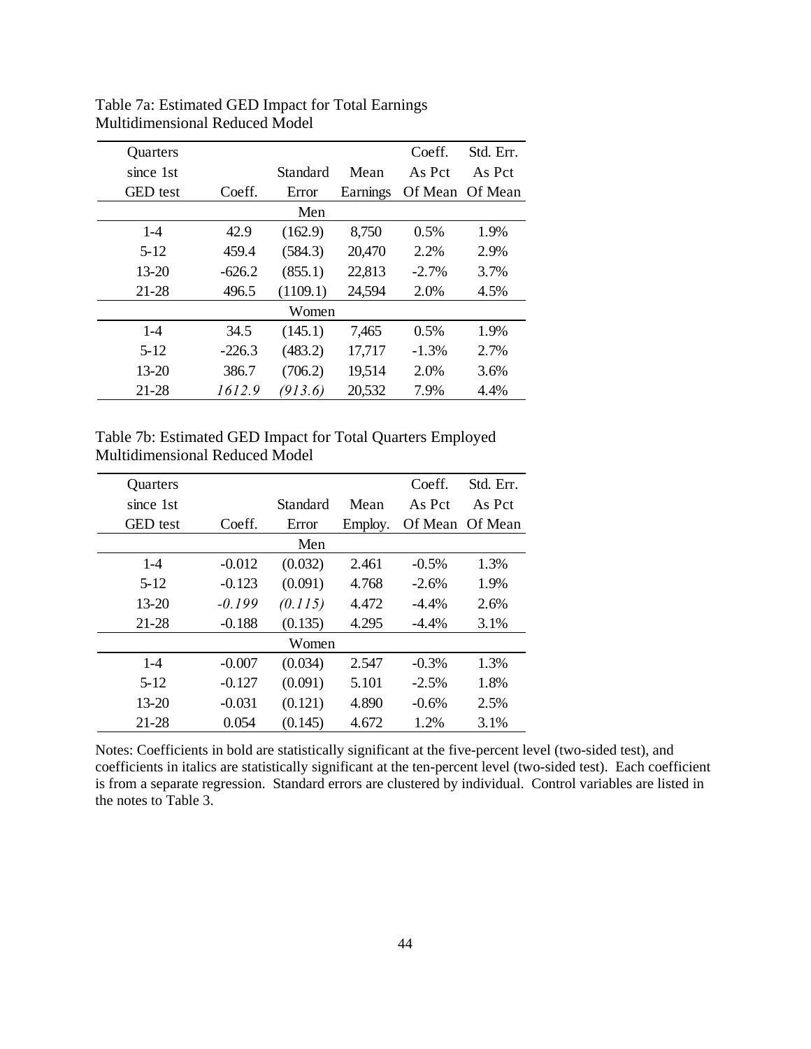Table 7a: Estimated GED Impact for Total Earnings
Multidimensional Reduced Model

| Quarters since 1st GED test | Coeff. | Standard Error | Mean Earnings | Coeff. As Pct Of Mean | Std. Err. As Pct Of Mean |
|---|---|---|---|---|---|
| | | Men | | | |
| 1-4 | 42.9 | (162.9) | 8,750 | 0.5% | 1.9% |
| 5-12 | 459.4 | (584.3) | 20,470 | 2.2% | 2.9% |
| 13-20 | -626.2 | (855.1) | 22,813 | -2.7% | 3.7% |
| 21-28 | 496.5 | (1109.1) | 24,594 | 2.0% | 4.5% |
| | | Women | | | |
| 1-4 | 34.5 | (145.1) | 7,465 | 0.5% | 1.9% |
| 5-12 | -226.3 | (483.2) | 17,717 | -1.3% | 2.7% |
| 13-20 | 386.7 | (706.2) | 19,514 | 2.0% | 3.6% |
| 21-28 | *1612.9* | *(913.6)* | 20,532 | 7.9% | 4.4% |

Table 7b: Estimated GED Impact for Total Quarters Employed
Multidimensional Reduced Model

| Quarters since 1st GED test | Coeff. | Standard Error | Mean Employ. | Coeff. As Pct Of Mean | Std. Err. As Pct Of Mean |
|---|---|---|---|---|---|
| | | Men | | | |
| 1-4 | -0.012 | (0.032) | 2.461 | -0.5% | 1.3% |
| 5-12 | -0.123 | (0.091) | 4.768 | -2.6% | 1.9% |
| 13-20 | *-0.199* | *(0.115)* | 4.472 | -4.4% | 2.6% |
| 21-28 | -0.188 | (0.135) | 4.295 | -4.4% | 3.1% |
| | | Women | | | |
| 1-4 | -0.007 | (0.034) | 2.547 | -0.3% | 1.3% |
| 5-12 | -0.127 | (0.091) | 5.101 | -2.5% | 1.8% |
| 13-20 | -0.031 | (0.121) | 4.890 | -0.6% | 2.5% |
| 21-28 | 0.054 | (0.145) | 4.672 | 1.2% | 3.1% |

Notes: Coefficients in bold are statistically significant at the five-percent level (two-sided test), and coefficients in italics are statistically significant at the ten-percent level (two-sided test). Each coefficient is from a separate regression. Standard errors are clustered by individual. Control variables are listed in the notes to Table 3.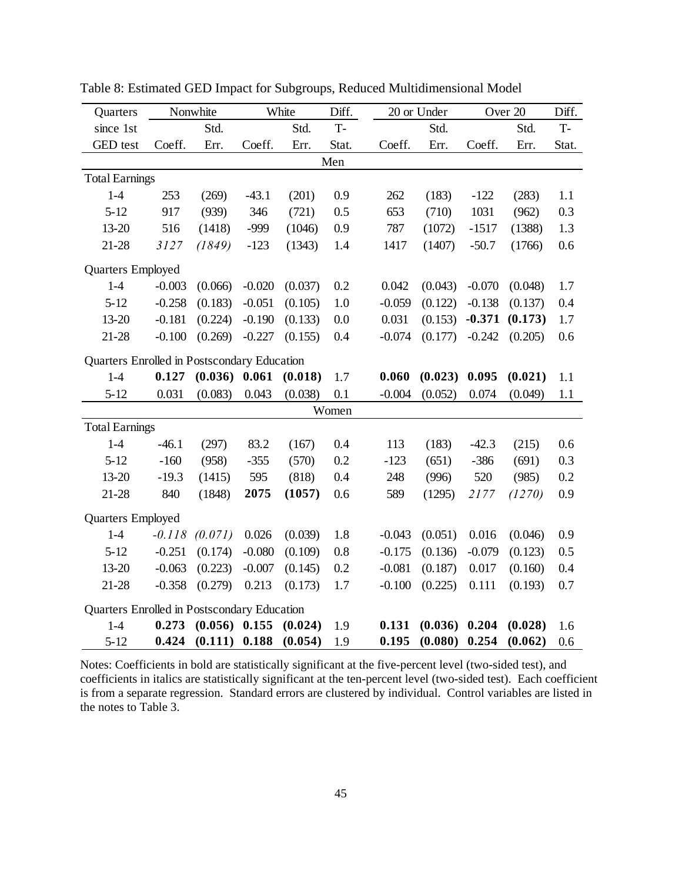Table 8: Estimated GED Impact for Subgroups, Reduced Multidimensional Model

| Quarters since 1st GED test | Nonwhite Coeff. | Nonwhite Std. Err. | White Coeff. | White Std. Err. | Diff. T-Stat. | 20 or Under Coeff. | 20 or Under Std. Err. | Over 20 Coeff. | Over 20 Std. Err. | Diff. T-Stat. |
|---|---|---|---|---|---|---|---|---|---|---|
| | | | | | **Men** | | | | | |
| Total Earnings | | | | | | | | | | |
| 1-4 | 253 | (269) | -43.1 | (201) | 0.9 | 262 | (183) | -122 | (283) | 1.1 |
| 5-12 | 917 | (939) | 346 | (721) | 0.5 | 653 | (710) | 1031 | (962) | 0.3 |
| 13-20 | 516 | (1418) | -999 | (1046) | 0.9 | 787 | (1072) | -1517 | (1388) | 1.3 |
| 21-28 | *3127* | *(1849)* | -123 | (1343) | 1.4 | 1417 | (1407) | -50.7 | (1766) | 0.6 |
| Quarters Employed | | | | | | | | | | |
| 1-4 | -0.003 | (0.066) | -0.020 | (0.037) | 0.2 | 0.042 | (0.043) | -0.070 | (0.048) | 1.7 |
| 5-12 | -0.258 | (0.183) | -0.051 | (0.105) | 1.0 | -0.059 | (0.122) | -0.138 | (0.137) | 0.4 |
| 13-20 | -0.181 | (0.224) | -0.190 | (0.133) | 0.0 | 0.031 | (0.153) | **-0.371** | **(0.173)** | 1.7 |
| 21-28 | -0.100 | (0.269) | -0.227 | (0.155) | 0.4 | -0.074 | (0.177) | -0.242 | (0.205) | 0.6 |
| Quarters Enrolled in Postscondary Education | | | | | | | | | | |
| 1-4 | **0.127** | **(0.036)** | **0.061** | **(0.018)** | 1.7 | **0.060** | **(0.023)** | **0.095** | **(0.021)** | 1.1 |
| 5-12 | 0.031 | (0.083) | 0.043 | (0.038) | 0.1 | -0.004 | (0.052) | 0.074 | (0.049) | 1.1 |
| | | | | | **Women** | | | | | |
| Total Earnings | | | | | | | | | | |
| 1-4 | -46.1 | (297) | 83.2 | (167) | 0.4 | 113 | (183) | -42.3 | (215) | 0.6 |
| 5-12 | -160 | (958) | -355 | (570) | 0.2 | -123 | (651) | -386 | (691) | 0.3 |
| 13-20 | -19.3 | (1415) | 595 | (818) | 0.4 | 248 | (996) | 520 | (985) | 0.2 |
| 21-28 | 840 | (1848) | **2075** | **(1057)** | 0.6 | 589 | (1295) | *2177* | *(1270)* | 0.9 |
| Quarters Employed | | | | | | | | | | |
| 1-4 | *-0.118* | *(0.071)* | 0.026 | (0.039) | 1.8 | -0.043 | (0.051) | 0.016 | (0.046) | 0.9 |
| 5-12 | -0.251 | (0.174) | -0.080 | (0.109) | 0.8 | -0.175 | (0.136) | -0.079 | (0.123) | 0.5 |
| 13-20 | -0.063 | (0.223) | -0.007 | (0.145) | 0.2 | -0.081 | (0.187) | 0.017 | (0.160) | 0.4 |
| 21-28 | -0.358 | (0.279) | 0.213 | (0.173) | 1.7 | -0.100 | (0.225) | 0.111 | (0.193) | 0.7 |
| Quarters Enrolled in Postscondary Education | | | | | | | | | | |
| 1-4 | **0.273** | **(0.056)** | **0.155** | **(0.024)** | 1.9 | **0.131** | **(0.036)** | **0.204** | **(0.028)** | 1.6 |
| 5-12 | **0.424** | **(0.111)** | **0.188** | **(0.054)** | 1.9 | **0.195** | **(0.080)** | **0.254** | **(0.062)** | 0.6 |

Notes: Coefficients in bold are statistically significant at the five-percent level (two-sided test), and coefficients in italics are statistically significant at the ten-percent level (two-sided test). Each coefficient is from a separate regression. Standard errors are clustered by individual. Control variables are listed in the notes to Table 3.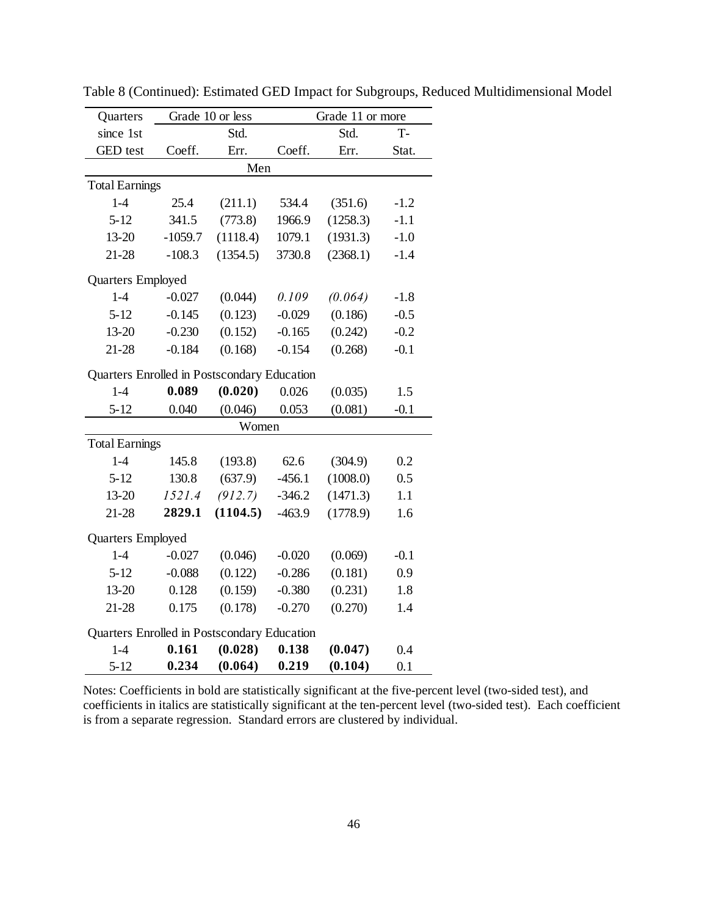Table 8 (Continued): Estimated GED Impact for Subgroups, Reduced Multidimensional Model

| Quarters since 1st GED test | Grade 10 or less Coeff. | Grade 10 or less Std. Err. | Grade 11 or more Coeff. | Grade 11 or more Std. Err. | T-Stat. |
|---|---|---|---|---|---|
| **Men** | | | | | |
| Total Earnings | | | | | |
| 1-4 | 25.4 | (211.1) | 534.4 | (351.6) | -1.2 |
| 5-12 | 341.5 | (773.8) | 1966.9 | (1258.3) | -1.1 |
| 13-20 | -1059.7 | (1118.4) | 1079.1 | (1931.3) | -1.0 |
| 21-28 | -108.3 | (1354.5) | 3730.8 | (2368.1) | -1.4 |
| Quarters Employed | | | | | |
| 1-4 | -0.027 | (0.044) | *0.109* | *(0.064)* | -1.8 |
| 5-12 | -0.145 | (0.123) | -0.029 | (0.186) | -0.5 |
| 13-20 | -0.230 | (0.152) | -0.165 | (0.242) | -0.2 |
| 21-28 | -0.184 | (0.168) | -0.154 | (0.268) | -0.1 |
| Quarters Enrolled in Postscondary Education | | | | | |
| 1-4 | **0.089** | **(0.020)** | 0.026 | (0.035) | 1.5 |
| 5-12 | 0.040 | (0.046) | 0.053 | (0.081) | -0.1 |
| **Women** | | | | | |
| Total Earnings | | | | | |
| 1-4 | 145.8 | (193.8) | 62.6 | (304.9) | 0.2 |
| 5-12 | 130.8 | (637.9) | -456.1 | (1008.0) | 0.5 |
| 13-20 | *1521.4* | *(912.7)* | -346.2 | (1471.3) | 1.1 |
| 21-28 | **2829.1** | **(1104.5)** | -463.9 | (1778.9) | 1.6 |
| Quarters Employed | | | | | |
| 1-4 | -0.027 | (0.046) | -0.020 | (0.069) | -0.1 |
| 5-12 | -0.088 | (0.122) | -0.286 | (0.181) | 0.9 |
| 13-20 | 0.128 | (0.159) | -0.380 | (0.231) | 1.8 |
| 21-28 | 0.175 | (0.178) | -0.270 | (0.270) | 1.4 |
| Quarters Enrolled in Postscondary Education | | | | | |
| 1-4 | **0.161** | **(0.028)** | **0.138** | **(0.047)** | 0.4 |
| 5-12 | **0.234** | **(0.064)** | **0.219** | **(0.104)** | 0.1 |

Notes: Coefficients in bold are statistically significant at the five-percent level (two-sided test), and coefficients in italics are statistically significant at the ten-percent level (two-sided test). Each coefficient is from a separate regression. Standard errors are clustered by individual.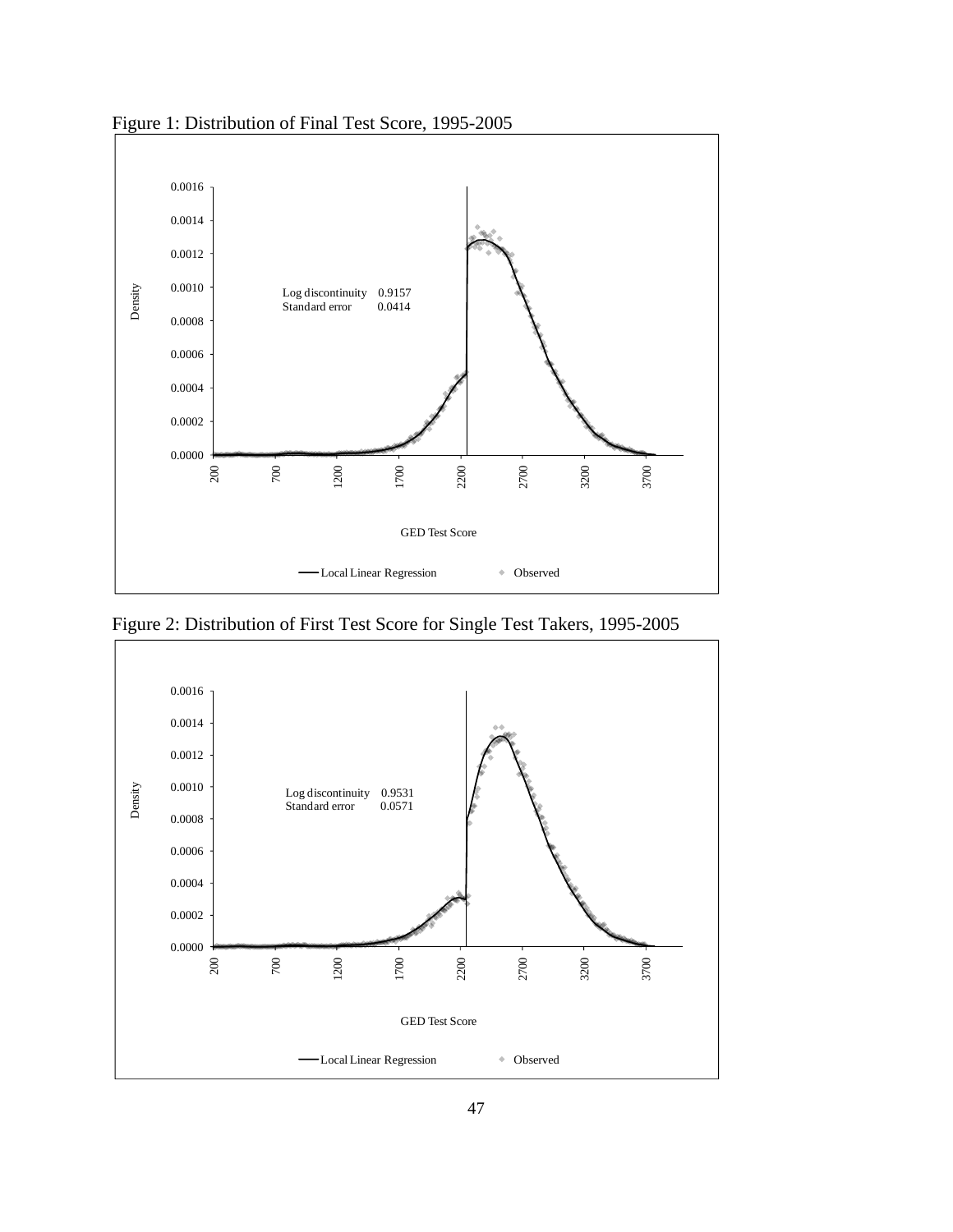Figure 1: Distribution of Final Test Score, 1995-2005

0.0016
0.0014
0.0012
0.0010
0.0008
0.0006
0.0004
0.0002
0.0000

Density

Log discontinuity 0.9157
Standard error 0.0414

200
700
1200
1700
2200
2700
3200
3700

GED Test Score

Local Linear Regression
Observed

Figure 2: Distribution of First Test Score for Single Test Takers, 1995-2005

0.0016
0.0014
0.0012
0.0010
0.0008
0.0006
0.0004
0.0002
0.0000

Density

Log discontinuity 0.9531
Standard error 0.0571

200
700
1200
1700
2200
2700
3200
3700

GED Test Score

Local Linear Regression
Observed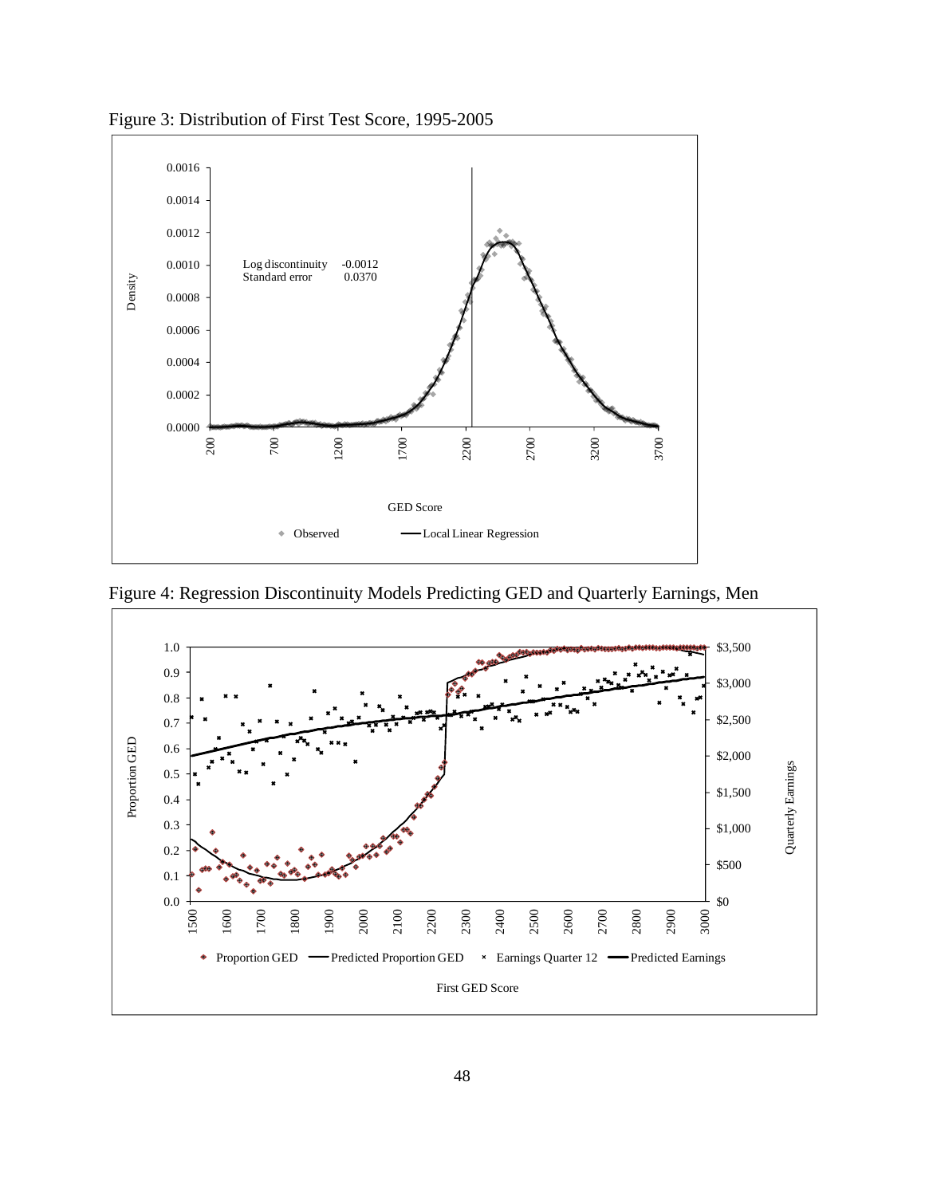Figure 3: Distribution of First Test Score, 1995-2005

Density

Log discontinuity -0.0012
Standard error 0.0370

0.0016
0.0014
0.0012
0.0010
0.0008
0.0006
0.0004
0.0002
0.0000

200
700
1200
1700
2200
2700
3200
3700

GED Score

Observed
Local Linear Regression

Figure 4: Regression Discontinuity Models Predicting GED and Quarterly Earnings, Men

Proportion GED

1.0
0.9
0.8
0.7
0.6
0.5
0.4
0.3
0.2
0.1
0.0

Quarterly Earnings

$3,500
$3,000
$2,500
$2,000
$1,500
$1,000
$500
$0

1500
1600
1700
1800
1900
2000
2100
2200
2300
2400
2500
2600
2700
2800
2900
3000

Proportion GED
Predicted Proportion GED
Earnings Quarter 12
Predicted Earnings

First GED Score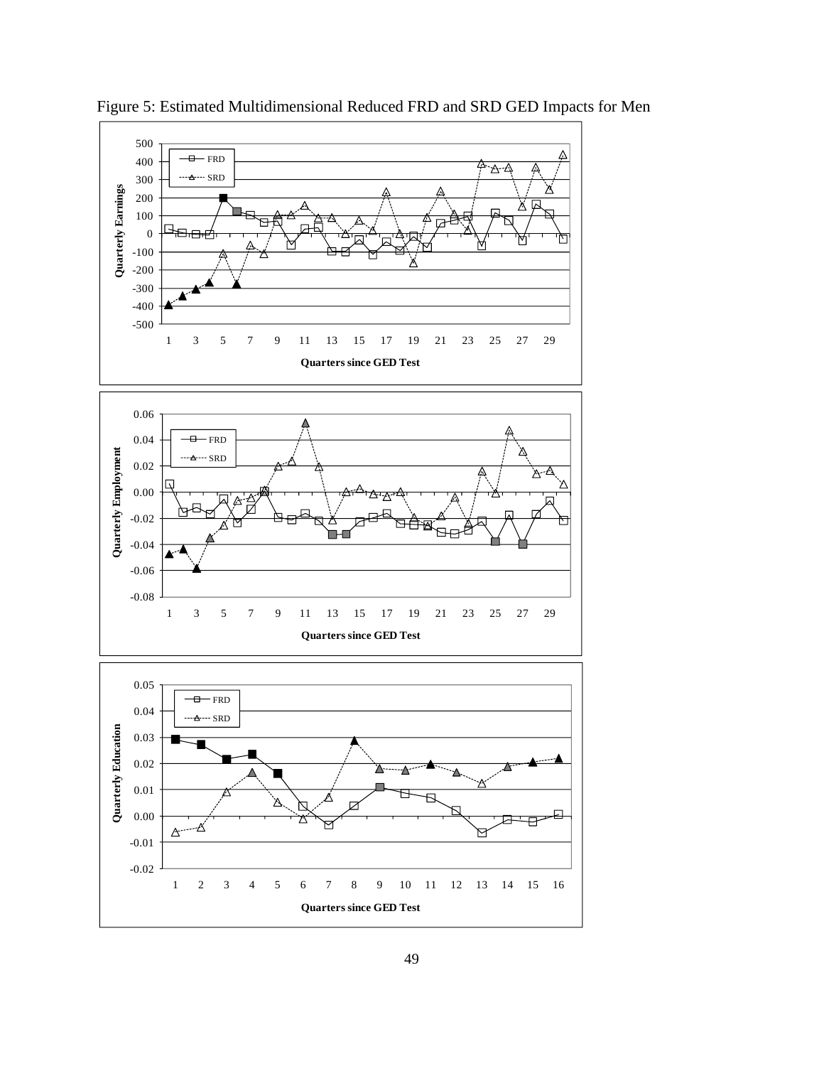Figure 5: Estimated Multidimensional Reduced FRD and SRD GED Impacts for Men

FRD
SRD

Quarterly Earnings

500
400
300
200
100
0
-100
-200
-300
-400
-500

1 3 5 7 9 11 13 15 17 19 21 23 25 27 29

Quarters since GED Test

FRD
SRD

Quarterly Employment

0.06
0.04
0.02
0.00
-0.02
-0.04
-0.06
-0.08

1 3 5 7 9 11 13 15 17 19 21 23 25 27 29

Quarters since GED Test

FRD
SRD

Quarterly Education

0.05
0.04
0.03
0.02
0.01
0.00
-0.01
-0.02

1 2 3 4 5 6 7 8 9 10 11 12 13 14 15 16

Quarters since GED Test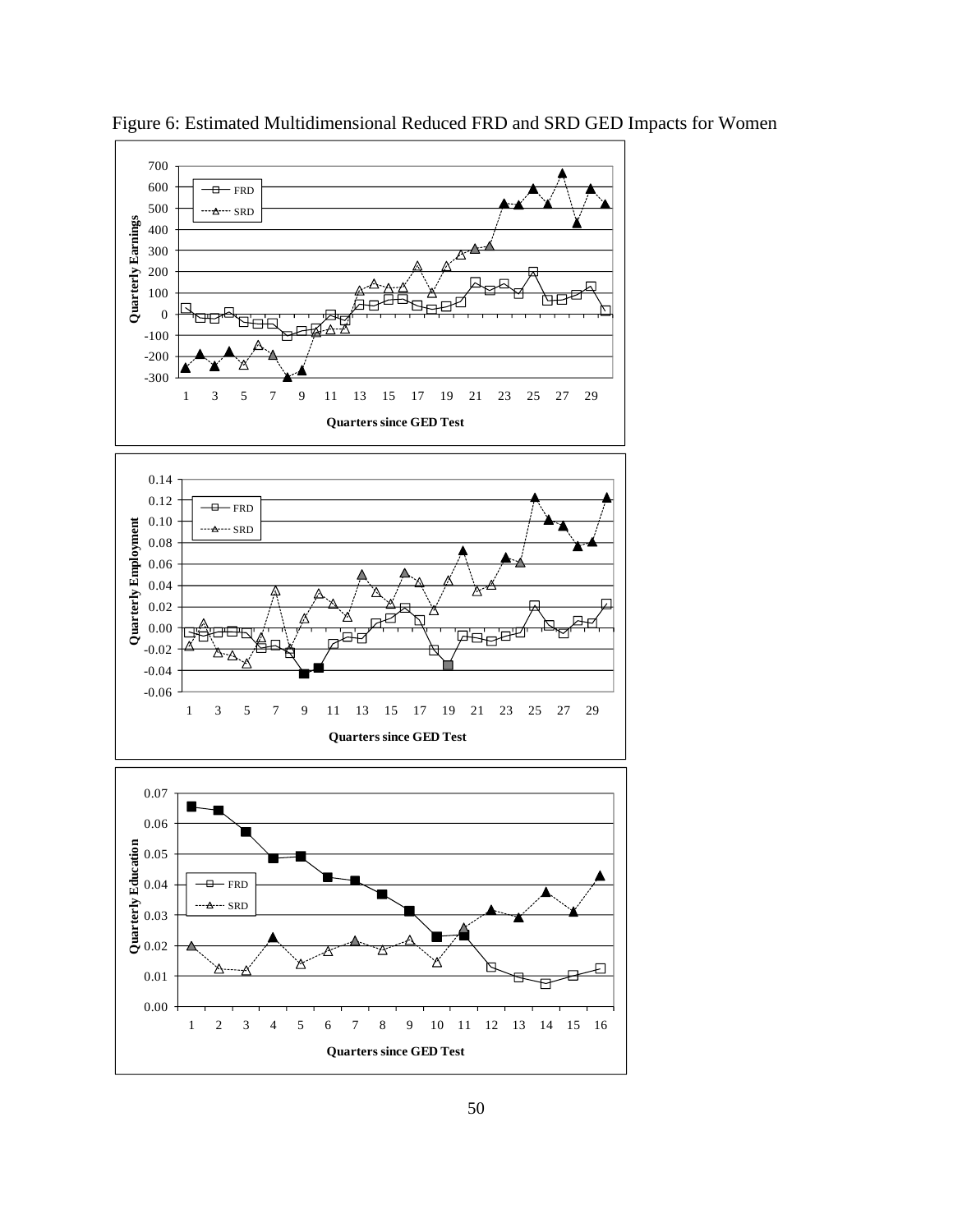Figure 6: Estimated Multidimensional Reduced FRD and SRD GED Impacts for Women

700
600
500
400
300
200
100
0
-100
-200
-300

FRD
SRD

Quarterly Earnings

1 3 5 7 9 11 13 15 17 19 21 23 25 27 29

Quarters since GED Test

0.14
0.12
0.10
0.08
0.06
0.04
0.02
0.00
-0.02
-0.04
-0.06

FRD
SRD

Quarterly Employment

1 3 5 7 9 11 13 15 17 19 21 23 25 27 29

Quarters since GED Test

0.07
0.06
0.05
0.04
0.03
0.02
0.01
0.00

FRD
SRD

Quarterly Education

1 2 3 4 5 6 7 8 9 10 11 12 13 14 15 16

Quarters since GED Test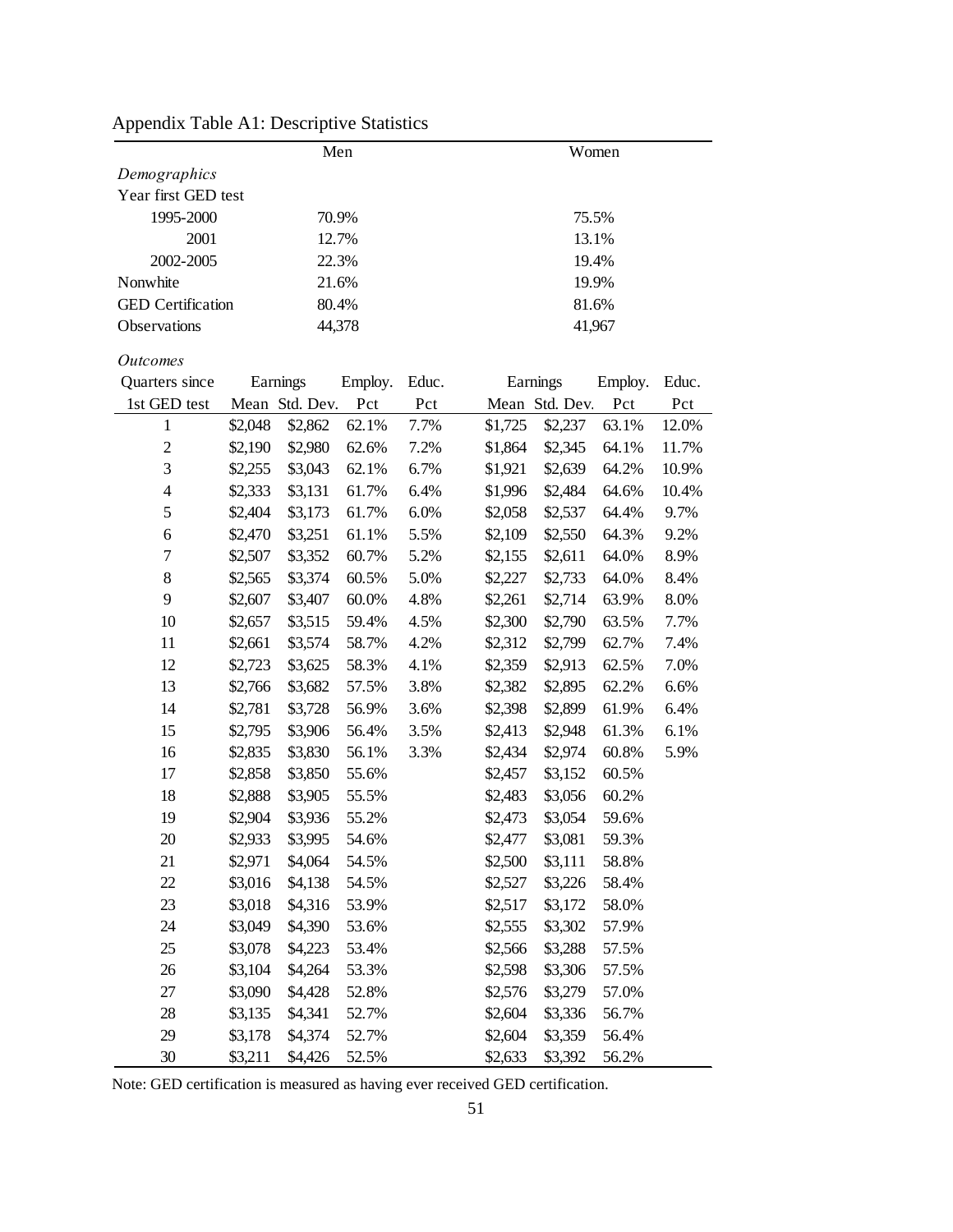Appendix Table A1: Descriptive Statistics

| | Men | | | | Women | | | |
|---|---|---|---|---|---|---|---|---|
| *Demographics* | | | | | | | | |
| Year first GED test | | | | | | | | |
| 1995-2000 | 70.9% | | | | 75.5% | | | |
| 2001 | 12.7% | | | | 13.1% | | | |
| 2002-2005 | 22.3% | | | | 19.4% | | | |
| Nonwhite | 21.6% | | | | 19.9% | | | |
| GED Certification | 80.4% | | | | 81.6% | | | |
| Observations | 44,378 | | | | 41,967 | | | |
| *Outcomes* | | | | | | | | |
| Quarters since | Earnings | | Employ. | Educ. | Earnings | | Employ. | Educ. |
| 1st GED test | Mean | Std. Dev. | Pct | Pct | Mean | Std. Dev. | Pct | Pct |
| 1 | $2,048 | $2,862 | 62.1% | 7.7% | $1,725 | $2,237 | 63.1% | 12.0% |
| 2 | $2,190 | $2,980 | 62.6% | 7.2% | $1,864 | $2,345 | 64.1% | 11.7% |
| 3 | $2,255 | $3,043 | 62.1% | 6.7% | $1,921 | $2,639 | 64.2% | 10.9% |
| 4 | $2,333 | $3,131 | 61.7% | 6.4% | $1,996 | $2,484 | 64.6% | 10.4% |
| 5 | $2,404 | $3,173 | 61.7% | 6.0% | $2,058 | $2,537 | 64.4% | 9.7% |
| 6 | $2,470 | $3,251 | 61.1% | 5.5% | $2,109 | $2,550 | 64.3% | 9.2% |
| 7 | $2,507 | $3,352 | 60.7% | 5.2% | $2,155 | $2,611 | 64.0% | 8.9% |
| 8 | $2,565 | $3,374 | 60.5% | 5.0% | $2,227 | $2,733 | 64.0% | 8.4% |
| 9 | $2,607 | $3,407 | 60.0% | 4.8% | $2,261 | $2,714 | 63.9% | 8.0% |
| 10 | $2,657 | $3,515 | 59.4% | 4.5% | $2,300 | $2,790 | 63.5% | 7.7% |
| 11 | $2,661 | $3,574 | 58.7% | 4.2% | $2,312 | $2,799 | 62.7% | 7.4% |
| 12 | $2,723 | $3,625 | 58.3% | 4.1% | $2,359 | $2,913 | 62.5% | 7.0% |
| 13 | $2,766 | $3,682 | 57.5% | 3.8% | $2,382 | $2,895 | 62.2% | 6.6% |
| 14 | $2,781 | $3,728 | 56.9% | 3.6% | $2,398 | $2,899 | 61.9% | 6.4% |
| 15 | $2,795 | $3,906 | 56.4% | 3.5% | $2,413 | $2,948 | 61.3% | 6.1% |
| 16 | $2,835 | $3,830 | 56.1% | 3.3% | $2,434 | $2,974 | 60.8% | 5.9% |
| 17 | $2,858 | $3,850 | 55.6% | | $2,457 | $3,152 | 60.5% | |
| 18 | $2,888 | $3,905 | 55.5% | | $2,483 | $3,056 | 60.2% | |
| 19 | $2,904 | $3,936 | 55.2% | | $2,473 | $3,054 | 59.6% | |
| 20 | $2,933 | $3,995 | 54.6% | | $2,477 | $3,081 | 59.3% | |
| 21 | $2,971 | $4,064 | 54.5% | | $2,500 | $3,111 | 58.8% | |
| 22 | $3,016 | $4,138 | 54.5% | | $2,527 | $3,226 | 58.4% | |
| 23 | $3,018 | $4,316 | 53.9% | | $2,517 | $3,172 | 58.0% | |
| 24 | $3,049 | $4,390 | 53.6% | | $2,555 | $3,302 | 57.9% | |
| 25 | $3,078 | $4,223 | 53.4% | | $2,566 | $3,288 | 57.5% | |
| 26 | $3,104 | $4,264 | 53.3% | | $2,598 | $3,306 | 57.5% | |
| 27 | $3,090 | $4,428 | 52.8% | | $2,576 | $3,279 | 57.0% | |
| 28 | $3,135 | $4,341 | 52.7% | | $2,604 | $3,336 | 56.7% | |
| 29 | $3,178 | $4,374 | 52.7% | | $2,604 | $3,359 | 56.4% | |
| 30 | $3,211 | $4,426 | 52.5% | | $2,633 | $3,392 | 56.2% | |

Note: GED certification is measured as having ever received GED certification.